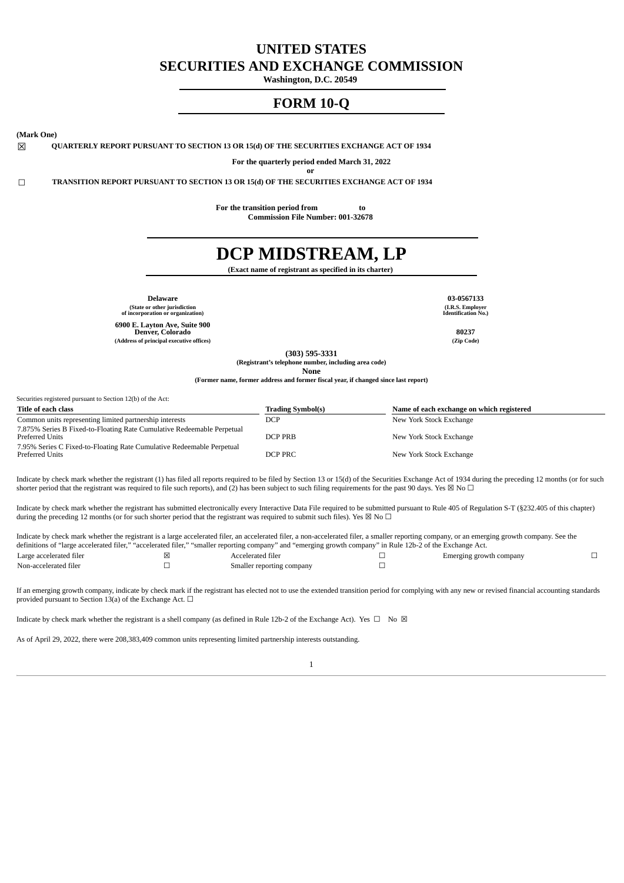# UNITED STATES
# SECURITIES AND EXCHANGE COMMISSION

**Washington, D.C. 20549**

## FORM 10-Q

**(Mark One)**

☒ **QUARTERLY REPORT PURSUANT TO SECTION 13 OR 15(d) OF THE SECURITIES EXCHANGE ACT OF 1934**

**For the quarterly period ended March 31, 2022**

**or**

☐ **TRANSITION REPORT PURSUANT TO SECTION 13 OR 15(d) OF THE SECURITIES EXCHANGE ACT OF 1934**

**For the transition period from to**

**Commission File Number: 001-32678**

# DCP MIDSTREAM, LP

**(Exact name of registrant as specified in its charter)**

| | |
|---|---|
| **Delaware** | **03-0567133** |
| **(State or other jurisdiction of incorporation or organization)** | **(I.R.S. Employer Identification No.)** |
| **6900 E. Layton Ave, Suite 900 Denver, Colorado** | **80237** |
| **(Address of principal executive offices)** | **(Zip Code)** |

**(303) 595-3331**

**(Registrant's telephone number, including area code)**

**None**

**(Former name, former address and former fiscal year, if changed since last report)**

Securities registered pursuant to Section 12(b) of the Act:

| Title of each class | Trading Symbol(s) | Name of each exchange on which registered |
|---|---|---|
| Common units representing limited partnership interests | DCP | New York Stock Exchange |
| 7.875% Series B Fixed-to-Floating Rate Cumulative Redeemable Perpetual Preferred Units | DCP PRB | New York Stock Exchange |
| 7.95% Series C Fixed-to-Floating Rate Cumulative Redeemable Perpetual Preferred Units | DCP PRC | New York Stock Exchange |

Indicate by check mark whether the registrant (1) has filed all reports required to be filed by Section 13 or 15(d) of the Securities Exchange Act of 1934 during the preceding 12 months (or for such shorter period that the registrant was required to file such reports), and (2) has been subject to such filing requirements for the past 90 days. Yes ☒ No ☐

Indicate by check mark whether the registrant has submitted electronically every Interactive Data File required to be submitted pursuant to Rule 405 of Regulation S-T (§232.405 of this chapter) during the preceding 12 months (or for such shorter period that the registrant was required to submit such files). Yes ☒ No ☐

Indicate by check mark whether the registrant is a large accelerated filer, an accelerated filer, a non-accelerated filer, a smaller reporting company, or an emerging growth company. See the definitions of "large accelerated filer," "accelerated filer," "smaller reporting company" and "emerging growth company" in Rule 12b-2 of the Exchange Act.

| | | | | | |
|---|---|---|---|---|---|
| Large accelerated filer | ☒ | Accelerated filer | ☐ | Emerging growth company | ☐ |
| Non-accelerated filer | ☐ | Smaller reporting company | ☐ | | |

If an emerging growth company, indicate by check mark if the registrant has elected not to use the extended transition period for complying with any new or revised financial accounting standards provided pursuant to Section 13(a) of the Exchange Act. ☐

Indicate by check mark whether the registrant is a shell company (as defined in Rule 12b-2 of the Exchange Act). Yes ☐ No ☒

As of April 29, 2022, there were 208,383,409 common units representing limited partnership interests outstanding.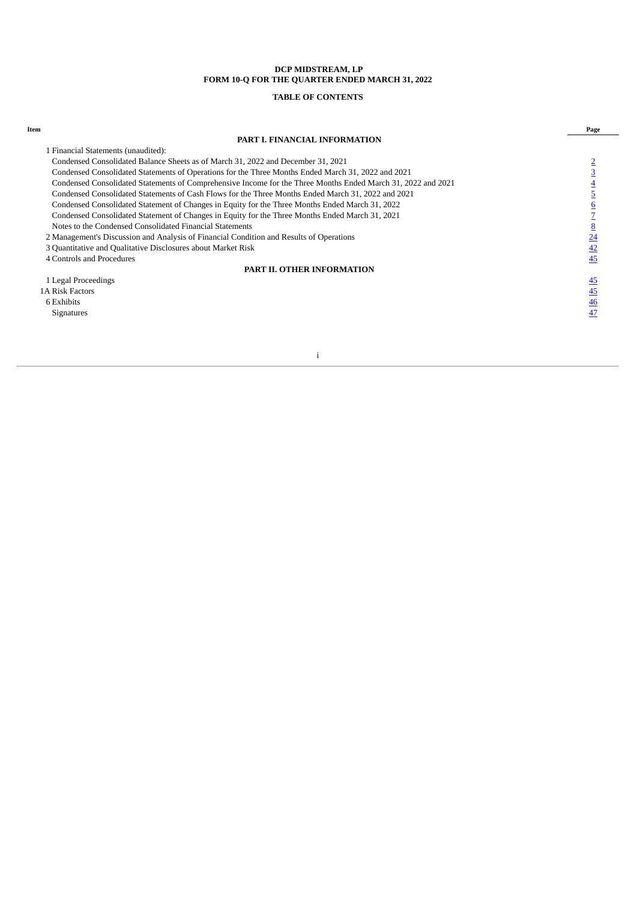**DCP MIDSTREAM, LP**
**FORM 10-Q FOR THE QUARTER ENDED MARCH 31, 2022**

**TABLE OF CONTENTS**

| Item | | Page |
|---|---|---|
| | **PART I. FINANCIAL INFORMATION** | |
| 1 | Financial Statements (unaudited): | |
| | Condensed Consolidated Balance Sheets as of March 31, 2022 and December 31, 2021 | 2 |
| | Condensed Consolidated Statements of Operations for the Three Months Ended March 31, 2022 and 2021 | 3 |
| | Condensed Consolidated Statements of Comprehensive Income for the Three Months Ended March 31, 2022 and 2021 | 4 |
| | Condensed Consolidated Statements of Cash Flows for the Three Months Ended March 31, 2022 and 2021 | 5 |
| | Condensed Consolidated Statement of Changes in Equity for the Three Months Ended March 31, 2022 | 6 |
| | Condensed Consolidated Statement of Changes in Equity for the Three Months Ended March 31, 2021 | 7 |
| | Notes to the Condensed Consolidated Financial Statements | 8 |
| 2 | Management's Discussion and Analysis of Financial Condition and Results of Operations | 24 |
| 3 | Quantitative and Qualitative Disclosures about Market Risk | 42 |
| 4 | Controls and Procedures | 45 |
| | **PART II. OTHER INFORMATION** | |
| 1 | Legal Proceedings | 45 |
| 1A | Risk Factors | 45 |
| 6 | Exhibits | 46 |
| | Signatures | 47 |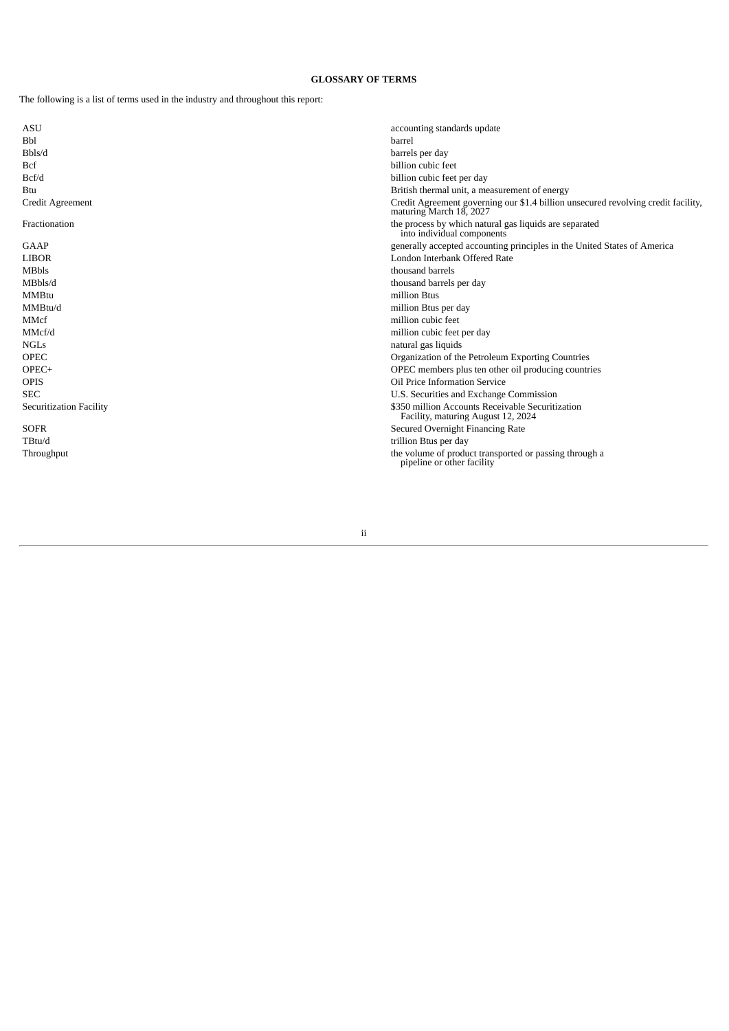# GLOSSARY OF TERMS

The following is a list of terms used in the industry and throughout this report:

| | |
|---|---|
| ASU | accounting standards update |
| Bbl | barrel |
| Bbls/d | barrels per day |
| Bcf | billion cubic feet |
| Bcf/d | billion cubic feet per day |
| Btu | British thermal unit, a measurement of energy |
| Credit Agreement | Credit Agreement governing our $1.4 billion unsecured revolving credit facility, maturing March 18, 2027 |
| Fractionation | the process by which natural gas liquids are separated into individual components |
| GAAP | generally accepted accounting principles in the United States of America |
| LIBOR | London Interbank Offered Rate |
| MBbls | thousand barrels |
| MBbls/d | thousand barrels per day |
| MMBtu | million Btus |
| MMBtu/d | million Btus per day |
| MMcf | million cubic feet |
| MMcf/d | million cubic feet per day |
| NGLs | natural gas liquids |
| OPEC | Organization of the Petroleum Exporting Countries |
| OPEC+ | OPEC members plus ten other oil producing countries |
| OPIS | Oil Price Information Service |
| SEC | U.S. Securities and Exchange Commission |
| Securitization Facility | $350 million Accounts Receivable Securitization Facility, maturing August 12, 2024 |
| SOFR | Secured Overnight Financing Rate |
| TBtu/d | trillion Btus per day |
| Throughput | the volume of product transported or passing through a pipeline or other facility |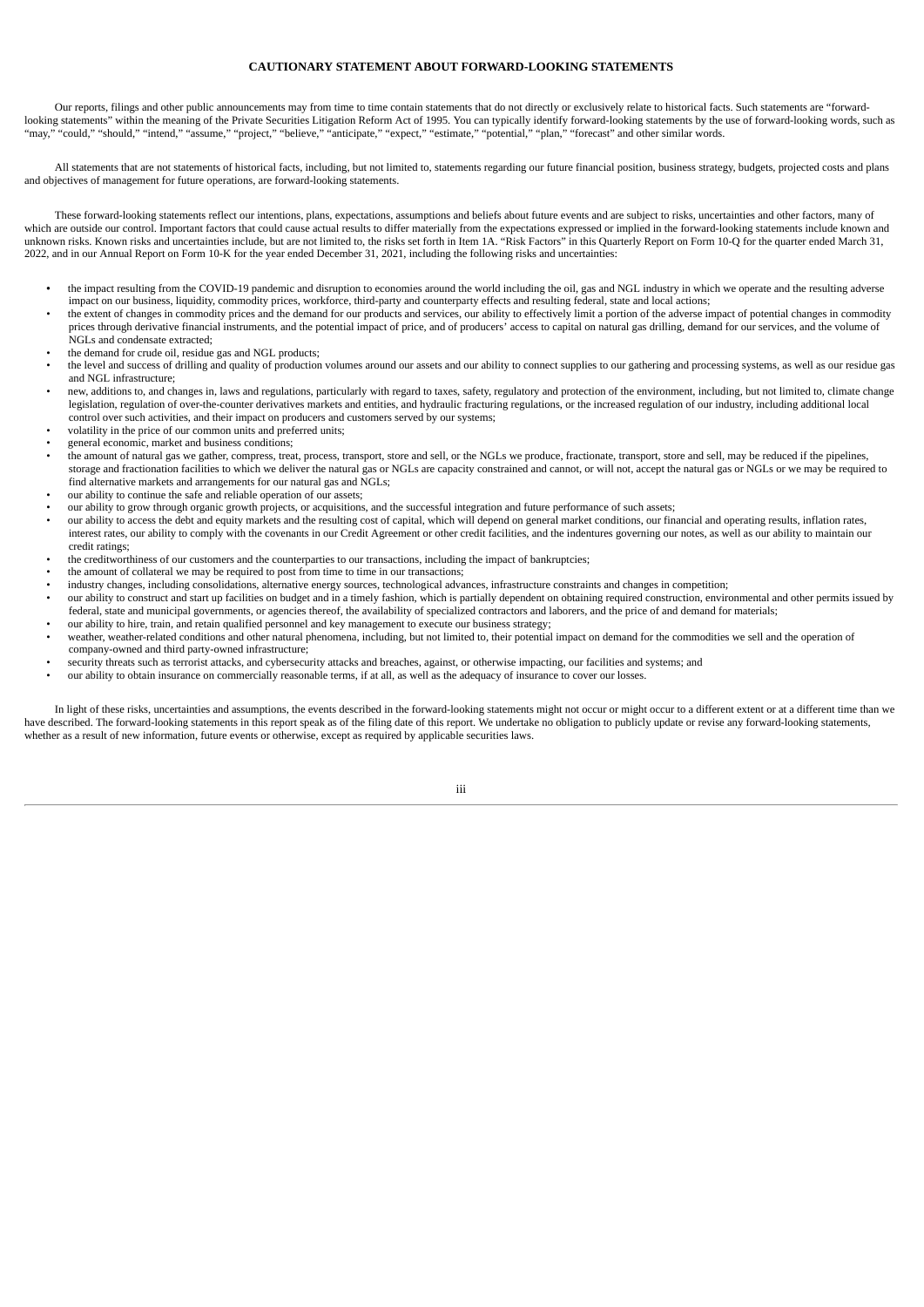## CAUTIONARY STATEMENT ABOUT FORWARD-LOOKING STATEMENTS

Our reports, filings and other public announcements may from time to time contain statements that do not directly or exclusively relate to historical facts. Such statements are "forward-looking statements" within the meaning of the Private Securities Litigation Reform Act of 1995. You can typically identify forward-looking statements by the use of forward-looking words, such as "may," "could," "should," "intend," "assume," "project," "believe," "anticipate," "expect," "estimate," "potential," "plan," "forecast" and other similar words.

All statements that are not statements of historical facts, including, but not limited to, statements regarding our future financial position, business strategy, budgets, projected costs and plans and objectives of management for future operations, are forward-looking statements.

These forward-looking statements reflect our intentions, plans, expectations, assumptions and beliefs about future events and are subject to risks, uncertainties and other factors, many of which are outside our control. Important factors that could cause actual results to differ materially from the expectations expressed or implied in the forward-looking statements include known and unknown risks. Known risks and uncertainties include, but are not limited to, the risks set forth in Item 1A. "Risk Factors" in this Quarterly Report on Form 10-Q for the quarter ended March 31, 2022, and in our Annual Report on Form 10-K for the year ended December 31, 2021, including the following risks and uncertainties:

- the impact resulting from the COVID-19 pandemic and disruption to economies around the world including the oil, gas and NGL industry in which we operate and the resulting adverse impact on our business, liquidity, commodity prices, workforce, third-party and counterparty effects and resulting federal, state and local actions;
- the extent of changes in commodity prices and the demand for our products and services, our ability to effectively limit a portion of the adverse impact of potential changes in commodity prices through derivative financial instruments, and the potential impact of price, and of producers' access to capital on natural gas drilling, demand for our services, and the volume of NGLs and condensate extracted;
- the demand for crude oil, residue gas and NGL products;
- the level and success of drilling and quality of production volumes around our assets and our ability to connect supplies to our gathering and processing systems, as well as our residue gas and NGL infrastructure;
- new, additions to, and changes in, laws and regulations, particularly with regard to taxes, safety, regulatory and protection of the environment, including, but not limited to, climate change legislation, regulation of over-the-counter derivatives markets and entities, and hydraulic fracturing regulations, or the increased regulation of our industry, including additional local control over such activities, and their impact on producers and customers served by our systems;
- volatility in the price of our common units and preferred units;
- general economic, market and business conditions;
- the amount of natural gas we gather, compress, treat, process, transport, store and sell, or the NGLs we produce, fractionate, transport, store and sell, may be reduced if the pipelines, storage and fractionation facilities to which we deliver the natural gas or NGLs are capacity constrained and cannot, or will not, accept the natural gas or NGLs or we may be required to find alternative markets and arrangements for our natural gas and NGLs;
- our ability to continue the safe and reliable operation of our assets;
- our ability to grow through organic growth projects, or acquisitions, and the successful integration and future performance of such assets;
- our ability to access the debt and equity markets and the resulting cost of capital, which will depend on general market conditions, our financial and operating results, inflation rates, interest rates, our ability to comply with the covenants in our Credit Agreement or other credit facilities, and the indentures governing our notes, as well as our ability to maintain our credit ratings;
- the creditworthiness of our customers and the counterparties to our transactions, including the impact of bankruptcies;
- the amount of collateral we may be required to post from time to time in our transactions;
- industry changes, including consolidations, alternative energy sources, technological advances, infrastructure constraints and changes in competition;
- our ability to construct and start up facilities on budget and in a timely fashion, which is partially dependent on obtaining required construction, environmental and other permits issued by federal, state and municipal governments, or agencies thereof, the availability of specialized contractors and laborers, and the price of and demand for materials;
- our ability to hire, train, and retain qualified personnel and key management to execute our business strategy;
- weather, weather-related conditions and other natural phenomena, including, but not limited to, their potential impact on demand for the commodities we sell and the operation of company-owned and third party-owned infrastructure;
- security threats such as terrorist attacks, and cybersecurity attacks and breaches, against, or otherwise impacting, our facilities and systems; and
- our ability to obtain insurance on commercially reasonable terms, if at all, as well as the adequacy of insurance to cover our losses.

In light of these risks, uncertainties and assumptions, the events described in the forward-looking statements might not occur or might occur to a different extent or at a different time than we have described. The forward-looking statements in this report speak as of the filing date of this report. We undertake no obligation to publicly update or revise any forward-looking statements, whether as a result of new information, future events or otherwise, except as required by applicable securities laws.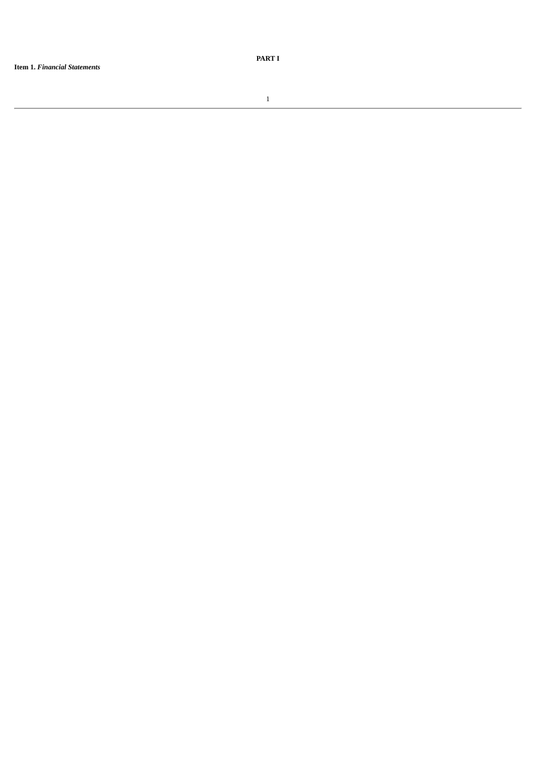# PART I

**Item 1.** ***Financial Statements***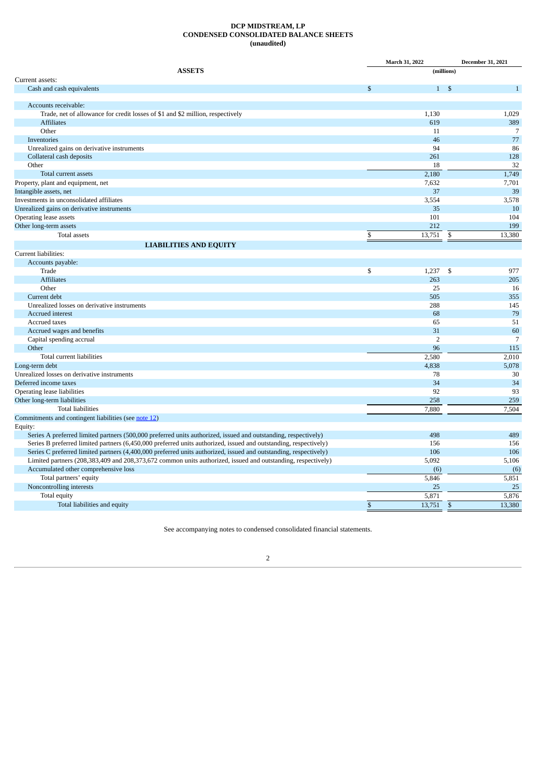# DCP MIDSTREAM, LP
## CONDENSED CONSOLIDATED BALANCE SHEETS
### (unaudited)

| | March 31, 2022 | December 31, 2021 |
|---|---|---|
| **ASSETS** | (millions) | |
| Current assets: | | |
| Cash and cash equivalents | $ 1 | $ 1 |
| Accounts receivable: | | |
| Trade, net of allowance for credit losses of $1 and $2 million, respectively | 1,130 | 1,029 |
| Affiliates | 619 | 389 |
| Other | 11 | 7 |
| Inventories | 46 | 77 |
| Unrealized gains on derivative instruments | 94 | 86 |
| Collateral cash deposits | 261 | 128 |
| Other | 18 | 32 |
| Total current assets | 2,180 | 1,749 |
| Property, plant and equipment, net | 7,632 | 7,701 |
| Intangible assets, net | 37 | 39 |
| Investments in unconsolidated affiliates | 3,554 | 3,578 |
| Unrealized gains on derivative instruments | 35 | 10 |
| Operating lease assets | 101 | 104 |
| Other long-term assets | 212 | 199 |
| Total assets | $ 13,751 | $ 13,380 |
| **LIABILITIES AND EQUITY** | | |
| Current liabilities: | | |
| Accounts payable: | | |
| Trade | $ 1,237 | $ 977 |
| Affiliates | 263 | 205 |
| Other | 25 | 16 |
| Current debt | 505 | 355 |
| Unrealized losses on derivative instruments | 288 | 145 |
| Accrued interest | 68 | 79 |
| Accrued taxes | 65 | 51 |
| Accrued wages and benefits | 31 | 60 |
| Capital spending accrual | 2 | 7 |
| Other | 96 | 115 |
| Total current liabilities | 2,580 | 2,010 |
| Long-term debt | 4,838 | 5,078 |
| Unrealized losses on derivative instruments | 78 | 30 |
| Deferred income taxes | 34 | 34 |
| Operating lease liabilities | 92 | 93 |
| Other long-term liabilities | 258 | 259 |
| Total liabilities | 7,880 | 7,504 |
| Commitments and contingent liabilities (see note 12) | | |
| Equity: | | |
| Series A preferred limited partners (500,000 preferred units authorized, issued and outstanding, respectively) | 498 | 489 |
| Series B preferred limited partners (6,450,000 preferred units authorized, issued and outstanding, respectively) | 156 | 156 |
| Series C preferred limited partners (4,400,000 preferred units authorized, issued and outstanding, respectively) | 106 | 106 |
| Limited partners (208,383,409 and 208,373,672 common units authorized, issued and outstanding, respectively) | 5,092 | 5,106 |
| Accumulated other comprehensive loss | (6) | (6) |
| Total partners' equity | 5,846 | 5,851 |
| Noncontrolling interests | 25 | 25 |
| Total equity | 5,871 | 5,876 |
| Total liabilities and equity | $ 13,751 | $ 13,380 |

See accompanying notes to condensed consolidated financial statements.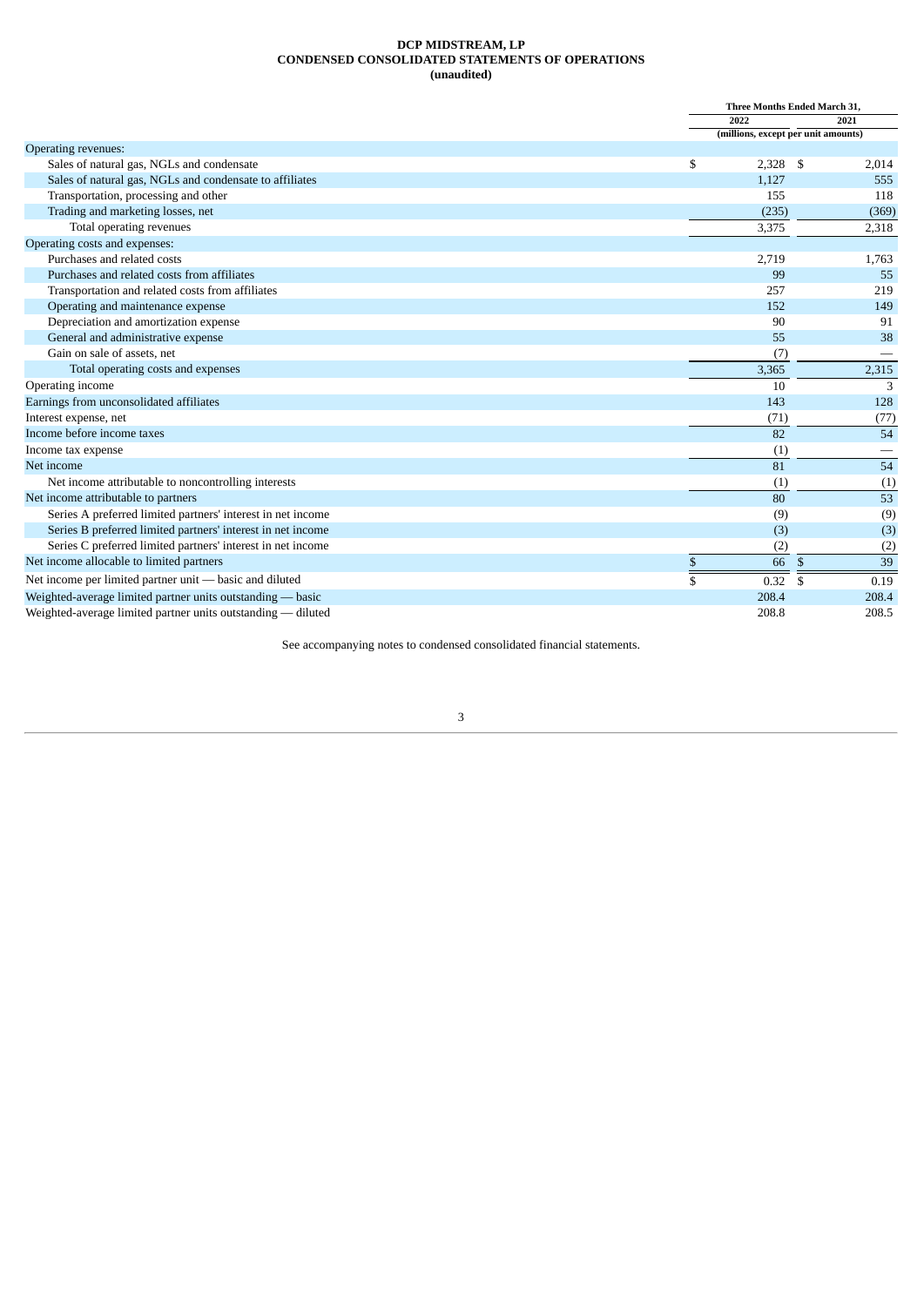**DCP MIDSTREAM, LP**
**CONDENSED CONSOLIDATED STATEMENTS OF OPERATIONS**
**(unaudited)**

| | Three Months Ended March 31, | |
|---|---|---|
| | 2022 | 2021 |
| | (millions, except per unit amounts) | |
| Operating revenues: | | |
| Sales of natural gas, NGLs and condensate | $ 2,328 | $ 2,014 |
| Sales of natural gas, NGLs and condensate to affiliates | 1,127 | 555 |
| Transportation, processing and other | 155 | 118 |
| Trading and marketing losses, net | (235) | (369) |
| Total operating revenues | 3,375 | 2,318 |
| Operating costs and expenses: | | |
| Purchases and related costs | 2,719 | 1,763 |
| Purchases and related costs from affiliates | 99 | 55 |
| Transportation and related costs from affiliates | 257 | 219 |
| Operating and maintenance expense | 152 | 149 |
| Depreciation and amortization expense | 90 | 91 |
| General and administrative expense | 55 | 38 |
| Gain on sale of assets, net | (7) | — |
| Total operating costs and expenses | 3,365 | 2,315 |
| Operating income | 10 | 3 |
| Earnings from unconsolidated affiliates | 143 | 128 |
| Interest expense, net | (71) | (77) |
| Income before income taxes | 82 | 54 |
| Income tax expense | (1) | — |
| Net income | 81 | 54 |
| Net income attributable to noncontrolling interests | (1) | (1) |
| Net income attributable to partners | 80 | 53 |
| Series A preferred limited partners' interest in net income | (9) | (9) |
| Series B preferred limited partners' interest in net income | (3) | (3) |
| Series C preferred limited partners' interest in net income | (2) | (2) |
| Net income allocable to limited partners | $ 66 | $ 39 |
| Net income per limited partner unit — basic and diluted | $ 0.32 | $ 0.19 |
| Weighted-average limited partner units outstanding — basic | 208.4 | 208.4 |
| Weighted-average limited partner units outstanding — diluted | 208.8 | 208.5 |

See accompanying notes to condensed consolidated financial statements.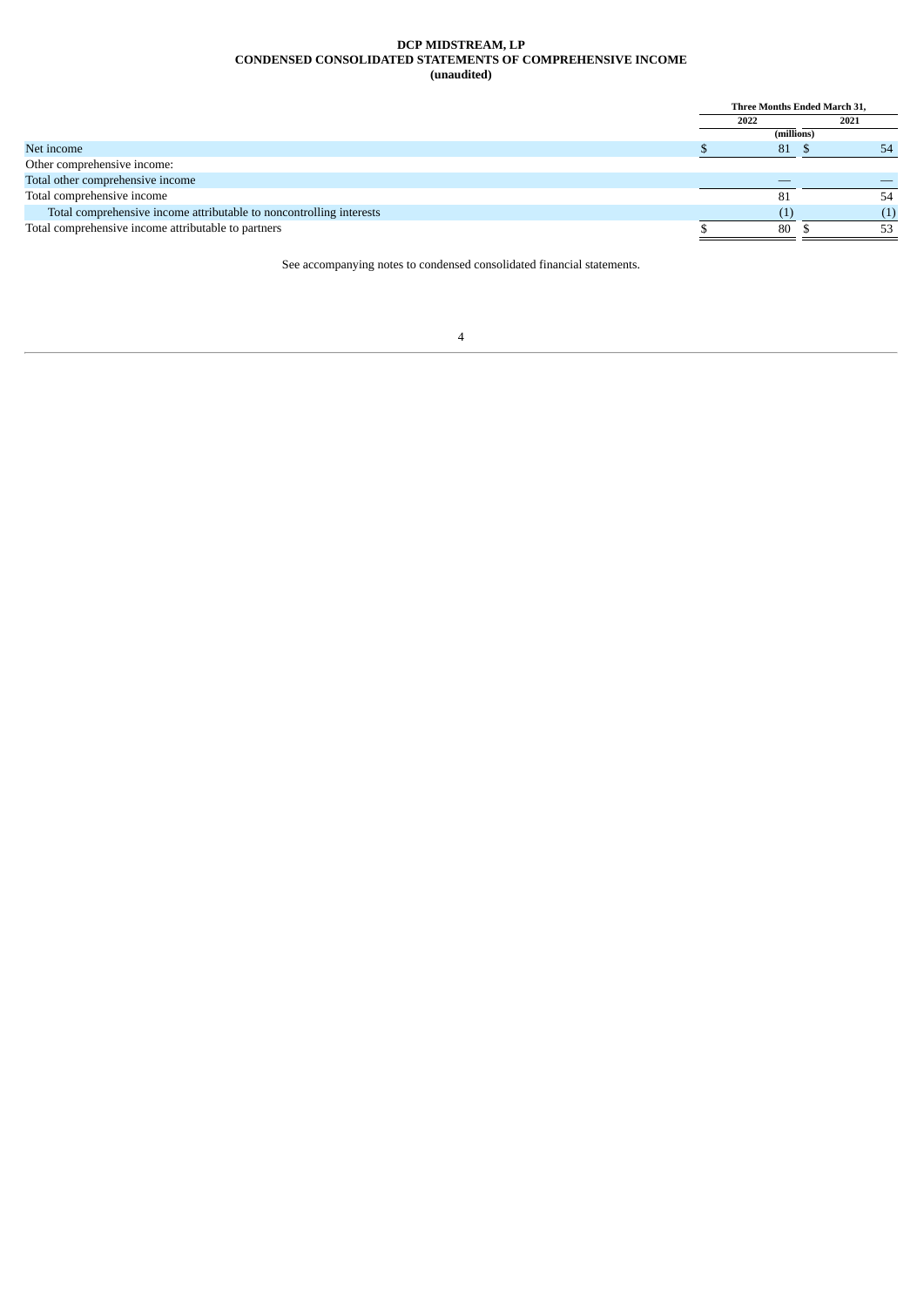**DCP MIDSTREAM, LP**
**CONDENSED CONSOLIDATED STATEMENTS OF COMPREHENSIVE INCOME**
**(unaudited)**

| | Three Months Ended March 31, | |
|---|---|---|
| | 2022 | 2021 |
| | (millions) | |
| Net income | $ 81 | $ 54 |
| Other comprehensive income: | | |
| Total other comprehensive income | — | — |
| Total comprehensive income | 81 | 54 |
| Total comprehensive income attributable to noncontrolling interests | (1) | (1) |
| Total comprehensive income attributable to partners | $ 80 | $ 53 |

See accompanying notes to condensed consolidated financial statements.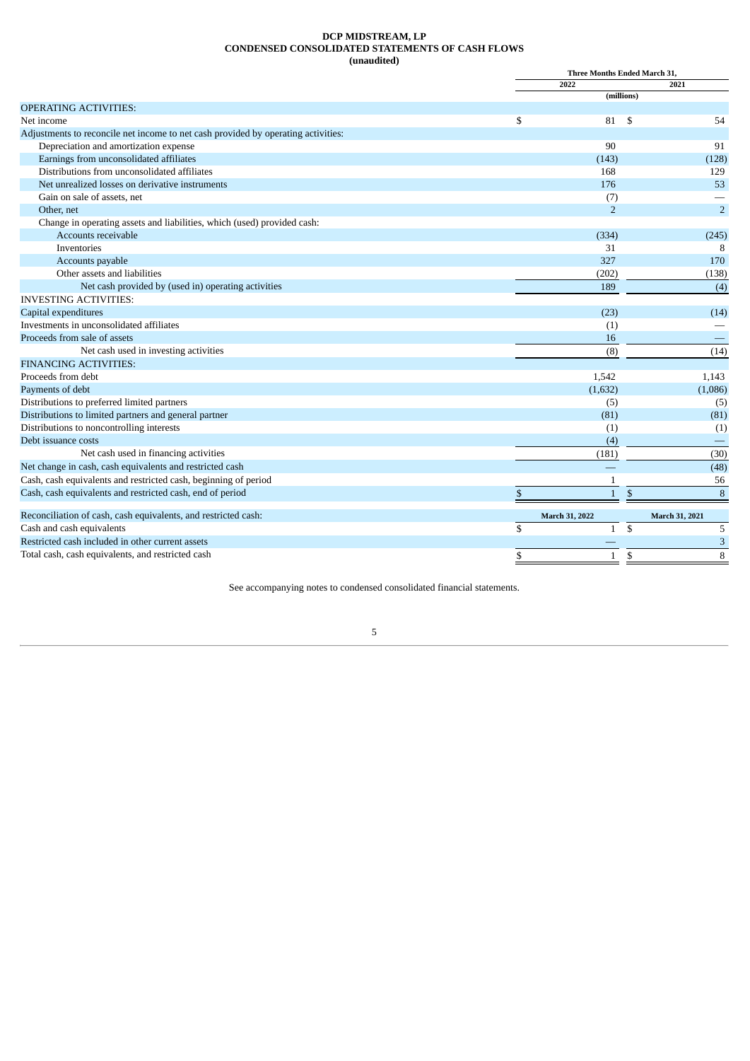# DCP MIDSTREAM, LP
## CONDENSED CONSOLIDATED STATEMENTS OF CASH FLOWS
### (unaudited)

| | Three Months Ended March 31, | |
|---|---|---|
| | 2022 | 2021 |
| | (millions) | |
| OPERATING ACTIVITIES: | | |
| Net income | $ 81 | $ 54 |
| Adjustments to reconcile net income to net cash provided by operating activities: | | |
| Depreciation and amortization expense | 90 | 91 |
| Earnings from unconsolidated affiliates | (143) | (128) |
| Distributions from unconsolidated affiliates | 168 | 129 |
| Net unrealized losses on derivative instruments | 176 | 53 |
| Gain on sale of assets, net | (7) | — |
| Other, net | 2 | 2 |
| Change in operating assets and liabilities, which (used) provided cash: | | |
| Accounts receivable | (334) | (245) |
| Inventories | 31 | 8 |
| Accounts payable | 327 | 170 |
| Other assets and liabilities | (202) | (138) |
| Net cash provided by (used in) operating activities | 189 | (4) |
| INVESTING ACTIVITIES: | | |
| Capital expenditures | (23) | (14) |
| Investments in unconsolidated affiliates | (1) | — |
| Proceeds from sale of assets | 16 | — |
| Net cash used in investing activities | (8) | (14) |
| FINANCING ACTIVITIES: | | |
| Proceeds from debt | 1,542 | 1,143 |
| Payments of debt | (1,632) | (1,086) |
| Distributions to preferred limited partners | (5) | (5) |
| Distributions to limited partners and general partner | (81) | (81) |
| Distributions to noncontrolling interests | (1) | (1) |
| Debt issuance costs | (4) | — |
| Net cash used in financing activities | (181) | (30) |
| Net change in cash, cash equivalents and restricted cash | — | (48) |
| Cash, cash equivalents and restricted cash, beginning of period | 1 | 56 |
| Cash, cash equivalents and restricted cash, end of period | $ 1 | $ 8 |

| Reconciliation of cash, cash equivalents, and restricted cash: | March 31, 2022 | March 31, 2021 |
|---|---|---|
| Cash and cash equivalents | $ 1 | $ 5 |
| Restricted cash included in other current assets | — | 3 |
| Total cash, cash equivalents, and restricted cash | $ 1 | $ 8 |

See accompanying notes to condensed consolidated financial statements.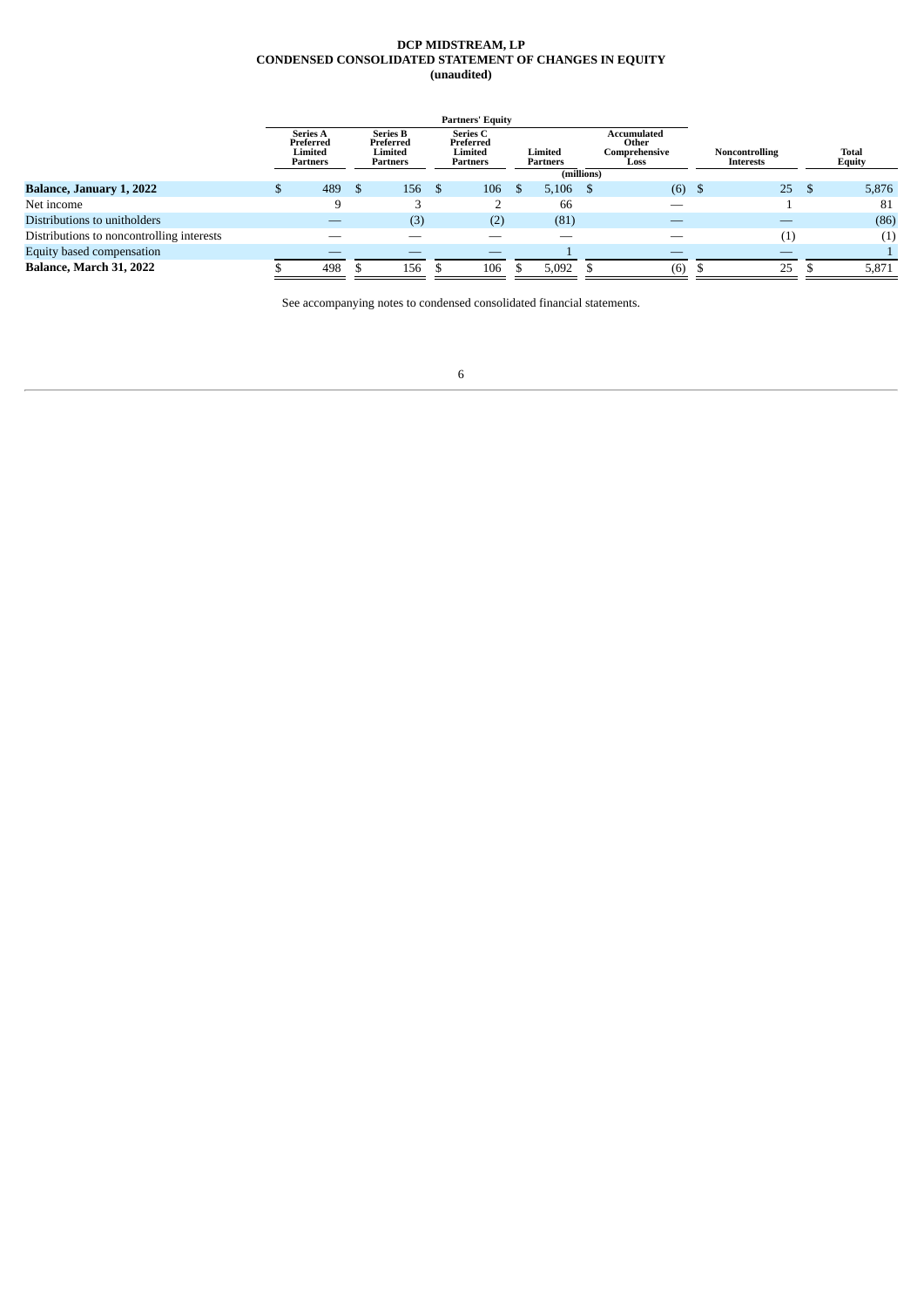**DCP MIDSTREAM, LP**
**CONDENSED CONSOLIDATED STATEMENT OF CHANGES IN EQUITY**
**(unaudited)**

| | Partners' Equity | | | | | | |
|---|---|---|---|---|---|---|---|
| | Series A Preferred Limited Partners | Series B Preferred Limited Partners | Series C Preferred Limited Partners | Limited Partners | Accumulated Other Comprehensive Loss | Noncontrolling Interests | Total Equity |
| | (millions) | | | | | | |
| **Balance, January 1, 2022** | $ 489 | $ 156 | $ 106 | $ 5,106 | $ (6) | $ 25 | $ 5,876 |
| Net income | 9 | 3 | 2 | 66 | — | 1 | 81 |
| Distributions to unitholders | — | (3) | (2) | (81) | — | — | (86) |
| Distributions to noncontrolling interests | — | — | — | — | — | (1) | (1) |
| Equity based compensation | — | — | — | 1 | — | — | 1 |
| **Balance, March 31, 2022** | $ 498 | $ 156 | $ 106 | $ 5,092 | $ (6) | $ 25 | $ 5,871 |

See accompanying notes to condensed consolidated financial statements.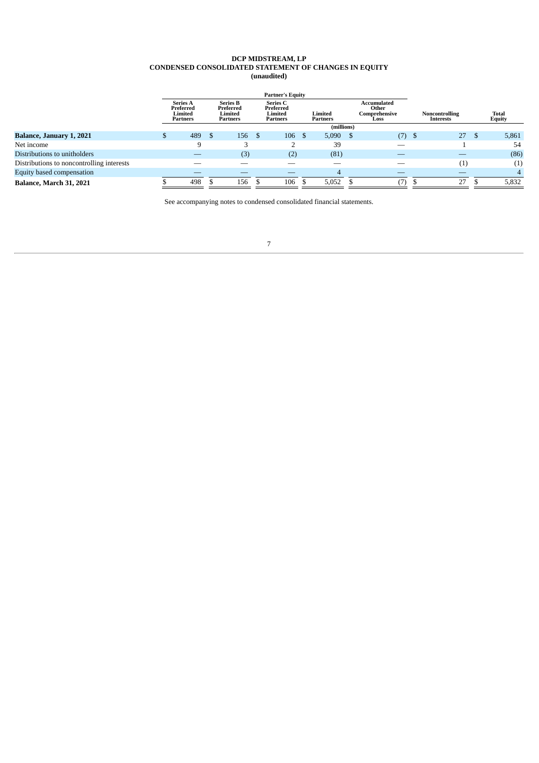# DCP MIDSTREAM, LP
## CONDENSED CONSOLIDATED STATEMENT OF CHANGES IN EQUITY
### (unaudited)

| | Partner's Equity | | | | | | |
|---|---|---|---|---|---|---|---|
| | Series A Preferred Limited Partners | Series B Preferred Limited Partners | Series C Preferred Limited Partners | Limited Partners | Accumulated Other Comprehensive Loss | Noncontrolling Interests | Total Equity |
| | (millions) | | | | | | |
| **Balance, January 1, 2021** | $ 489 | $ 156 | $ 106 | $ 5,090 | $ (7) | $ 27 | $ 5,861 |
| Net income | 9 | 3 | 2 | 39 | — | 1 | 54 |
| Distributions to unitholders | — | (3) | (2) | (81) | — | — | (86) |
| Distributions to noncontrolling interests | — | — | — | — | — | (1) | (1) |
| Equity based compensation | — | — | — | 4 | — | — | 4 |
| **Balance, March 31, 2021** | $ 498 | $ 156 | $ 106 | $ 5,052 | $ (7) | $ 27 | $ 5,832 |

See accompanying notes to condensed consolidated financial statements.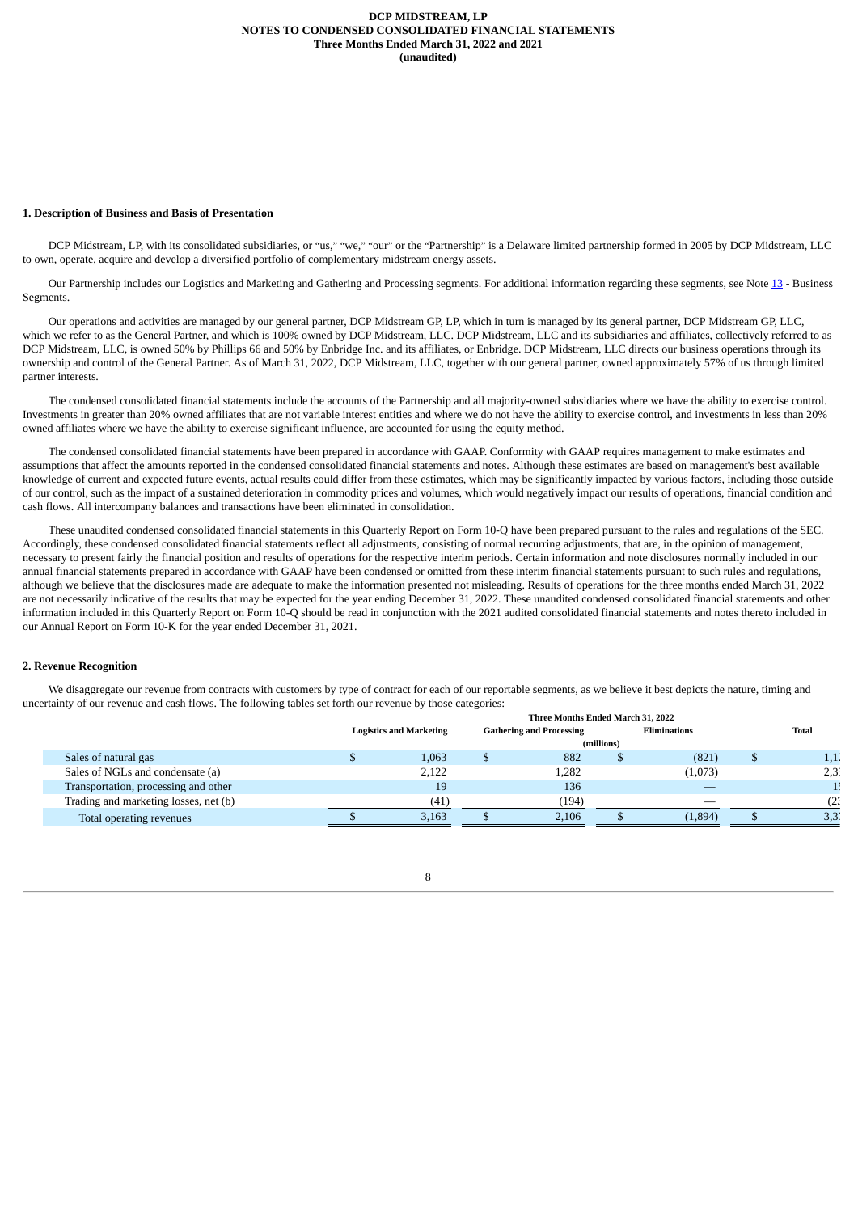## 1. Description of Business and Basis of Presentation

DCP Midstream, LP, with its consolidated subsidiaries, or "us," "we," "our" or the "Partnership" is a Delaware limited partnership formed in 2005 by DCP Midstream, LLC to own, operate, acquire and develop a diversified portfolio of complementary midstream energy assets.

Our Partnership includes our Logistics and Marketing and Gathering and Processing segments. For additional information regarding these segments, see Note 13 - Business Segments.

Our operations and activities are managed by our general partner, DCP Midstream GP, LP, which in turn is managed by its general partner, DCP Midstream GP, LLC, which we refer to as the General Partner, and which is 100% owned by DCP Midstream, LLC. DCP Midstream, LLC and its subsidiaries and affiliates, collectively referred to as DCP Midstream, LLC, is owned 50% by Phillips 66 and 50% by Enbridge Inc. and its affiliates, or Enbridge. DCP Midstream, LLC directs our business operations through its ownership and control of the General Partner. As of March 31, 2022, DCP Midstream, LLC, together with our general partner, owned approximately 57% of us through limited partner interests.

The condensed consolidated financial statements include the accounts of the Partnership and all majority-owned subsidiaries where we have the ability to exercise control. Investments in greater than 20% owned affiliates that are not variable interest entities and where we do not have the ability to exercise control, and investments in less than 20% owned affiliates where we have the ability to exercise significant influence, are accounted for using the equity method.

The condensed consolidated financial statements have been prepared in accordance with GAAP. Conformity with GAAP requires management to make estimates and assumptions that affect the amounts reported in the condensed consolidated financial statements and notes. Although these estimates are based on management's best available knowledge of current and expected future events, actual results could differ from these estimates, which may be significantly impacted by various factors, including those outside of our control, such as the impact of a sustained deterioration in commodity prices and volumes, which would negatively impact our results of operations, financial condition and cash flows. All intercompany balances and transactions have been eliminated in consolidation.

These unaudited condensed consolidated financial statements in this Quarterly Report on Form 10-Q have been prepared pursuant to the rules and regulations of the SEC. Accordingly, these condensed consolidated financial statements reflect all adjustments, consisting of normal recurring adjustments, that are, in the opinion of management, necessary to present fairly the financial position and results of operations for the respective interim periods. Certain information and note disclosures normally included in our annual financial statements prepared in accordance with GAAP have been condensed or omitted from these interim financial statements pursuant to such rules and regulations, although we believe that the disclosures made are adequate to make the information presented not misleading. Results of operations for the three months ended March 31, 2022 are not necessarily indicative of the results that may be expected for the year ending December 31, 2022. These unaudited condensed consolidated financial statements and other information included in this Quarterly Report on Form 10-Q should be read in conjunction with the 2021 audited consolidated financial statements and notes thereto included in our Annual Report on Form 10-K for the year ended December 31, 2021.

## 2. Revenue Recognition

We disaggregate our revenue from contracts with customers by type of contract for each of our reportable segments, as we believe it best depicts the nature, timing and uncertainty of our revenue and cash flows. The following tables set forth our revenue by those categories:

| | Three Months Ended March 31, 2022 | | | |
|---|---|---|---|---|
| | Logistics and Marketing | Gathering and Processing | Eliminations | Total |
| | (millions) | | | |
| Sales of natural gas | $ 1,063 | $ 882 | $ (821) | $ 1,1 |
| Sales of NGLs and condensate (a) | 2,122 | 1,282 | (1,073) | 2,3 |
| Transportation, processing and other | 19 | 136 | — | 1 |
| Trading and marketing losses, net (b) | (41) | (194) | — | (2 |
| Total operating revenues | $ 3,163 | $ 2,106 | $ (1,894) | $ 3,3 |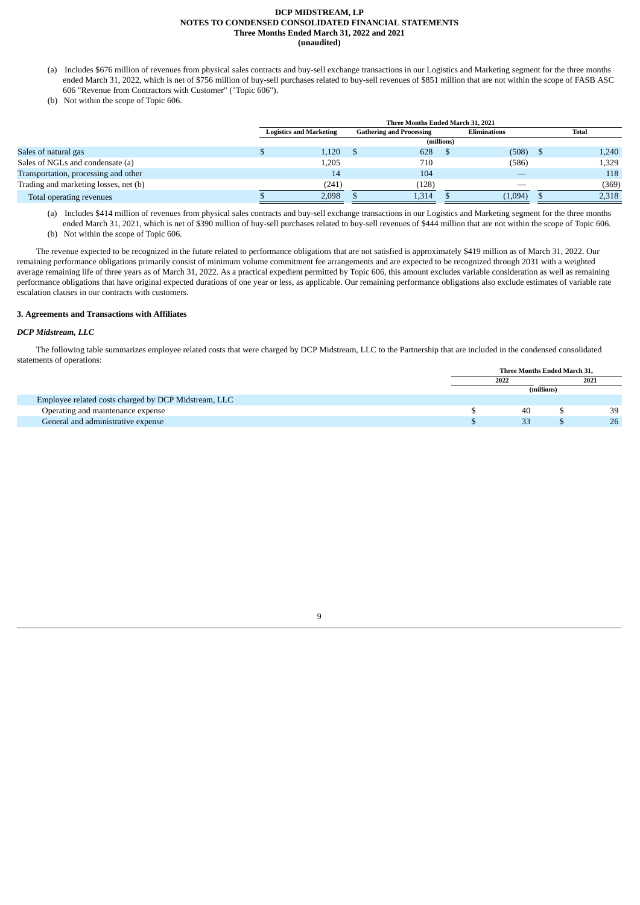(a) Includes $676 million of revenues from physical sales contracts and buy-sell exchange transactions in our Logistics and Marketing segment for the three months ended March 31, 2022, which is net of $756 million of buy-sell purchases related to buy-sell revenues of $851 million that are not within the scope of FASB ASC 606 "Revenue from Contractors with Customer" ("Topic 606").

(b) Not within the scope of Topic 606.

| | Three Months Ended March 31, 2021 | | | |
|---|---|---|---|---|
| | Logistics and Marketing | Gathering and Processing | Eliminations | Total |
| | (millions) | | | |
| Sales of natural gas | $ 1,120 | $ 628 | $ (508) | $ 1,240 |
| Sales of NGLs and condensate (a) | 1,205 | 710 | (586) | 1,329 |
| Transportation, processing and other | 14 | 104 | — | 118 |
| Trading and marketing losses, net (b) | (241) | (128) | — | (369) |
| Total operating revenues | $ 2,098 | $ 1,314 | $ (1,094) | $ 2,318 |

(a) Includes $414 million of revenues from physical sales contracts and buy-sell exchange transactions in our Logistics and Marketing segment for the three months ended March 31, 2021, which is net of $390 million of buy-sell purchases related to buy-sell revenues of $444 million that are not within the scope of Topic 606.

(b) Not within the scope of Topic 606.

The revenue expected to be recognized in the future related to performance obligations that are not satisfied is approximately $419 million as of March 31, 2022. Our remaining performance obligations primarily consist of minimum volume commitment fee arrangements and are expected to be recognized through 2031 with a weighted average remaining life of three years as of March 31, 2022. As a practical expedient permitted by Topic 606, this amount excludes variable consideration as well as remaining performance obligations that have original expected durations of one year or less, as applicable. Our remaining performance obligations also exclude estimates of variable rate escalation clauses in our contracts with customers.

**3. Agreements and Transactions with Affiliates**

***DCP Midstream, LLC***

The following table summarizes employee related costs that were charged by DCP Midstream, LLC to the Partnership that are included in the condensed consolidated statements of operations:

| | Three Months Ended March 31, | |
|---|---|---|
| | 2022 | 2021 |
| | (millions) | |
| Employee related costs charged by DCP Midstream, LLC | | |
| Operating and maintenance expense | $ 40 | $ 39 |
| General and administrative expense | $ 33 | $ 26 |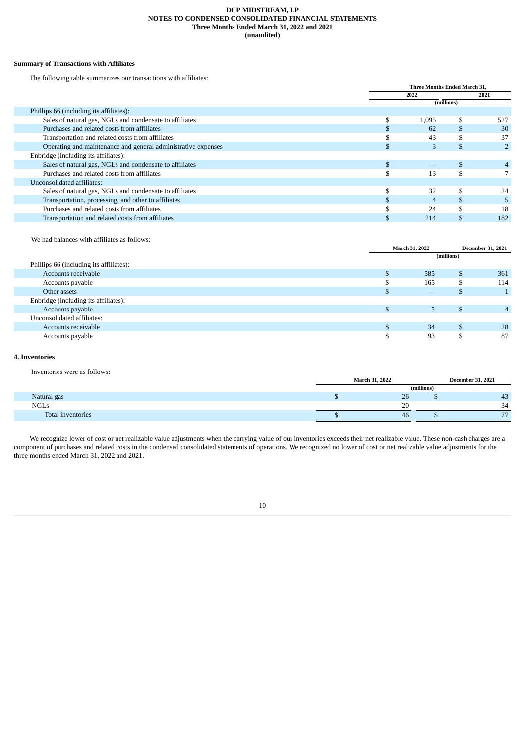**Summary of Transactions with Affiliates**

The following table summarizes our transactions with affiliates:

| | Three Months Ended March 31, | |
|---|---|---|
| | 2022 | 2021 |
| | (millions) | |
| Phillips 66 (including its affiliates): | | |
| Sales of natural gas, NGLs and condensate to affiliates | $ 1,095 | $ 527 |
| Purchases and related costs from affiliates | $ 62 | $ 30 |
| Transportation and related costs from affiliates | $ 43 | $ 37 |
| Operating and maintenance and general administrative expenses | $ 3 | $ 2 |
| Enbridge (including its affiliates): | | |
| Sales of natural gas, NGLs and condensate to affiliates | $ — | $ 4 |
| Purchases and related costs from affiliates | $ 13 | $ 7 |
| Unconsolidated affiliates: | | |
| Sales of natural gas, NGLs and condensate to affiliates | $ 32 | $ 24 |
| Transportation, processing, and other to affiliates | $ 4 | $ 5 |
| Purchases and related costs from affiliates | $ 24 | $ 18 |
| Transportation and related costs from affiliates | $ 214 | $ 182 |

We had balances with affiliates as follows:

| | March 31, 2022 | December 31, 2021 |
|---|---|---|
| | (millions) | |
| Phillips 66 (including its affiliates): | | |
| Accounts receivable | $ 585 | $ 361 |
| Accounts payable | $ 165 | $ 114 |
| Other assets | $ — | $ 1 |
| Enbridge (including its affiliates): | | |
| Accounts payable | $ 5 | $ 4 |
| Unconsolidated affiliates: | | |
| Accounts receivable | $ 34 | $ 28 |
| Accounts payable | $ 93 | $ 87 |

**4. Inventories**

Inventories were as follows:

| | March 31, 2022 | December 31, 2021 |
|---|---|---|
| | (millions) | |
| Natural gas | $ 26 | $ 43 |
| NGLs | 20 | 34 |
| Total inventories | $ 46 | $ 77 |

We recognize lower of cost or net realizable value adjustments when the carrying value of our inventories exceeds their net realizable value. These non-cash charges are a component of purchases and related costs in the condensed consolidated statements of operations. We recognized no lower of cost or net realizable value adjustments for the three months ended March 31, 2022 and 2021.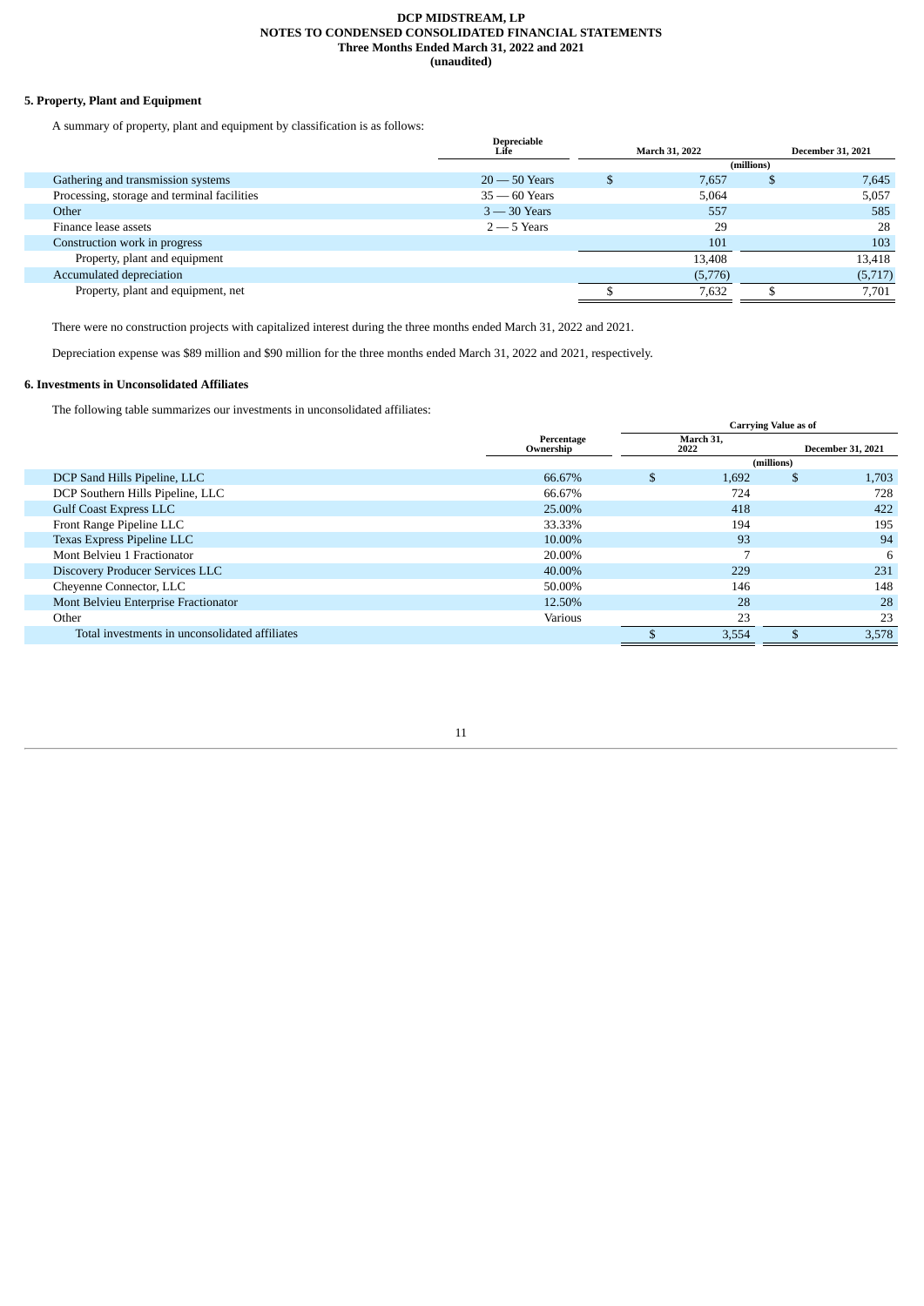## 5. Property, Plant and Equipment

A summary of property, plant and equipment by classification is as follows:

| | Depreciable Life | March 31, 2022 | December 31, 2021 |
|---|---|---|---|
| | | (millions) | |
| Gathering and transmission systems | 20 — 50 Years | $ 7,657 | $ 7,645 |
| Processing, storage and terminal facilities | 35 — 60 Years | 5,064 | 5,057 |
| Other | 3 — 30 Years | 557 | 585 |
| Finance lease assets | 2 — 5 Years | 29 | 28 |
| Construction work in progress | | 101 | 103 |
| Property, plant and equipment | | 13,408 | 13,418 |
| Accumulated depreciation | | (5,776) | (5,717) |
| Property, plant and equipment, net | | $ 7,632 | $ 7,701 |

There were no construction projects with capitalized interest during the three months ended March 31, 2022 and 2021.

Depreciation expense was $89 million and $90 million for the three months ended March 31, 2022 and 2021, respectively.

## 6. Investments in Unconsolidated Affiliates

The following table summarizes our investments in unconsolidated affiliates:

| | | Carrying Value as of | |
|---|---|---|---|
| | Percentage Ownership | March 31, 2022 | December 31, 2021 |
| | | (millions) | |
| DCP Sand Hills Pipeline, LLC | 66.67% | $ 1,692 | $ 1,703 |
| DCP Southern Hills Pipeline, LLC | 66.67% | 724 | 728 |
| Gulf Coast Express LLC | 25.00% | 418 | 422 |
| Front Range Pipeline LLC | 33.33% | 194 | 195 |
| Texas Express Pipeline LLC | 10.00% | 93 | 94 |
| Mont Belvieu 1 Fractionator | 20.00% | 7 | 6 |
| Discovery Producer Services LLC | 40.00% | 229 | 231 |
| Cheyenne Connector, LLC | 50.00% | 146 | 148 |
| Mont Belvieu Enterprise Fractionator | 12.50% | 28 | 28 |
| Other | Various | 23 | 23 |
| Total investments in unconsolidated affiliates | | $ 3,554 | $ 3,578 |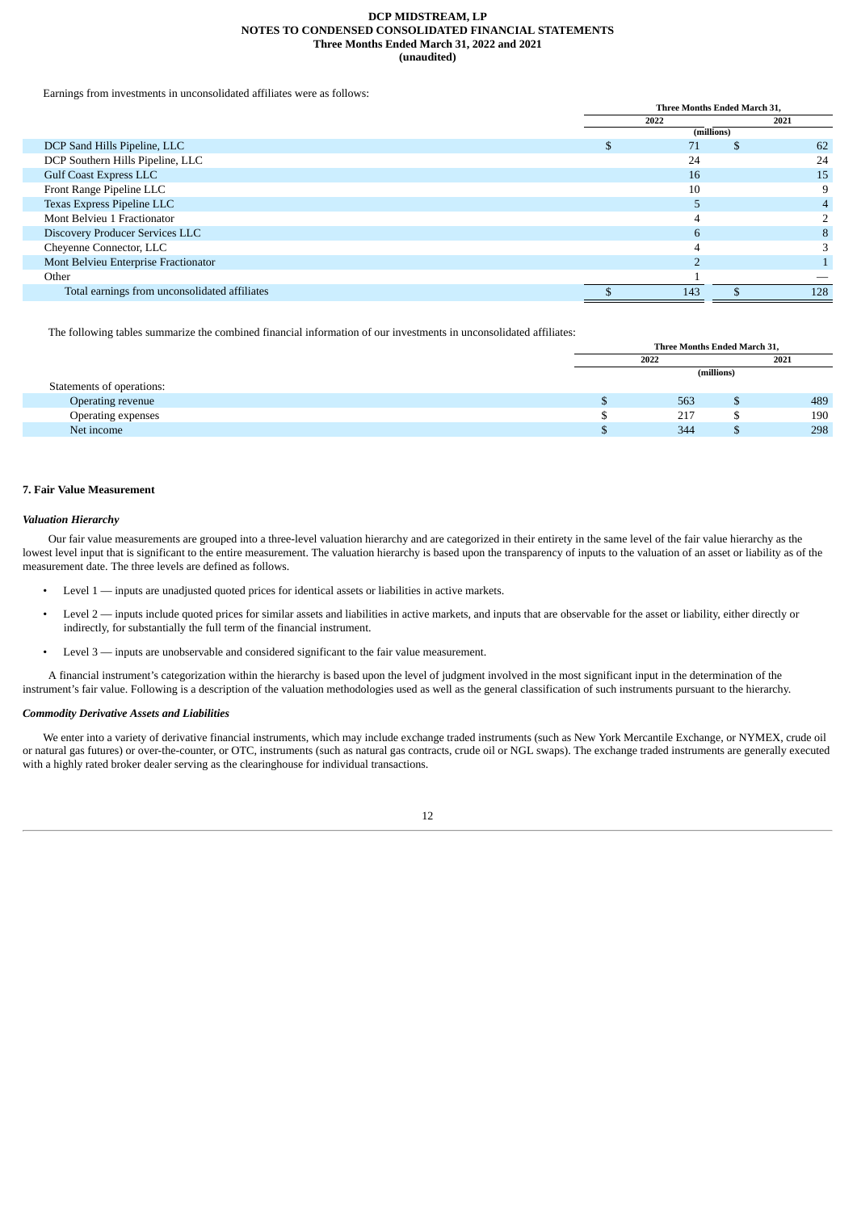Earnings from investments in unconsolidated affiliates were as follows:

| | Three Months Ended March 31, | |
|---|---|---|
| | 2022 | 2021 |
| | (millions) | |
| DCP Sand Hills Pipeline, LLC | $ 71 | $ 62 |
| DCP Southern Hills Pipeline, LLC | 24 | 24 |
| Gulf Coast Express LLC | 16 | 15 |
| Front Range Pipeline LLC | 10 | 9 |
| Texas Express Pipeline LLC | 5 | 4 |
| Mont Belvieu 1 Fractionator | 4 | 2 |
| Discovery Producer Services LLC | 6 | 8 |
| Cheyenne Connector, LLC | 4 | 3 |
| Mont Belvieu Enterprise Fractionator | 2 | 1 |
| Other | 1 | — |
| Total earnings from unconsolidated affiliates | $ 143 | $ 128 |

The following tables summarize the combined financial information of our investments in unconsolidated affiliates:

| | Three Months Ended March 31, | |
|---|---|---|
| | 2022 | 2021 |
| | (millions) | |
| Statements of operations: | | |
| Operating revenue | $ 563 | $ 489 |
| Operating expenses | $ 217 | $ 190 |
| Net income | $ 344 | $ 298 |

**7. Fair Value Measurement**

***Valuation Hierarchy***

Our fair value measurements are grouped into a three-level valuation hierarchy and are categorized in their entirety in the same level of the fair value hierarchy as the lowest level input that is significant to the entire measurement. The valuation hierarchy is based upon the transparency of inputs to the valuation of an asset or liability as of the measurement date. The three levels are defined as follows.

- Level 1 — inputs are unadjusted quoted prices for identical assets or liabilities in active markets.
- Level 2 — inputs include quoted prices for similar assets and liabilities in active markets, and inputs that are observable for the asset or liability, either directly or indirectly, for substantially the full term of the financial instrument.
- Level 3 — inputs are unobservable and considered significant to the fair value measurement.

A financial instrument's categorization within the hierarchy is based upon the level of judgment involved in the most significant input in the determination of the instrument's fair value. Following is a description of the valuation methodologies used as well as the general classification of such instruments pursuant to the hierarchy.

***Commodity Derivative Assets and Liabilities***

We enter into a variety of derivative financial instruments, which may include exchange traded instruments (such as New York Mercantile Exchange, or NYMEX, crude oil or natural gas futures) or over-the-counter, or OTC, instruments (such as natural gas contracts, crude oil or NGL swaps). The exchange traded instruments are generally executed with a highly rated broker dealer serving as the clearinghouse for individual transactions.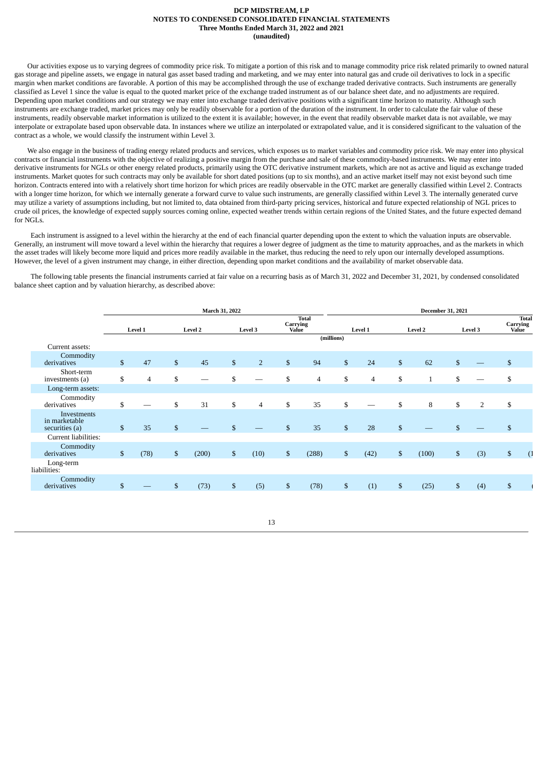Our activities expose us to varying degrees of commodity price risk. To mitigate a portion of this risk and to manage commodity price risk related primarily to owned natural gas storage and pipeline assets, we engage in natural gas asset based trading and marketing, and we may enter into natural gas and crude oil derivatives to lock in a specific margin when market conditions are favorable. A portion of this may be accomplished through the use of exchange traded derivative contracts. Such instruments are generally classified as Level 1 since the value is equal to the quoted market price of the exchange traded instrument as of our balance sheet date, and no adjustments are required. Depending upon market conditions and our strategy we may enter into exchange traded derivative positions with a significant time horizon to maturity. Although such instruments are exchange traded, market prices may only be readily observable for a portion of the duration of the instrument. In order to calculate the fair value of these instruments, readily observable market information is utilized to the extent it is available; however, in the event that readily observable market data is not available, we may interpolate or extrapolate based upon observable data. In instances where we utilize an interpolated or extrapolated value, and it is considered significant to the valuation of the contract as a whole, we would classify the instrument within Level 3.

We also engage in the business of trading energy related products and services, which exposes us to market variables and commodity price risk. We may enter into physical contracts or financial instruments with the objective of realizing a positive margin from the purchase and sale of these commodity-based instruments. We may enter into derivative instruments for NGLs or other energy related products, primarily using the OTC derivative instrument markets, which are not as active and liquid as exchange traded instruments. Market quotes for such contracts may only be available for short dated positions (up to six months), and an active market itself may not exist beyond such time horizon. Contracts entered into with a relatively short time horizon for which prices are readily observable in the OTC market are generally classified within Level 2. Contracts with a longer time horizon, for which we internally generate a forward curve to value such instruments, are generally classified within Level 3. The internally generated curve may utilize a variety of assumptions including, but not limited to, data obtained from third-party pricing services, historical and future expected relationship of NGL prices to crude oil prices, the knowledge of expected supply sources coming online, expected weather trends within certain regions of the United States, and the future expected demand for NGLs.

Each instrument is assigned to a level within the hierarchy at the end of each financial quarter depending upon the extent to which the valuation inputs are observable. Generally, an instrument will move toward a level within the hierarchy that requires a lower degree of judgment as the time to maturity approaches, and as the markets in which the asset trades will likely become more liquid and prices more readily available in the market, thus reducing the need to rely upon our internally developed assumptions. However, the level of a given instrument may change, in either direction, depending upon market conditions and the availability of market observable data.

The following table presents the financial instruments carried at fair value on a recurring basis as of March 31, 2022 and December 31, 2021, by condensed consolidated balance sheet caption and by valuation hierarchy, as described above:

| | March 31, 2022 | | | | December 31, 2021 | | | |
|---|---|---|---|---|---|---|---|---|
| | Level 1 | Level 2 | Level 3 | Total Carrying Value | Level 1 | Level 2 | Level 3 | Total Carrying Value |
| | (millions) | | | | | | | |
| Current assets: | | | | | | | | |
| Commodity derivatives | $ 47 | $ 45 | $ 2 | $ 94 | $ 24 | $ 62 | $ — | $ |
| Short-term investments (a) | $ 4 | $ — | $ — | $ 4 | $ 4 | $ 1 | $ — | $ |
| Long-term assets: | | | | | | | | |
| Commodity derivatives | $ — | $ 31 | $ 4 | $ 35 | $ — | $ 8 | $ 2 | $ |
| Investments in marketable securities (a) | $ 35 | $ — | $ — | $ 35 | $ 28 | $ — | $ — | $ |
| Current liabilities: | | | | | | | | |
| Commodity derivatives | $ (78) | $ (200) | $ (10) | $ (288) | $ (42) | $ (100) | $ (3) | $ (1 |
| Long-term liabilities: | | | | | | | | |
| Commodity derivatives | $ — | $ (73) | $ (5) | $ (78) | $ (1) | $ (25) | $ (4) | $ ( |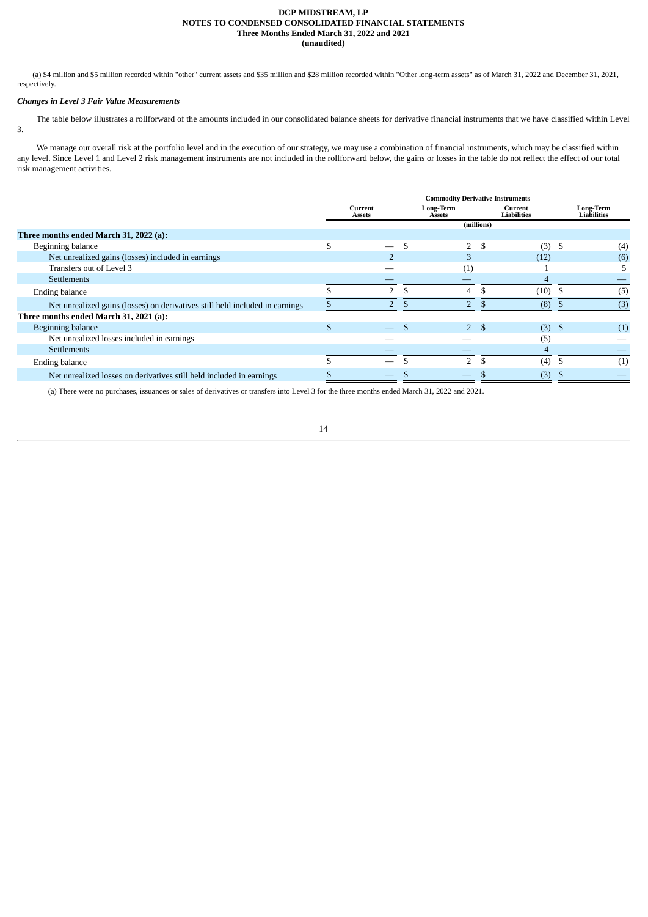(a) $4 million and $5 million recorded within "other" current assets and $35 million and $28 million recorded within "Other long-term assets" as of March 31, 2022 and December 31, 2021, respectively.

### *Changes in Level 3 Fair Value Measurements*

The table below illustrates a rollforward of the amounts included in our consolidated balance sheets for derivative financial instruments that we have classified within Level 3.

We manage our overall risk at the portfolio level and in the execution of our strategy, we may use a combination of financial instruments, which may be classified within any level. Since Level 1 and Level 2 risk management instruments are not included in the rollforward below, the gains or losses in the table do not reflect the effect of our total risk management activities.

| | Commodity Derivative Instruments | | | |
|---|---|---|---|---|
| | Current Assets | Long-Term Assets | Current Liabilities | Long-Term Liabilities |
| | (millions) | | | |
| **Three months ended March 31, 2022 (a):** | | | | |
| Beginning balance | $ — | $ 2 | $ (3) | $ (4) |
| Net unrealized gains (losses) included in earnings | 2 | 3 | (12) | (6) |
| Transfers out of Level 3 | — | (1) | 1 | 5 |
| Settlements | — | — | 4 | — |
| Ending balance | $ 2 | $ 4 | $ (10) | $ (5) |
| Net unrealized gains (losses) on derivatives still held included in earnings | $ 2 | $ 2 | $ (8) | $ (3) |
| **Three months ended March 31, 2021 (a):** | | | | |
| Beginning balance | $ — | $ 2 | $ (3) | $ (1) |
| Net unrealized losses included in earnings | — | — | (5) | — |
| Settlements | — | — | 4 | — |
| Ending balance | $ — | $ 2 | $ (4) | $ (1) |
| Net unrealized losses on derivatives still held included in earnings | $ — | $ — | $ (3) | $ — |

(a) There were no purchases, issuances or sales of derivatives or transfers into Level 3 for the three months ended March 31, 2022 and 2021.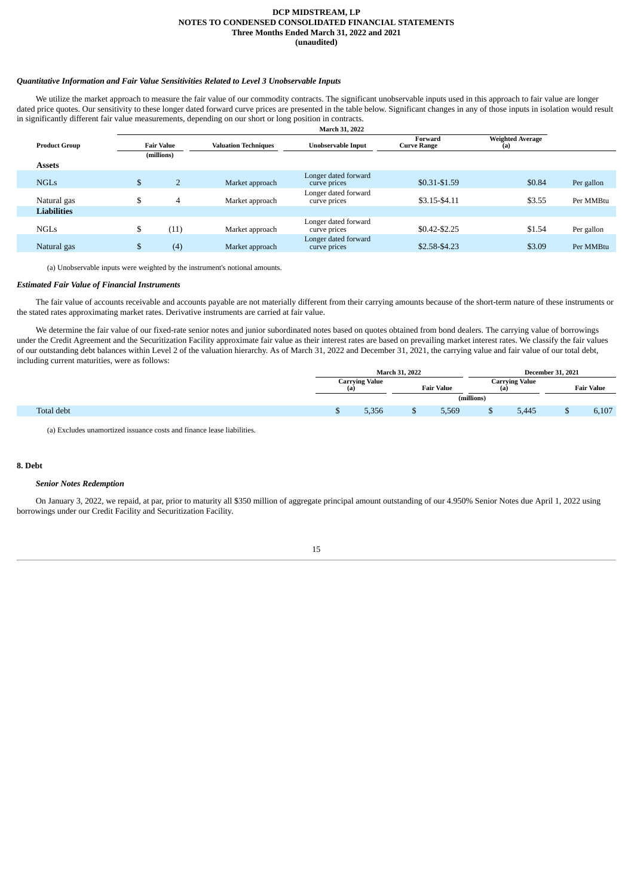### *Quantitative Information and Fair Value Sensitivities Related to Level 3 Unobservable Inputs*

We utilize the market approach to measure the fair value of our commodity contracts. The significant unobservable inputs used in this approach to fair value are longer dated price quotes. Our sensitivity to these longer dated forward curve prices are presented in the table below. Significant changes in any of those inputs in isolation would result in significantly different fair value measurements, depending on our short or long position in contracts.

| | March 31, 2022 | | | | | |
|---|---|---|---|---|---|---|
| **Product Group** | **Fair Value** (millions) | **Valuation Techniques** | **Unobservable Input** | **Forward Curve Range** | **Weighted Average (a)** | |
| **Assets** | | | | | | |
| NGLs | $ 2 | Market approach | Longer dated forward curve prices | $0.31-$1.59 | $0.84 | Per gallon |
| Natural gas | $ 4 | Market approach | Longer dated forward curve prices | $3.15-$4.11 | $3.55 | Per MMBtu |
| **Liabilities** | | | | | | |
| NGLs | $ (11) | Market approach | Longer dated forward curve prices | $0.42-$2.25 | $1.54 | Per gallon |
| Natural gas | $ (4) | Market approach | Longer dated forward curve prices | $2.58-$4.23 | $3.09 | Per MMBtu |

(a) Unobservable inputs were weighted by the instrument's notional amounts.

### *Estimated Fair Value of Financial Instruments*

The fair value of accounts receivable and accounts payable are not materially different from their carrying amounts because of the short-term nature of these instruments or the stated rates approximating market rates. Derivative instruments are carried at fair value.

We determine the fair value of our fixed-rate senior notes and junior subordinated notes based on quotes obtained from bond dealers. The carrying value of borrowings under the Credit Agreement and the Securitization Facility approximate fair value as their interest rates are based on prevailing market interest rates. We classify the fair values of our outstanding debt balances within Level 2 of the valuation hierarchy. As of March 31, 2022 and December 31, 2021, the carrying value and fair value of our total debt, including current maturities, were as follows:

| | March 31, 2022 | | December 31, 2021 | |
|---|---|---|---|---|
| | **Carrying Value (a)** | **Fair Value** | **Carrying Value (a)** | **Fair Value** |
| | (millions) | | | |
| Total debt | $ 5,356 | $ 5,569 | $ 5,445 | $ 6,107 |

(a) Excludes unamortized issuance costs and finance lease liabilities.

## 8. Debt

### *Senior Notes Redemption*

On January 3, 2022, we repaid, at par, prior to maturity all $350 million of aggregate principal amount outstanding of our 4.950% Senior Notes due April 1, 2022 using borrowings under our Credit Facility and Securitization Facility.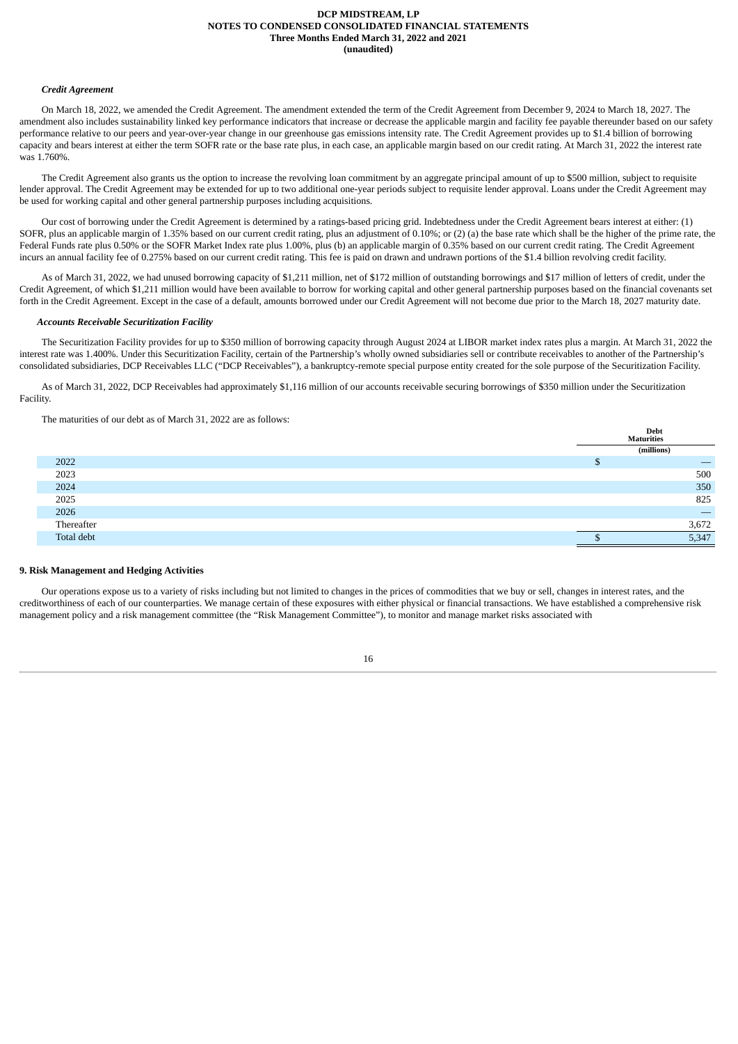***Credit Agreement***

On March 18, 2022, we amended the Credit Agreement. The amendment extended the term of the Credit Agreement from December 9, 2024 to March 18, 2027. The amendment also includes sustainability linked key performance indicators that increase or decrease the applicable margin and facility fee payable thereunder based on our safety performance relative to our peers and year-over-year change in our greenhouse gas emissions intensity rate. The Credit Agreement provides up to $1.4 billion of borrowing capacity and bears interest at either the term SOFR rate or the base rate plus, in each case, an applicable margin based on our credit rating. At March 31, 2022 the interest rate was 1.760%.

The Credit Agreement also grants us the option to increase the revolving loan commitment by an aggregate principal amount of up to $500 million, subject to requisite lender approval. The Credit Agreement may be extended for up to two additional one-year periods subject to requisite lender approval. Loans under the Credit Agreement may be used for working capital and other general partnership purposes including acquisitions.

Our cost of borrowing under the Credit Agreement is determined by a ratings-based pricing grid. Indebtedness under the Credit Agreement bears interest at either: (1) SOFR, plus an applicable margin of 1.35% based on our current credit rating, plus an adjustment of 0.10%; or (2) (a) the base rate which shall be the higher of the prime rate, the Federal Funds rate plus 0.50% or the SOFR Market Index rate plus 1.00%, plus (b) an applicable margin of 0.35% based on our current credit rating. The Credit Agreement incurs an annual facility fee of 0.275% based on our current credit rating. This fee is paid on drawn and undrawn portions of the $1.4 billion revolving credit facility.

As of March 31, 2022, we had unused borrowing capacity of $1,211 million, net of $172 million of outstanding borrowings and $17 million of letters of credit, under the Credit Agreement, of which $1,211 million would have been available to borrow for working capital and other general partnership purposes based on the financial covenants set forth in the Credit Agreement. Except in the case of a default, amounts borrowed under our Credit Agreement will not become due prior to the March 18, 2027 maturity date.

***Accounts Receivable Securitization Facility***

The Securitization Facility provides for up to $350 million of borrowing capacity through August 2024 at LIBOR market index rates plus a margin. At March 31, 2022 the interest rate was 1.400%. Under this Securitization Facility, certain of the Partnership's wholly owned subsidiaries sell or contribute receivables to another of the Partnership's consolidated subsidiaries, DCP Receivables LLC ("DCP Receivables"), a bankruptcy-remote special purpose entity created for the sole purpose of the Securitization Facility.

As of March 31, 2022, DCP Receivables had approximately $1,116 million of our accounts receivable securing borrowings of $350 million under the Securitization Facility.

The maturities of our debt as of March 31, 2022 are as follows:

| | Debt Maturities |
|---|---|
| | (millions) |
| 2022 | $ — |
| 2023 | 500 |
| 2024 | 350 |
| 2025 | 825 |
| 2026 | — |
| Thereafter | 3,672 |
| Total debt | $ 5,347 |

## 9. Risk Management and Hedging Activities

Our operations expose us to a variety of risks including but not limited to changes in the prices of commodities that we buy or sell, changes in interest rates, and the creditworthiness of each of our counterparties. We manage certain of these exposures with either physical or financial transactions. We have established a comprehensive risk management policy and a risk management committee (the "Risk Management Committee"), to monitor and manage market risks associated with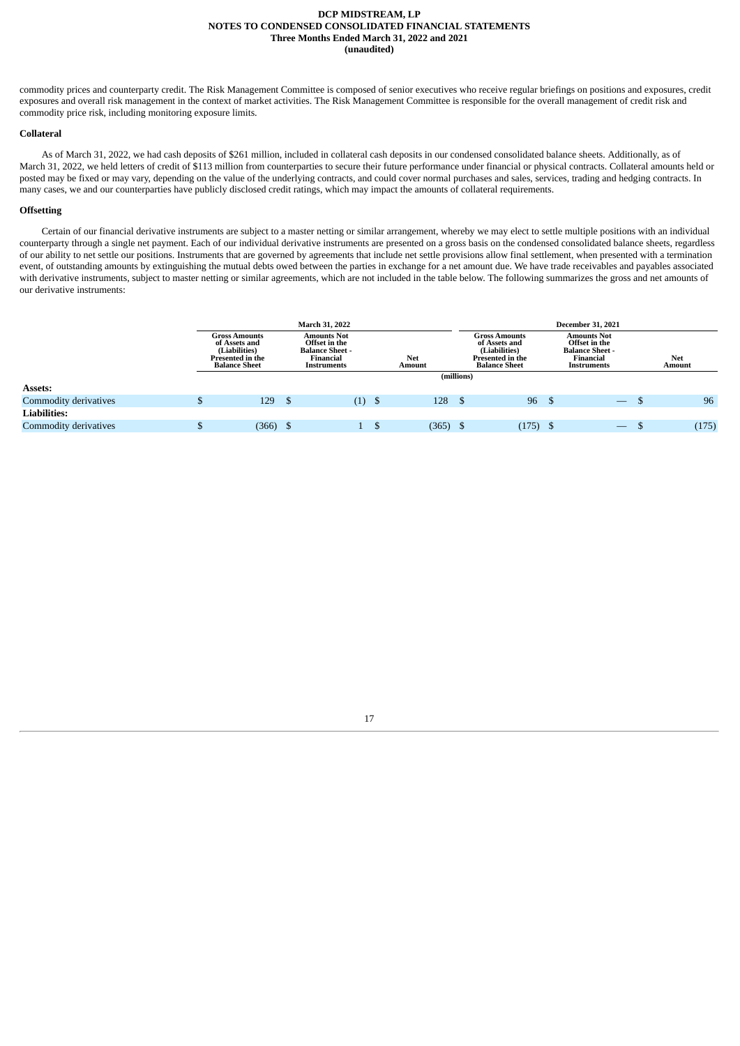commodity prices and counterparty credit. The Risk Management Committee is composed of senior executives who receive regular briefings on positions and exposures, credit exposures and overall risk management in the context of market activities. The Risk Management Committee is responsible for the overall management of credit risk and commodity price risk, including monitoring exposure limits.

**Collateral**

As of March 31, 2022, we had cash deposits of $261 million, included in collateral cash deposits in our condensed consolidated balance sheets. Additionally, as of March 31, 2022, we held letters of credit of $113 million from counterparties to secure their future performance under financial or physical contracts. Collateral amounts held or posted may be fixed or may vary, depending on the value of the underlying contracts, and could cover normal purchases and sales, services, trading and hedging contracts. In many cases, we and our counterparties have publicly disclosed credit ratings, which may impact the amounts of collateral requirements.

**Offsetting**

Certain of our financial derivative instruments are subject to a master netting or similar arrangement, whereby we may elect to settle multiple positions with an individual counterparty through a single net payment. Each of our individual derivative instruments are presented on a gross basis on the condensed consolidated balance sheets, regardless of our ability to net settle our positions. Instruments that are governed by agreements that include net settle provisions allow final settlement, when presented with a termination event, of outstanding amounts by extinguishing the mutual debts owed between the parties in exchange for a net amount due. We have trade receivables and payables associated with derivative instruments, subject to master netting or similar agreements, which are not included in the table below. The following summarizes the gross and net amounts of our derivative instruments:

| | March 31, 2022 | | | December 31, 2021 | | |
|---|---|---|---|---|---|---|
| | Gross Amounts of Assets and (Liabilities) Presented in the Balance Sheet | Amounts Not Offset in the Balance Sheet - Financial Instruments | Net Amount | Gross Amounts of Assets and (Liabilities) Presented in the Balance Sheet | Amounts Not Offset in the Balance Sheet - Financial Instruments | Net Amount |
| | (millions) | | | | | |
| **Assets:** | | | | | | |
| Commodity derivatives | $ 129 | $ (1) | $ 128 | $ 96 | $ — | $ 96 |
| **Liabilities:** | | | | | | |
| Commodity derivatives | $ (366) | $ 1 | $ (365) | $ (175) | $ — | $ (175) |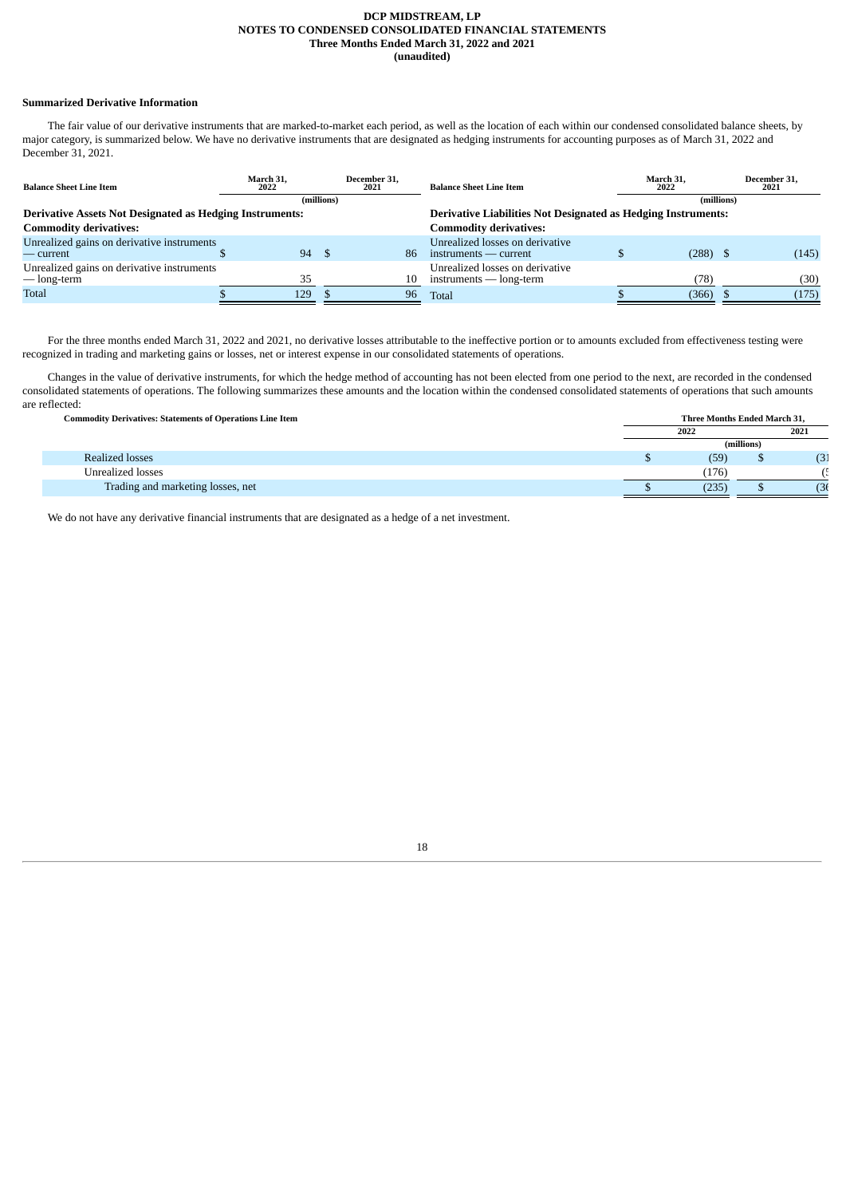### Summarized Derivative Information

The fair value of our derivative instruments that are marked-to-market each period, as well as the location of each within our condensed consolidated balance sheets, by major category, is summarized below. We have no derivative instruments that are designated as hedging instruments for accounting purposes as of March 31, 2022 and December 31, 2021.

| Balance Sheet Line Item | March 31, 2022 | December 31, 2021 | Balance Sheet Line Item | March 31, 2022 | December 31, 2021 |
|---|---|---|---|---|---|
| | (millions) | | | (millions) | |
| **Derivative Assets Not Designated as Hedging Instruments:** | | | **Derivative Liabilities Not Designated as Hedging Instruments:** | | |
| **Commodity derivatives:** | | | **Commodity derivatives:** | | |
| Unrealized gains on derivative instruments — current | $ 94 | $ 86 | Unrealized losses on derivative instruments — current | $ (288) | $ (145) |
| Unrealized gains on derivative instruments — long-term | 35 | 10 | Unrealized losses on derivative instruments — long-term | (78) | (30) |
| Total | $ 129 | $ 96 | Total | $ (366) | $ (175) |

For the three months ended March 31, 2022 and 2021, no derivative losses attributable to the ineffective portion or to amounts excluded from effectiveness testing were recognized in trading and marketing gains or losses, net or interest expense in our consolidated statements of operations.

Changes in the value of derivative instruments, for which the hedge method of accounting has not been elected from one period to the next, are recorded in the condensed consolidated statements of operations. The following summarizes these amounts and the location within the condensed consolidated statements of operations that such amounts are reflected:

| Commodity Derivatives: Statements of Operations Line Item | Three Months Ended March 31, 2022 | Three Months Ended March 31, 2021 |
|---|---|---|
| | (millions) | |
| Realized losses | $ (59) | $ (31 |
| Unrealized losses | (176) | (5 |
| Trading and marketing losses, net | $ (235) | $ (36 |

We do not have any derivative financial instruments that are designated as a hedge of a net investment.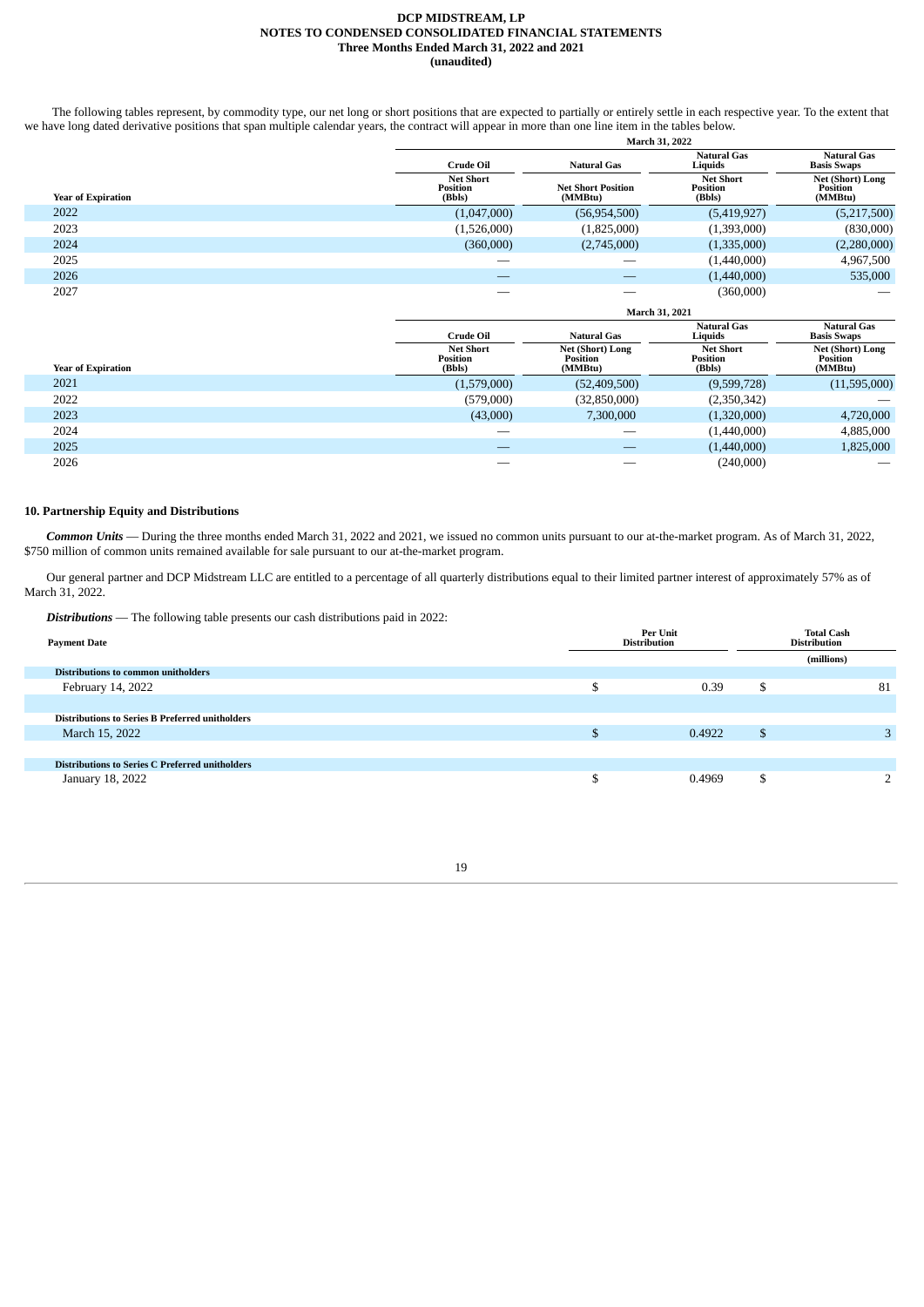The following tables represent, by commodity type, our net long or short positions that are expected to partially or entirely settle in each respective year. To the extent that we have long dated derivative positions that span multiple calendar years, the contract will appear in more than one line item in the tables below.

| | March 31, 2022 | | | |
|---|---|---|---|---|
| | Crude Oil | Natural Gas | Natural Gas Liquids | Natural Gas Basis Swaps |
| Year of Expiration | Net Short Position (Bbls) | Net Short Position (MMBtu) | Net Short Position (Bbls) | Net (Short) Long Position (MMBtu) |
| 2022 | (1,047,000) | (56,954,500) | (5,419,927) | (5,217,500) |
| 2023 | (1,526,000) | (1,825,000) | (1,393,000) | (830,000) |
| 2024 | (360,000) | (2,745,000) | (1,335,000) | (2,280,000) |
| 2025 | — | — | (1,440,000) | 4,967,500 |
| 2026 | — | — | (1,440,000) | 535,000 |
| 2027 | — | — | (360,000) | — |

| | March 31, 2021 | | | |
|---|---|---|---|---|
| | Crude Oil | Natural Gas | Natural Gas Liquids | Natural Gas Basis Swaps |
| Year of Expiration | Net Short Position (Bbls) | Net (Short) Long Position (MMBtu) | Net Short Position (Bbls) | Net (Short) Long Position (MMBtu) |
| 2021 | (1,579,000) | (52,409,500) | (9,599,728) | (11,595,000) |
| 2022 | (579,000) | (32,850,000) | (2,350,342) | — |
| 2023 | (43,000) | 7,300,000 | (1,320,000) | 4,720,000 |
| 2024 | — | — | (1,440,000) | 4,885,000 |
| 2025 | — | — | (1,440,000) | 1,825,000 |
| 2026 | — | — | (240,000) | — |

## 10. Partnership Equity and Distributions

***Common Units*** — During the three months ended March 31, 2022 and 2021, we issued no common units pursuant to our at-the-market program. As of March 31, 2022, $750 million of common units remained available for sale pursuant to our at-the-market program.

Our general partner and DCP Midstream LLC are entitled to a percentage of all quarterly distributions equal to their limited partner interest of approximately 57% as of March 31, 2022.

***Distributions*** — The following table presents our cash distributions paid in 2022:

| Payment Date | Per Unit Distribution | Total Cash Distribution |
|---|---|---|
| | | (millions) |
| **Distributions to common unitholders** | | |
| February 14, 2022 | $ 0.39 | $ 81 |
| | | |
| **Distributions to Series B Preferred unitholders** | | |
| March 15, 2022 | $ 0.4922 | $ 3 |
| | | |
| **Distributions to Series C Preferred unitholders** | | |
| January 18, 2022 | $ 0.4969 | $ 2 |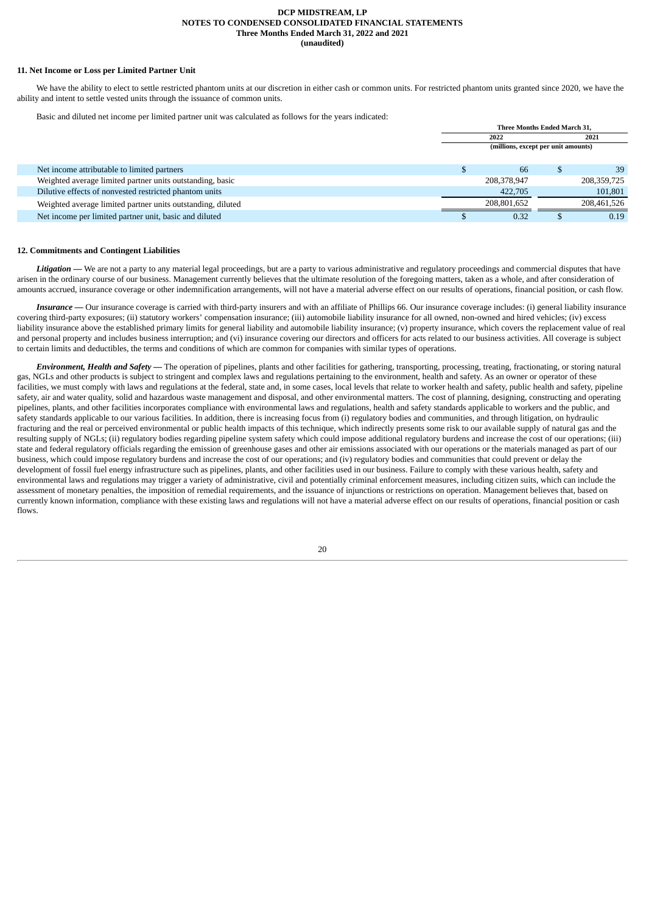### 11. Net Income or Loss per Limited Partner Unit

We have the ability to elect to settle restricted phantom units at our discretion in either cash or common units. For restricted phantom units granted since 2020, we have the ability and intent to settle vested units through the issuance of common units.

Basic and diluted net income per limited partner unit was calculated as follows for the years indicated:

| | Three Months Ended March 31, | |
|---|---|---|
| | 2022 | 2021 |
| | (millions, except per unit amounts) | |
| Net income attributable to limited partners | $ 66 | $ 39 |
| Weighted average limited partner units outstanding, basic | 208,378,947 | 208,359,725 |
| Dilutive effects of nonvested restricted phantom units | 422,705 | 101,801 |
| Weighted average limited partner units outstanding, diluted | 208,801,652 | 208,461,526 |
| Net income per limited partner unit, basic and diluted | $ 0.32 | $ 0.19 |

### 12. Commitments and Contingent Liabilities

***Litigation —*** We are not a party to any material legal proceedings, but are a party to various administrative and regulatory proceedings and commercial disputes that have arisen in the ordinary course of our business. Management currently believes that the ultimate resolution of the foregoing matters, taken as a whole, and after consideration of amounts accrued, insurance coverage or other indemnification arrangements, will not have a material adverse effect on our results of operations, financial position, or cash flow.

***Insurance —*** Our insurance coverage is carried with third-party insurers and with an affiliate of Phillips 66. Our insurance coverage includes: (i) general liability insurance covering third-party exposures; (ii) statutory workers' compensation insurance; (iii) automobile liability insurance for all owned, non-owned and hired vehicles; (iv) excess liability insurance above the established primary limits for general liability and automobile liability insurance; (v) property insurance, which covers the replacement value of real and personal property and includes business interruption; and (vi) insurance covering our directors and officers for acts related to our business activities. All coverage is subject to certain limits and deductibles, the terms and conditions of which are common for companies with similar types of operations.

***Environment, Health and Safety —*** The operation of pipelines, plants and other facilities for gathering, transporting, processing, treating, fractionating, or storing natural gas, NGLs and other products is subject to stringent and complex laws and regulations pertaining to the environment, health and safety. As an owner or operator of these facilities, we must comply with laws and regulations at the federal, state and, in some cases, local levels that relate to worker health and safety, public health and safety, pipeline safety, air and water quality, solid and hazardous waste management and disposal, and other environmental matters. The cost of planning, designing, constructing and operating pipelines, plants, and other facilities incorporates compliance with environmental laws and regulations, health and safety standards applicable to workers and the public, and safety standards applicable to our various facilities. In addition, there is increasing focus from (i) regulatory bodies and communities, and through litigation, on hydraulic fracturing and the real or perceived environmental or public health impacts of this technique, which indirectly presents some risk to our available supply of natural gas and the resulting supply of NGLs; (ii) regulatory bodies regarding pipeline system safety which could impose additional regulatory burdens and increase the cost of our operations; (iii) state and federal regulatory officials regarding the emission of greenhouse gases and other air emissions associated with our operations or the materials managed as part of our business, which could impose regulatory burdens and increase the cost of our operations; and (iv) regulatory bodies and communities that could prevent or delay the development of fossil fuel energy infrastructure such as pipelines, plants, and other facilities used in our business. Failure to comply with these various health, safety and environmental laws and regulations may trigger a variety of administrative, civil and potentially criminal enforcement measures, including citizen suits, which can include the assessment of monetary penalties, the imposition of remedial requirements, and the issuance of injunctions or restrictions on operation. Management believes that, based on currently known information, compliance with these existing laws and regulations will not have a material adverse effect on our results of operations, financial position or cash flows.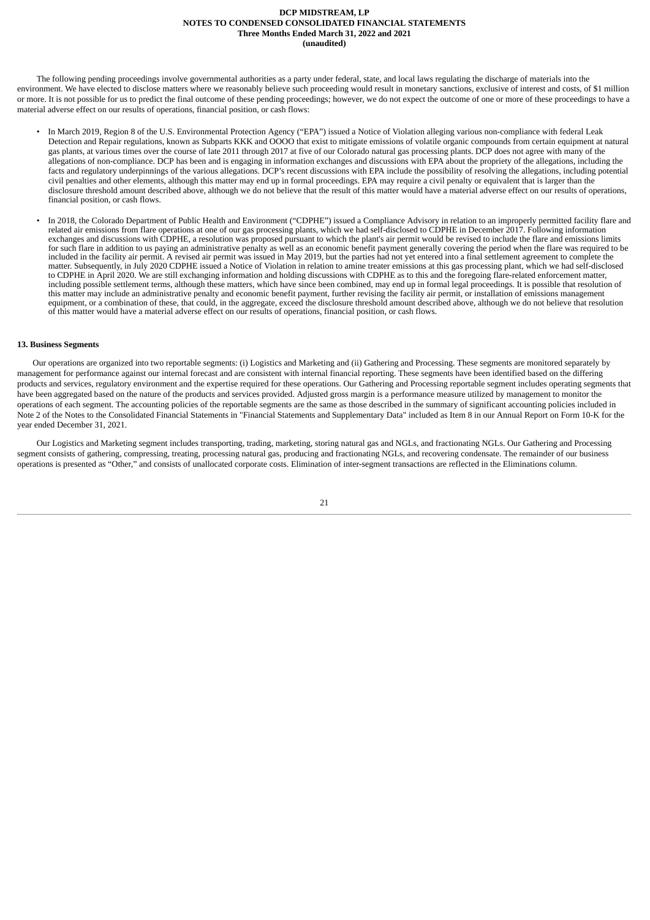The following pending proceedings involve governmental authorities as a party under federal, state, and local laws regulating the discharge of materials into the environment. We have elected to disclose matters where we reasonably believe such proceeding would result in monetary sanctions, exclusive of interest and costs, of $1 million or more. It is not possible for us to predict the final outcome of these pending proceedings; however, we do not expect the outcome of one or more of these proceedings to have a material adverse effect on our results of operations, financial position, or cash flows:

- In March 2019, Region 8 of the U.S. Environmental Protection Agency ("EPA") issued a Notice of Violation alleging various non-compliance with federal Leak Detection and Repair regulations, known as Subparts KKK and OOOO that exist to mitigate emissions of volatile organic compounds from certain equipment at natural gas plants, at various times over the course of late 2011 through 2017 at five of our Colorado natural gas processing plants. DCP does not agree with many of the allegations of non-compliance. DCP has been and is engaging in information exchanges and discussions with EPA about the propriety of the allegations, including the facts and regulatory underpinnings of the various allegations. DCP's recent discussions with EPA include the possibility of resolving the allegations, including potential civil penalties and other elements, although this matter may end up in formal proceedings. EPA may require a civil penalty or equivalent that is larger than the disclosure threshold amount described above, although we do not believe that the result of this matter would have a material adverse effect on our results of operations, financial position, or cash flows.

- In 2018, the Colorado Department of Public Health and Environment ("CDPHE") issued a Compliance Advisory in relation to an improperly permitted facility flare and related air emissions from flare operations at one of our gas processing plants, which we had self-disclosed to CDPHE in December 2017. Following information exchanges and discussions with CDPHE, a resolution was proposed pursuant to which the plant's air permit would be revised to include the flare and emissions limits for such flare in addition to us paying an administrative penalty as well as an economic benefit payment generally covering the period when the flare was required to be included in the facility air permit. A revised air permit was issued in May 2019, but the parties had not yet entered into a final settlement agreement to complete the matter. Subsequently, in July 2020 CDPHE issued a Notice of Violation in relation to amine treater emissions at this gas processing plant, which we had self-disclosed to CDPHE in April 2020. We are still exchanging information and holding discussions with CDPHE as to this and the foregoing flare-related enforcement matter, including possible settlement terms, although these matters, which have since been combined, may end up in formal legal proceedings. It is possible that resolution of this matter may include an administrative penalty and economic benefit payment, further revising the facility air permit, or installation of emissions management equipment, or a combination of these, that could, in the aggregate, exceed the disclosure threshold amount described above, although we do not believe that resolution of this matter would have a material adverse effect on our results of operations, financial position, or cash flows.

### 13. Business Segments

Our operations are organized into two reportable segments: (i) Logistics and Marketing and (ii) Gathering and Processing. These segments are monitored separately by management for performance against our internal forecast and are consistent with internal financial reporting. These segments have been identified based on the differing products and services, regulatory environment and the expertise required for these operations. Our Gathering and Processing reportable segment includes operating segments that have been aggregated based on the nature of the products and services provided. Adjusted gross margin is a performance measure utilized by management to monitor the operations of each segment. The accounting policies of the reportable segments are the same as those described in the summary of significant accounting policies included in Note 2 of the Notes to the Consolidated Financial Statements in "Financial Statements and Supplementary Data" included as Item 8 in our Annual Report on Form 10-K for the year ended December 31, 2021.

Our Logistics and Marketing segment includes transporting, trading, marketing, storing natural gas and NGLs, and fractionating NGLs. Our Gathering and Processing segment consists of gathering, compressing, treating, processing natural gas, producing and fractionating NGLs, and recovering condensate. The remainder of our business operations is presented as "Other," and consists of unallocated corporate costs. Elimination of inter-segment transactions are reflected in the Eliminations column.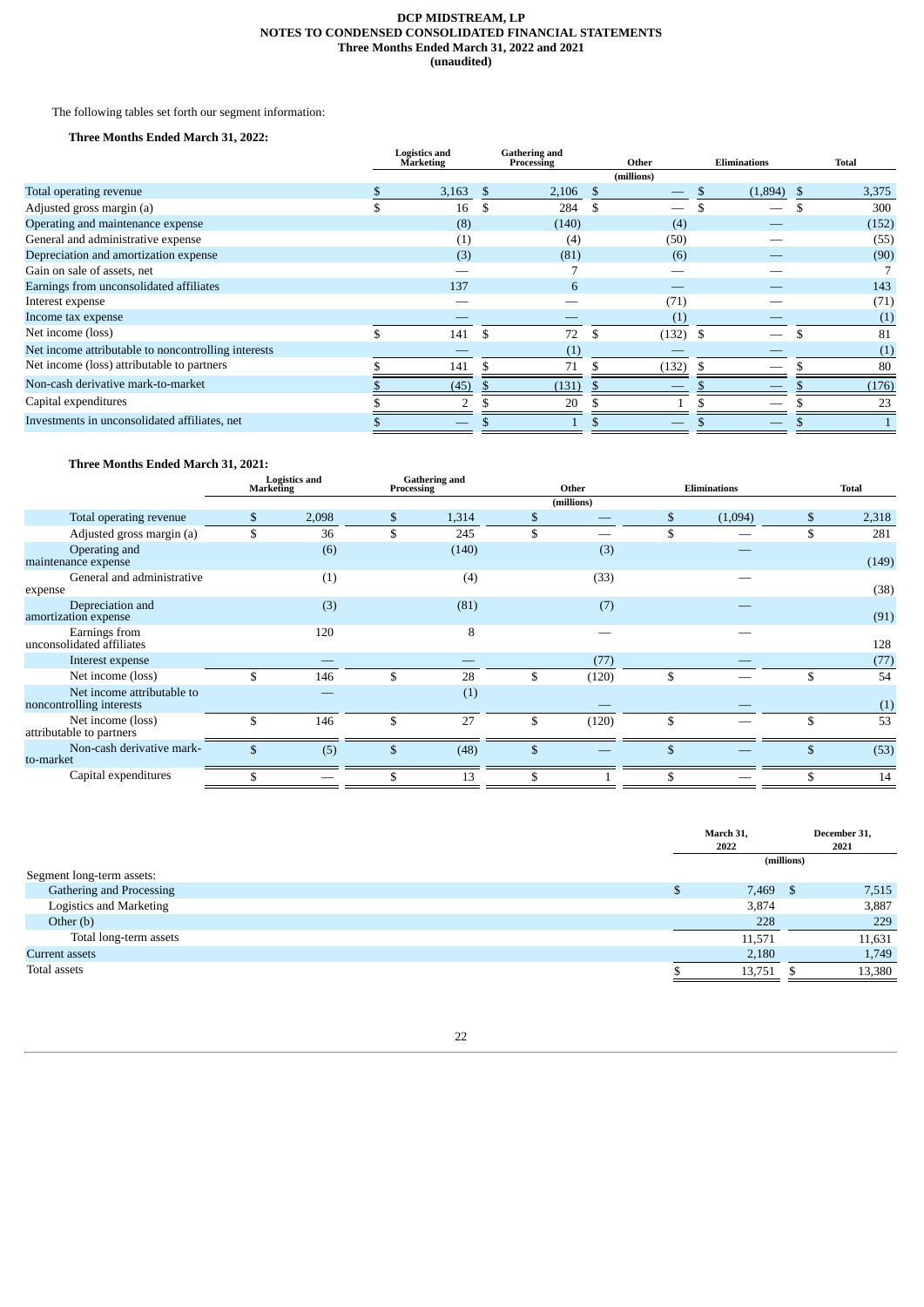The following tables set forth our segment information:

**Three Months Ended March 31, 2022:**

| | Logistics and Marketing | Gathering and Processing | Other | Eliminations | Total |
|---|---|---|---|---|---|
| | | | (millions) | | |
| Total operating revenue | $ 3,163 | $ 2,106 | $ — | $ (1,894) | $ 3,375 |
| Adjusted gross margin (a) | $ 16 | $ 284 | $ — | $ — | $ 300 |
| Operating and maintenance expense | (8) | (140) | (4) | — | (152) |
| General and administrative expense | (1) | (4) | (50) | — | (55) |
| Depreciation and amortization expense | (3) | (81) | (6) | — | (90) |
| Gain on sale of assets, net | — | 7 | — | — | 7 |
| Earnings from unconsolidated affiliates | 137 | 6 | — | — | 143 |
| Interest expense | — | — | (71) | — | (71) |
| Income tax expense | — | — | (1) | — | (1) |
| Net income (loss) | $ 141 | $ 72 | $ (132) | $ — | $ 81 |
| Net income attributable to noncontrolling interests | — | (1) | — | — | (1) |
| Net income (loss) attributable to partners | $ 141 | $ 71 | $ (132) | $ — | $ 80 |
| Non-cash derivative mark-to-market | $ (45) | $ (131) | $ — | $ — | $ (176) |
| Capital expenditures | $ 2 | $ 20 | $ 1 | $ — | $ 23 |
| Investments in unconsolidated affiliates, net | $ — | $ 1 | $ — | $ — | $ 1 |

**Three Months Ended March 31, 2021:**

| | Logistics and Marketing | Gathering and Processing | Other | Eliminations | Total |
|---|---|---|---|---|---|
| | | | (millions) | | |
| Total operating revenue | $ 2,098 | $ 1,314 | $ — | $ (1,094) | $ 2,318 |
| Adjusted gross margin (a) | $ 36 | $ 245 | $ — | $ — | $ 281 |
| Operating and maintenance expense | (6) | (140) | (3) | — | (149) |
| General and administrative expense | (1) | (4) | (33) | — | (38) |
| Depreciation and amortization expense | (3) | (81) | (7) | — | (91) |
| Earnings from unconsolidated affiliates | 120 | 8 | — | — | 128 |
| Interest expense | — | — | (77) | — | (77) |
| Net income (loss) | $ 146 | $ 28 | $ (120) | $ — | $ 54 |
| Net income attributable to noncontrolling interests | — | (1) | — | — | (1) |
| Net income (loss) attributable to partners | $ 146 | $ 27 | $ (120) | $ — | $ 53 |
| Non-cash derivative mark-to-market | $ (5) | $ (48) | $ — | $ — | $ (53) |
| Capital expenditures | $ — | $ 13 | $ 1 | $ — | $ 14 |

| | March 31, 2022 | December 31, 2021 |
|---|---|---|
| | (millions) | |
| Segment long-term assets: | | |
| Gathering and Processing | $ 7,469 | $ 7,515 |
| Logistics and Marketing | 3,874 | 3,887 |
| Other (b) | 228 | 229 |
| Total long-term assets | 11,571 | 11,631 |
| Current assets | 2,180 | 1,749 |
| Total assets | $ 13,751 | $ 13,380 |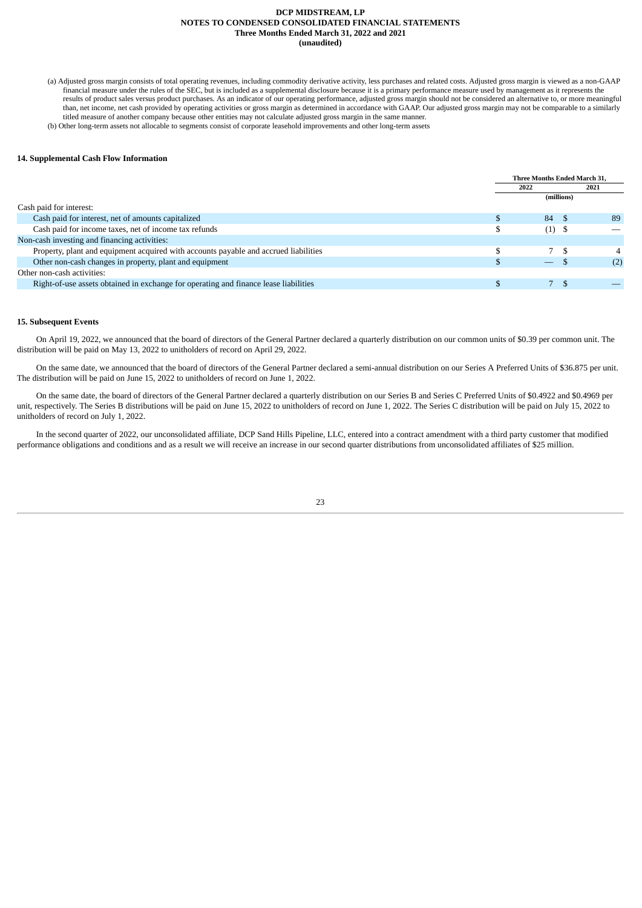(a) Adjusted gross margin consists of total operating revenues, including commodity derivative activity, less purchases and related costs. Adjusted gross margin is viewed as a non-GAAP financial measure under the rules of the SEC, but is included as a supplemental disclosure because it is a primary performance measure used by management as it represents the results of product sales versus product purchases. As an indicator of our operating performance, adjusted gross margin should not be considered an alternative to, or more meaningful than, net income, net cash provided by operating activities or gross margin as determined in accordance with GAAP. Our adjusted gross margin may not be comparable to a similarly titled measure of another company because other entities may not calculate adjusted gross margin in the same manner.

(b) Other long-term assets not allocable to segments consist of corporate leasehold improvements and other long-term assets

### 14. Supplemental Cash Flow Information

| | Three Months Ended March 31, | |
|---|---|---|
| | 2022 | 2021 |
| | (millions) | |
| Cash paid for interest: | | |
| Cash paid for interest, net of amounts capitalized | $ 84 | $ 89 |
| Cash paid for income taxes, net of income tax refunds | $ (1) | $ — |
| Non-cash investing and financing activities: | | |
| Property, plant and equipment acquired with accounts payable and accrued liabilities | $ 7 | $ 4 |
| Other non-cash changes in property, plant and equipment | $ — | $ (2) |
| Other non-cash activities: | | |
| Right-of-use assets obtained in exchange for operating and finance lease liabilities | $ 7 | $ — |

### 15. Subsequent Events

On April 19, 2022, we announced that the board of directors of the General Partner declared a quarterly distribution on our common units of $0.39 per common unit. The distribution will be paid on May 13, 2022 to unitholders of record on April 29, 2022.

On the same date, we announced that the board of directors of the General Partner declared a semi-annual distribution on our Series A Preferred Units of $36.875 per unit. The distribution will be paid on June 15, 2022 to unitholders of record on June 1, 2022.

On the same date, the board of directors of the General Partner declared a quarterly distribution on our Series B and Series C Preferred Units of $0.4922 and $0.4969 per unit, respectively. The Series B distributions will be paid on June 15, 2022 to unitholders of record on June 1, 2022. The Series C distribution will be paid on July 15, 2022 to unitholders of record on July 1, 2022.

In the second quarter of 2022, our unconsolidated affiliate, DCP Sand Hills Pipeline, LLC, entered into a contract amendment with a third party customer that modified performance obligations and conditions and as a result we will receive an increase in our second quarter distributions from unconsolidated affiliates of $25 million.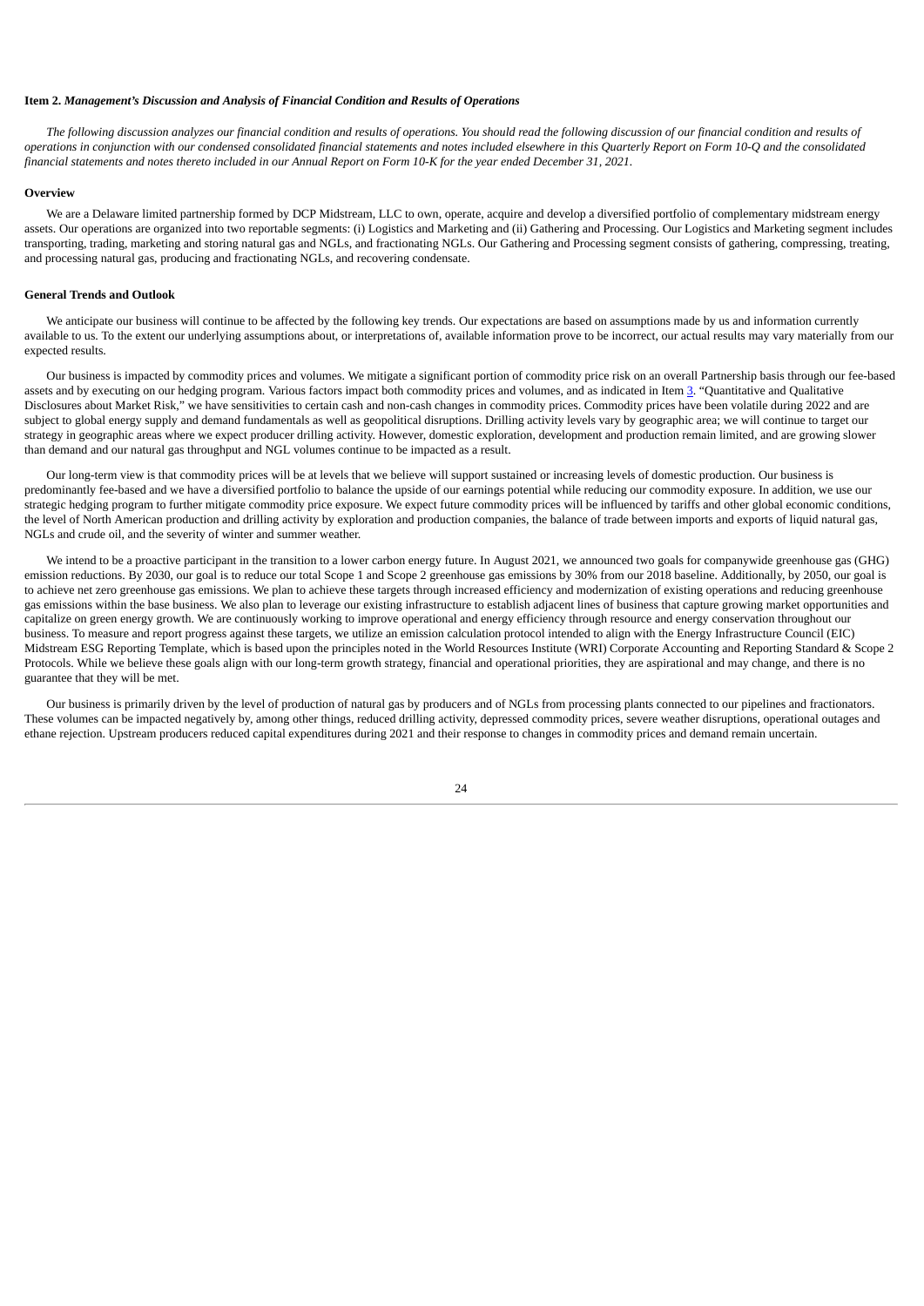## Item 2. *Management's Discussion and Analysis of Financial Condition and Results of Operations*

*The following discussion analyzes our financial condition and results of operations. You should read the following discussion of our financial condition and results of operations in conjunction with our condensed consolidated financial statements and notes included elsewhere in this Quarterly Report on Form 10-Q and the consolidated financial statements and notes thereto included in our Annual Report on Form 10-K for the year ended December 31, 2021.*

### Overview

We are a Delaware limited partnership formed by DCP Midstream, LLC to own, operate, acquire and develop a diversified portfolio of complementary midstream energy assets. Our operations are organized into two reportable segments: (i) Logistics and Marketing and (ii) Gathering and Processing. Our Logistics and Marketing segment includes transporting, trading, marketing and storing natural gas and NGLs, and fractionating NGLs. Our Gathering and Processing segment consists of gathering, compressing, treating, and processing natural gas, producing and fractionating NGLs, and recovering condensate.

### General Trends and Outlook

We anticipate our business will continue to be affected by the following key trends. Our expectations are based on assumptions made by us and information currently available to us. To the extent our underlying assumptions about, or interpretations of, available information prove to be incorrect, our actual results may vary materially from our expected results.

Our business is impacted by commodity prices and volumes. We mitigate a significant portion of commodity price risk on an overall Partnership basis through our fee-based assets and by executing on our hedging program. Various factors impact both commodity prices and volumes, and as indicated in Item 3. "Quantitative and Qualitative Disclosures about Market Risk," we have sensitivities to certain cash and non-cash changes in commodity prices. Commodity prices have been volatile during 2022 and are subject to global energy supply and demand fundamentals as well as geopolitical disruptions. Drilling activity levels vary by geographic area; we will continue to target our strategy in geographic areas where we expect producer drilling activity. However, domestic exploration, development and production remain limited, and are growing slower than demand and our natural gas throughput and NGL volumes continue to be impacted as a result.

Our long-term view is that commodity prices will be at levels that we believe will support sustained or increasing levels of domestic production. Our business is predominantly fee-based and we have a diversified portfolio to balance the upside of our earnings potential while reducing our commodity exposure. In addition, we use our strategic hedging program to further mitigate commodity price exposure. We expect future commodity prices will be influenced by tariffs and other global economic conditions, the level of North American production and drilling activity by exploration and production companies, the balance of trade between imports and exports of liquid natural gas, NGLs and crude oil, and the severity of winter and summer weather.

We intend to be a proactive participant in the transition to a lower carbon energy future. In August 2021, we announced two goals for companywide greenhouse gas (GHG) emission reductions. By 2030, our goal is to reduce our total Scope 1 and Scope 2 greenhouse gas emissions by 30% from our 2018 baseline. Additionally, by 2050, our goal is to achieve net zero greenhouse gas emissions. We plan to achieve these targets through increased efficiency and modernization of existing operations and reducing greenhouse gas emissions within the base business. We also plan to leverage our existing infrastructure to establish adjacent lines of business that capture growing market opportunities and capitalize on green energy growth. We are continuously working to improve operational and energy efficiency through resource and energy conservation throughout our business. To measure and report progress against these targets, we utilize an emission calculation protocol intended to align with the Energy Infrastructure Council (EIC) Midstream ESG Reporting Template, which is based upon the principles noted in the World Resources Institute (WRI) Corporate Accounting and Reporting Standard & Scope 2 Protocols. While we believe these goals align with our long-term growth strategy, financial and operational priorities, they are aspirational and may change, and there is no guarantee that they will be met.

Our business is primarily driven by the level of production of natural gas by producers and of NGLs from processing plants connected to our pipelines and fractionators. These volumes can be impacted negatively by, among other things, reduced drilling activity, depressed commodity prices, severe weather disruptions, operational outages and ethane rejection. Upstream producers reduced capital expenditures during 2021 and their response to changes in commodity prices and demand remain uncertain.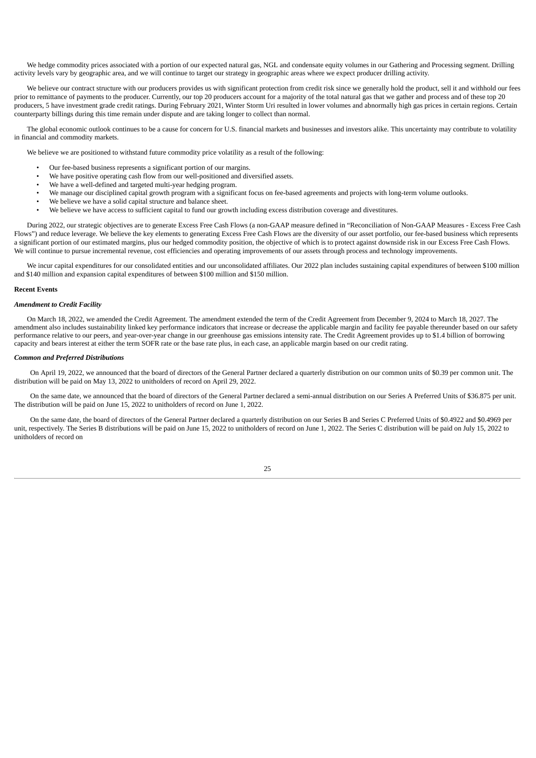We hedge commodity prices associated with a portion of our expected natural gas, NGL and condensate equity volumes in our Gathering and Processing segment. Drilling activity levels vary by geographic area, and we will continue to target our strategy in geographic areas where we expect producer drilling activity.

We believe our contract structure with our producers provides us with significant protection from credit risk since we generally hold the product, sell it and withhold our fees prior to remittance of payments to the producer. Currently, our top 20 producers account for a majority of the total natural gas that we gather and process and of these top 20 producers, 5 have investment grade credit ratings. During February 2021, Winter Storm Uri resulted in lower volumes and abnormally high gas prices in certain regions. Certain counterparty billings during this time remain under dispute and are taking longer to collect than normal.

The global economic outlook continues to be a cause for concern for U.S. financial markets and businesses and investors alike. This uncertainty may contribute to volatility in financial and commodity markets.

We believe we are positioned to withstand future commodity price volatility as a result of the following:

- Our fee-based business represents a significant portion of our margins.
- We have positive operating cash flow from our well-positioned and diversified assets.
- We have a well-defined and targeted multi-year hedging program.
- We manage our disciplined capital growth program with a significant focus on fee-based agreements and projects with long-term volume outlooks.
- We believe we have a solid capital structure and balance sheet.
- We believe we have access to sufficient capital to fund our growth including excess distribution coverage and divestitures.

During 2022, our strategic objectives are to generate Excess Free Cash Flows (a non-GAAP measure defined in "Reconciliation of Non-GAAP Measures - Excess Free Cash Flows") and reduce leverage. We believe the key elements to generating Excess Free Cash Flows are the diversity of our asset portfolio, our fee-based business which represents a significant portion of our estimated margins, plus our hedged commodity position, the objective of which is to protect against downside risk in our Excess Free Cash Flows. We will continue to pursue incremental revenue, cost efficiencies and operating improvements of our assets through process and technology improvements.

We incur capital expenditures for our consolidated entities and our unconsolidated affiliates. Our 2022 plan includes sustaining capital expenditures of between $100 million and $140 million and expansion capital expenditures of between $100 million and $150 million.

**Recent Events**

***Amendment to Credit Facility***

On March 18, 2022, we amended the Credit Agreement. The amendment extended the term of the Credit Agreement from December 9, 2024 to March 18, 2027. The amendment also includes sustainability linked key performance indicators that increase or decrease the applicable margin and facility fee payable thereunder based on our safety performance relative to our peers, and year-over-year change in our greenhouse gas emissions intensity rate. The Credit Agreement provides up to $1.4 billion of borrowing capacity and bears interest at either the term SOFR rate or the base rate plus, in each case, an applicable margin based on our credit rating.

***Common and Preferred Distributions***

On April 19, 2022, we announced that the board of directors of the General Partner declared a quarterly distribution on our common units of $0.39 per common unit. The distribution will be paid on May 13, 2022 to unitholders of record on April 29, 2022.

On the same date, we announced that the board of directors of the General Partner declared a semi-annual distribution on our Series A Preferred Units of $36.875 per unit. The distribution will be paid on June 15, 2022 to unitholders of record on June 1, 2022.

On the same date, the board of directors of the General Partner declared a quarterly distribution on our Series B and Series C Preferred Units of $0.4922 and $0.4969 per unit, respectively. The Series B distributions will be paid on June 15, 2022 to unitholders of record on June 1, 2022. The Series C distribution will be paid on July 15, 2022 to unitholders of record on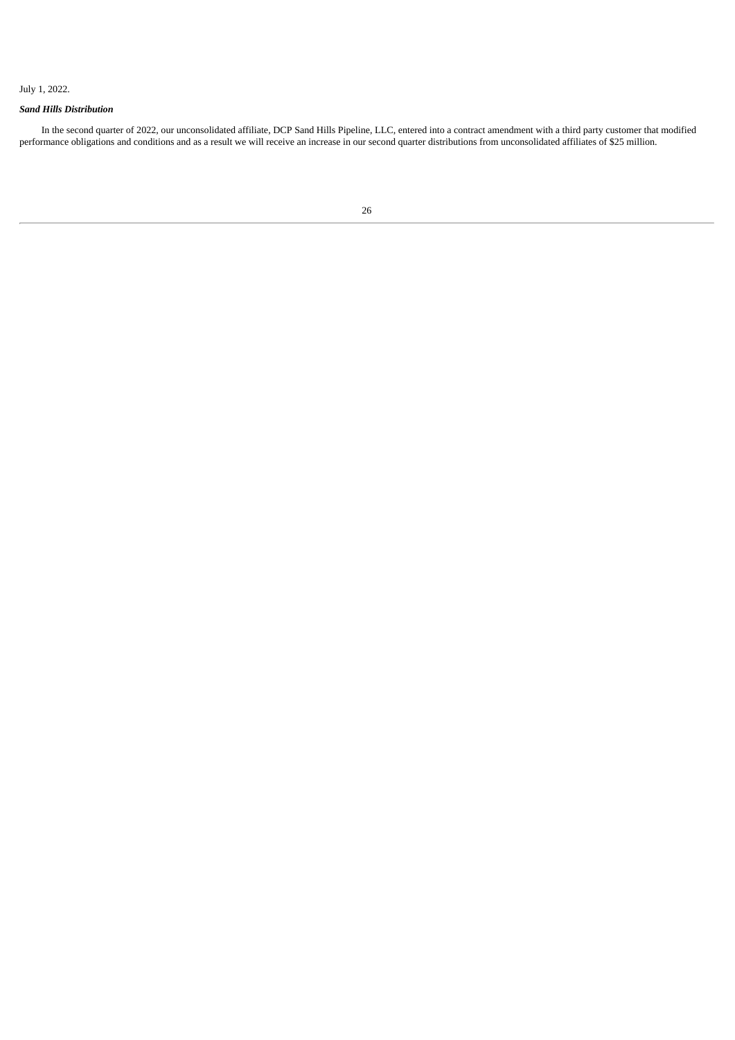July 1, 2022.

***Sand Hills Distribution***

In the second quarter of 2022, our unconsolidated affiliate, DCP Sand Hills Pipeline, LLC, entered into a contract amendment with a third party customer that modified performance obligations and conditions and as a result we will receive an increase in our second quarter distributions from unconsolidated affiliates of $25 million.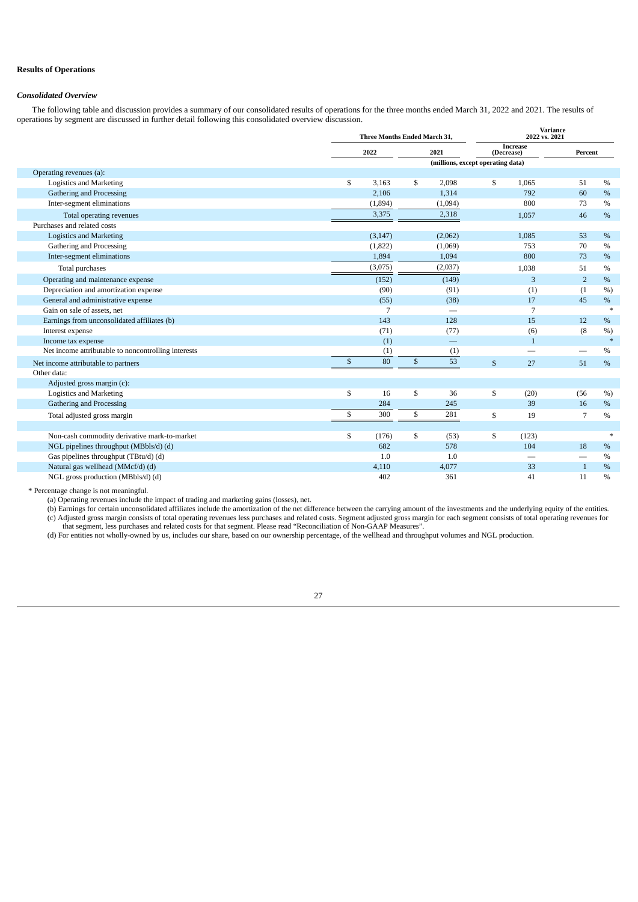## Results of Operations

### *Consolidated Overview*

The following table and discussion provides a summary of our consolidated results of operations for the three months ended March 31, 2022 and 2021. The results of operations by segment are discussed in further detail following this consolidated overview discussion.

| | Three Months Ended March 31, | | Variance 2022 vs. 2021 | |
|---|---|---|---|---|
| | 2022 | 2021 | Increase (Decrease) | Percent |
| | (millions, except operating data) | | | |
| Operating revenues (a): | | | | |
| Logistics and Marketing | $ 3,163 | $ 2,098 | $ 1,065 | 51 % |
| Gathering and Processing | 2,106 | 1,314 | 792 | 60 % |
| Inter-segment eliminations | (1,894) | (1,094) | 800 | 73 % |
| Total operating revenues | 3,375 | 2,318 | 1,057 | 46 % |
| Purchases and related costs | | | | |
| Logistics and Marketing | (3,147) | (2,062) | 1,085 | 53 % |
| Gathering and Processing | (1,822) | (1,069) | 753 | 70 % |
| Inter-segment eliminations | 1,894 | 1,094 | 800 | 73 % |
| Total purchases | (3,075) | (2,037) | 1,038 | 51 % |
| Operating and maintenance expense | (152) | (149) | 3 | 2 % |
| Depreciation and amortization expense | (90) | (91) | (1) | (1 %) |
| General and administrative expense | (55) | (38) | 17 | 45 % |
| Gain on sale of assets, net | 7 | — | 7 | * |
| Earnings from unconsolidated affiliates (b) | 143 | 128 | 15 | 12 % |
| Interest expense | (71) | (77) | (6) | (8 %) |
| Income tax expense | (1) | — | 1 | * |
| Net income attributable to noncontrolling interests | (1) | (1) | — | — % |
| Net income attributable to partners | $ 80 | $ 53 | $ 27 | 51 % |
| Other data: | | | | |
| Adjusted gross margin (c): | | | | |
| Logistics and Marketing | $ 16 | $ 36 | $ (20) | (56 %) |
| Gathering and Processing | 284 | 245 | 39 | 16 % |
| Total adjusted gross margin | $ 300 | $ 281 | $ 19 | 7 % |
| | | | | |
| Non-cash commodity derivative mark-to-market | $ (176) | $ (53) | $ (123) | * |
| NGL pipelines throughput (MBbls/d) (d) | 682 | 578 | 104 | 18 % |
| Gas pipelines throughput (TBtu/d) (d) | 1.0 | 1.0 | — | — % |
| Natural gas wellhead (MMcf/d) (d) | 4,110 | 4,077 | 33 | 1 % |
| NGL gross production (MBbls/d) (d) | 402 | 361 | 41 | 11 % |

\* Percentage change is not meaningful.

(a) Operating revenues include the impact of trading and marketing gains (losses), net.

(b) Earnings for certain unconsolidated affiliates include the amortization of the net difference between the carrying amount of the investments and the underlying equity of the entities.

(c) Adjusted gross margin consists of total operating revenues less purchases and related costs. Segment adjusted gross margin for each segment consists of total operating revenues for that segment, less purchases and related costs for that segment. Please read "Reconciliation of Non-GAAP Measures".

(d) For entities not wholly-owned by us, includes our share, based on our ownership percentage, of the wellhead and throughput volumes and NGL production.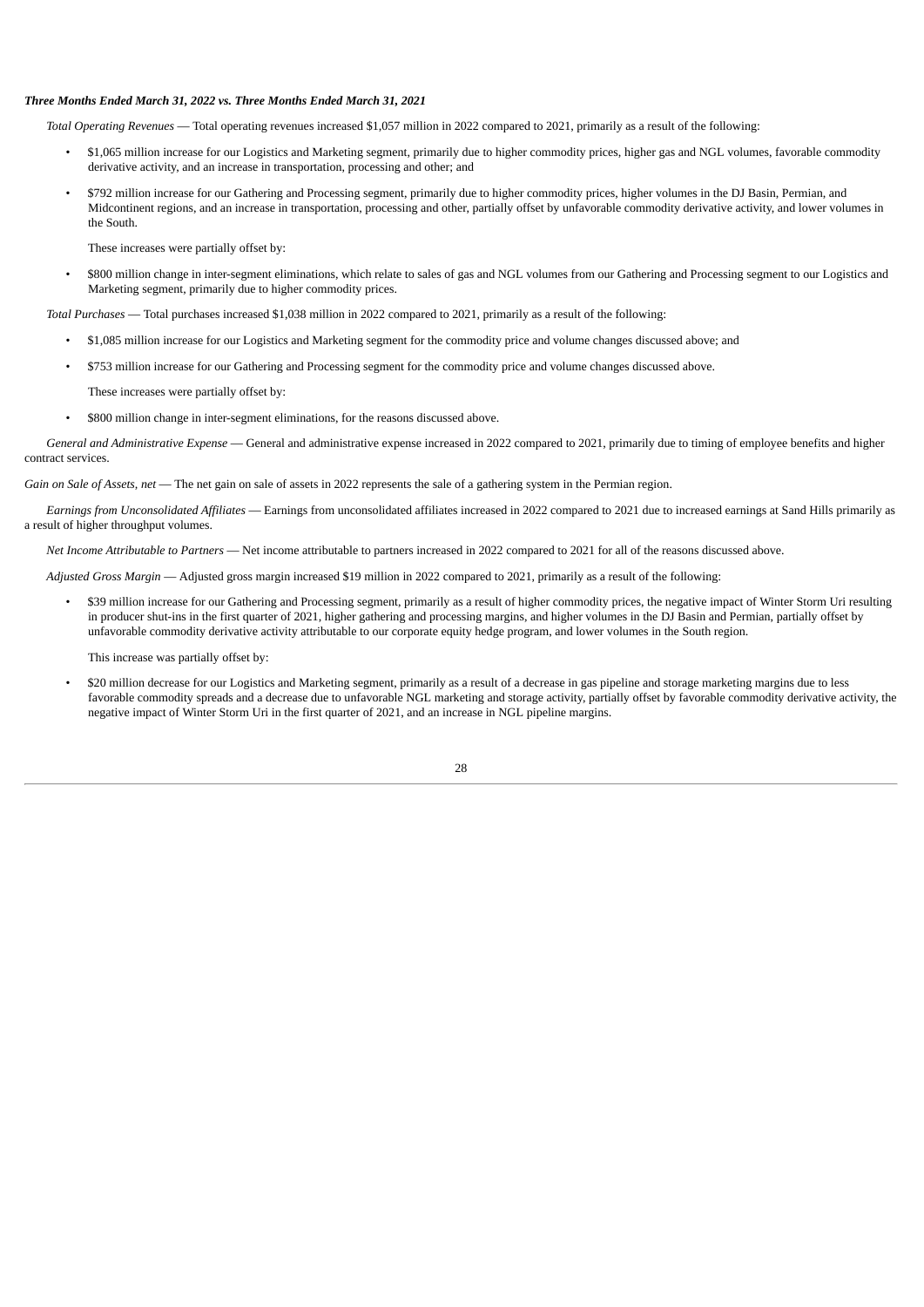***Three Months Ended March 31, 2022 vs. Three Months Ended March 31, 2021***

*Total Operating Revenues* — Total operating revenues increased $1,057 million in 2022 compared to 2021, primarily as a result of the following:

- $1,065 million increase for our Logistics and Marketing segment, primarily due to higher commodity prices, higher gas and NGL volumes, favorable commodity derivative activity, and an increase in transportation, processing and other; and
- $792 million increase for our Gathering and Processing segment, primarily due to higher commodity prices, higher volumes in the DJ Basin, Permian, and Midcontinent regions, and an increase in transportation, processing and other, partially offset by unfavorable commodity derivative activity, and lower volumes in the South.

These increases were partially offset by:

- $800 million change in inter-segment eliminations, which relate to sales of gas and NGL volumes from our Gathering and Processing segment to our Logistics and Marketing segment, primarily due to higher commodity prices.

*Total Purchases* — Total purchases increased $1,038 million in 2022 compared to 2021, primarily as a result of the following:

- $1,085 million increase for our Logistics and Marketing segment for the commodity price and volume changes discussed above; and
- $753 million increase for our Gathering and Processing segment for the commodity price and volume changes discussed above.

These increases were partially offset by:

- $800 million change in inter-segment eliminations, for the reasons discussed above.

*General and Administrative Expense* — General and administrative expense increased in 2022 compared to 2021, primarily due to timing of employee benefits and higher contract services.

*Gain on Sale of Assets, net* — The net gain on sale of assets in 2022 represents the sale of a gathering system in the Permian region.

*Earnings from Unconsolidated Affiliates* — Earnings from unconsolidated affiliates increased in 2022 compared to 2021 due to increased earnings at Sand Hills primarily as a result of higher throughput volumes.

*Net Income Attributable to Partners* — Net income attributable to partners increased in 2022 compared to 2021 for all of the reasons discussed above.

*Adjusted Gross Margin* — Adjusted gross margin increased $19 million in 2022 compared to 2021, primarily as a result of the following:

- $39 million increase for our Gathering and Processing segment, primarily as a result of higher commodity prices, the negative impact of Winter Storm Uri resulting in producer shut-ins in the first quarter of 2021, higher gathering and processing margins, and higher volumes in the DJ Basin and Permian, partially offset by unfavorable commodity derivative activity attributable to our corporate equity hedge program, and lower volumes in the South region.

This increase was partially offset by:

- $20 million decrease for our Logistics and Marketing segment, primarily as a result of a decrease in gas pipeline and storage marketing margins due to less favorable commodity spreads and a decrease due to unfavorable NGL marketing and storage activity, partially offset by favorable commodity derivative activity, the negative impact of Winter Storm Uri in the first quarter of 2021, and an increase in NGL pipeline margins.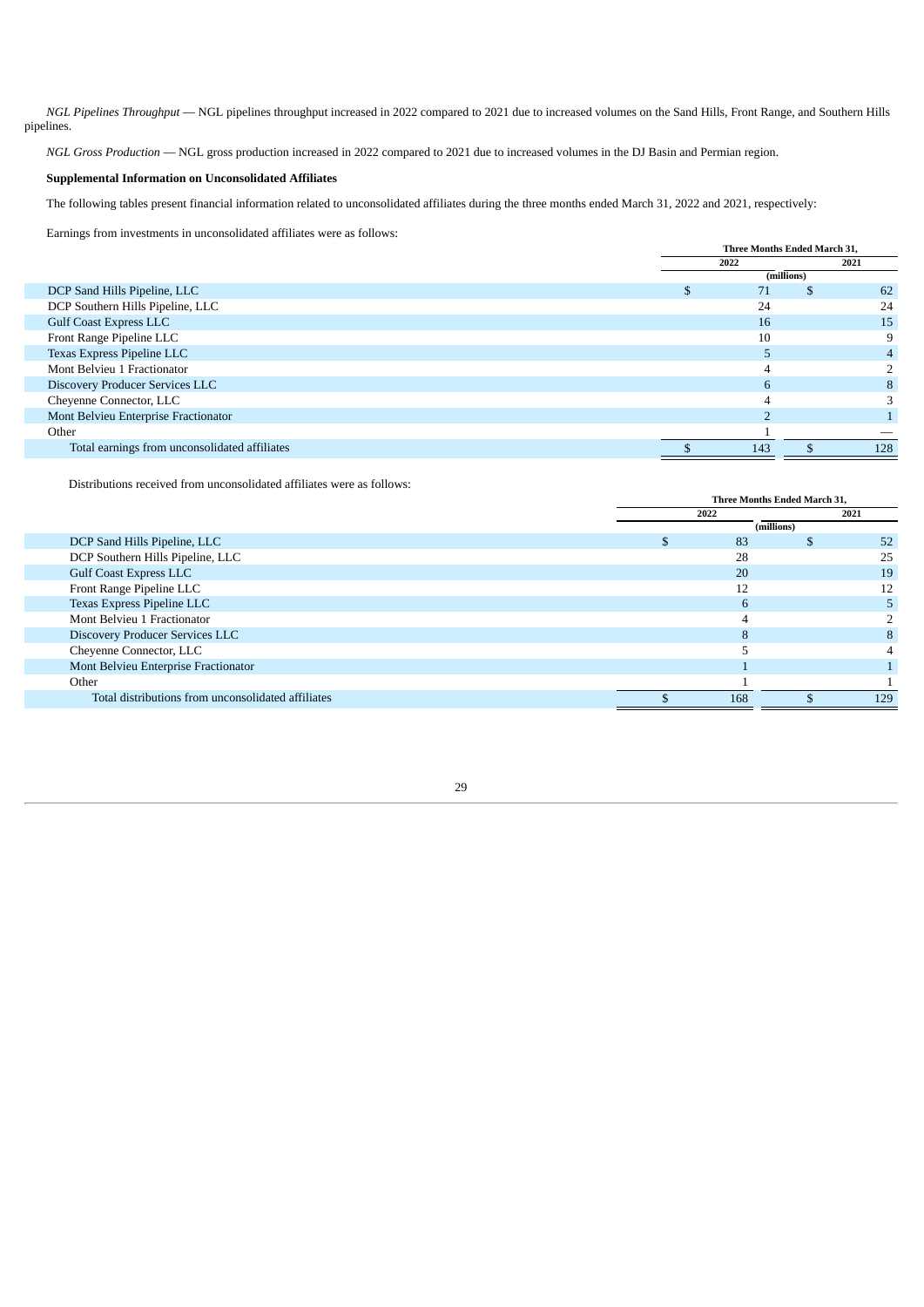*NGL Pipelines Throughput* — NGL pipelines throughput increased in 2022 compared to 2021 due to increased volumes on the Sand Hills, Front Range, and Southern Hills pipelines.

*NGL Gross Production* — NGL gross production increased in 2022 compared to 2021 due to increased volumes in the DJ Basin and Permian region.

**Supplemental Information on Unconsolidated Affiliates**

The following tables present financial information related to unconsolidated affiliates during the three months ended March 31, 2022 and 2021, respectively:

Earnings from investments in unconsolidated affiliates were as follows:

| | Three Months Ended March 31, | |
|---|---|---|
| | 2022 | 2021 |
| | (millions) | |
| DCP Sand Hills Pipeline, LLC | $ 71 | $ 62 |
| DCP Southern Hills Pipeline, LLC | 24 | 24 |
| Gulf Coast Express LLC | 16 | 15 |
| Front Range Pipeline LLC | 10 | 9 |
| Texas Express Pipeline LLC | 5 | 4 |
| Mont Belvieu 1 Fractionator | 4 | 2 |
| Discovery Producer Services LLC | 6 | 8 |
| Cheyenne Connector, LLC | 4 | 3 |
| Mont Belvieu Enterprise Fractionator | 2 | 1 |
| Other | 1 | — |
| Total earnings from unconsolidated affiliates | $ 143 | $ 128 |

Distributions received from unconsolidated affiliates were as follows:

| | Three Months Ended March 31, | |
|---|---|---|
| | 2022 | 2021 |
| | (millions) | |
| DCP Sand Hills Pipeline, LLC | $ 83 | $ 52 |
| DCP Southern Hills Pipeline, LLC | 28 | 25 |
| Gulf Coast Express LLC | 20 | 19 |
| Front Range Pipeline LLC | 12 | 12 |
| Texas Express Pipeline LLC | 6 | 5 |
| Mont Belvieu 1 Fractionator | 4 | 2 |
| Discovery Producer Services LLC | 8 | 8 |
| Cheyenne Connector, LLC | 5 | 4 |
| Mont Belvieu Enterprise Fractionator | 1 | 1 |
| Other | 1 | 1 |
| Total distributions from unconsolidated affiliates | $ 168 | $ 129 |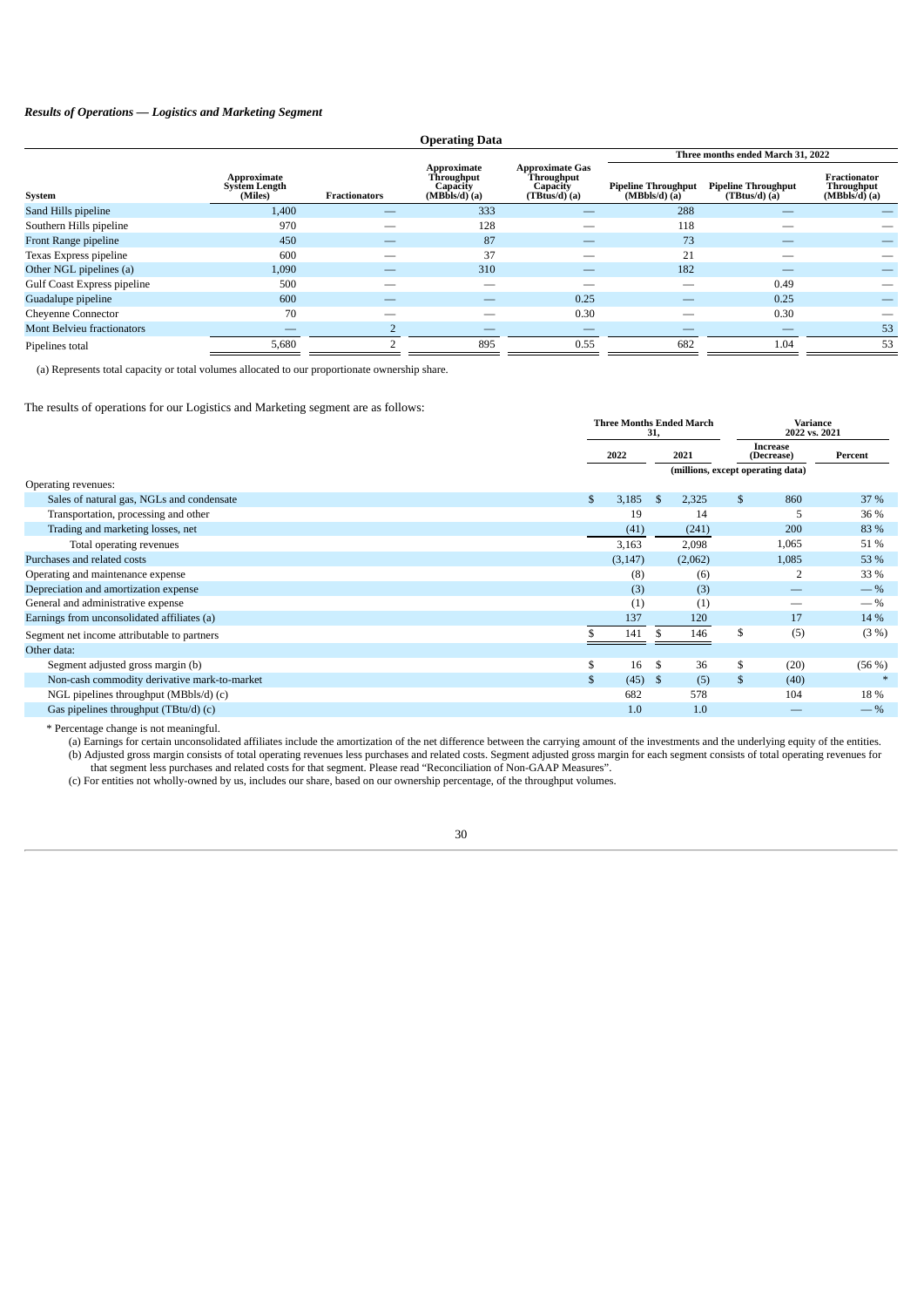### *Results of Operations — Logistics and Marketing Segment*

**Operating Data**

| System | Approximate System Length (Miles) | Fractionators | Approximate Throughput Capacity (MBbls/d) (a) | Approximate Gas Throughput Capacity (TBtus/d) (a) | Three months ended March 31, 2022 Pipeline Throughput (MBbls/d) (a) | Pipeline Throughput (TBtus/d) (a) | Fractionator Throughput (MBbls/d) (a) |
|---|---|---|---|---|---|---|---|
| Sand Hills pipeline | 1,400 | — | 333 | — | 288 | — | — |
| Southern Hills pipeline | 970 | — | 128 | — | 118 | — | — |
| Front Range pipeline | 450 | — | 87 | — | 73 | — | — |
| Texas Express pipeline | 600 | — | 37 | — | 21 | — | — |
| Other NGL pipelines (a) | 1,090 | — | 310 | — | 182 | — | — |
| Gulf Coast Express pipeline | 500 | — | — | — | — | 0.49 | — |
| Guadalupe pipeline | 600 | — | — | 0.25 | — | 0.25 | — |
| Cheyenne Connector | 70 | — | — | 0.30 | — | 0.30 | — |
| Mont Belvieu fractionators | — | 2 | — | — | — | — | 53 |
| Pipelines total | 5,680 | 2 | 895 | 0.55 | 682 | 1.04 | 53 |

(a) Represents total capacity or total volumes allocated to our proportionate ownership share.

The results of operations for our Logistics and Marketing segment are as follows:

| | Three Months Ended March 31, | | Variance 2022 vs. 2021 | |
|---|---|---|---|---|
| | 2022 | 2021 | Increase (Decrease) | Percent |
| | (millions, except operating data) | | | |
| Operating revenues: | | | | |
| Sales of natural gas, NGLs and condensate | $ 3,185 | $ 2,325 | $ 860 | 37 % |
| Transportation, processing and other | 19 | 14 | 5 | 36 % |
| Trading and marketing losses, net | (41) | (241) | 200 | 83 % |
| Total operating revenues | 3,163 | 2,098 | 1,065 | 51 % |
| Purchases and related costs | (3,147) | (2,062) | 1,085 | 53 % |
| Operating and maintenance expense | (8) | (6) | 2 | 33 % |
| Depreciation and amortization expense | (3) | (3) | — | — % |
| General and administrative expense | (1) | (1) | — | — % |
| Earnings from unconsolidated affiliates (a) | 137 | 120 | 17 | 14 % |
| Segment net income attributable to partners | $ 141 | $ 146 | $ (5) | (3 %) |
| Other data: | | | | |
| Segment adjusted gross margin (b) | $ 16 | $ 36 | $ (20) | (56 %) |
| Non-cash commodity derivative mark-to-market | $ (45) | $ (5) | $ (40) | * |
| NGL pipelines throughput (MBbls/d) (c) | 682 | 578 | 104 | 18 % |
| Gas pipelines throughput (TBtu/d) (c) | 1.0 | 1.0 | — | — % |

\* Percentage change is not meaningful.

(a) Earnings for certain unconsolidated affiliates include the amortization of the net difference between the carrying amount of the investments and the underlying equity of the entities.

(b) Adjusted gross margin consists of total operating revenues less purchases and related costs. Segment adjusted gross margin for each segment consists of total operating revenues for that segment less purchases and related costs for that segment. Please read "Reconciliation of Non-GAAP Measures".

(c) For entities not wholly-owned by us, includes our share, based on our ownership percentage, of the throughput volumes.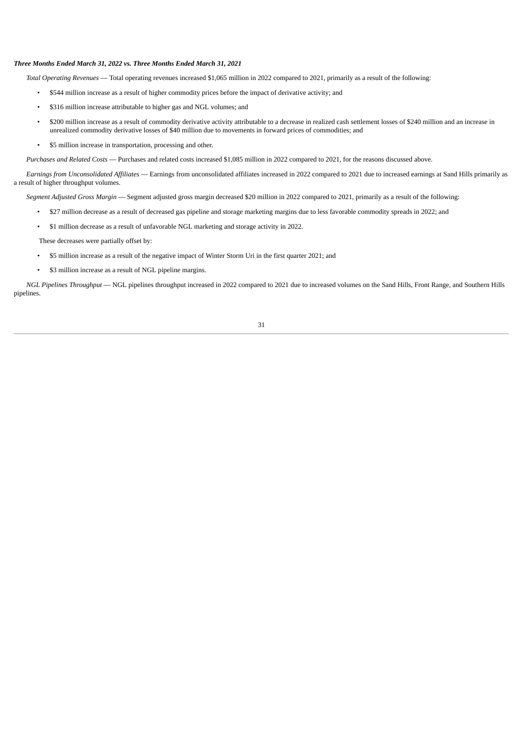***Three Months Ended March 31, 2022 vs. Three Months Ended March 31, 2021***

*Total Operating Revenues* — Total operating revenues increased $1,065 million in 2022 compared to 2021, primarily as a result of the following:

- $544 million increase as a result of higher commodity prices before the impact of derivative activity; and
- $316 million increase attributable to higher gas and NGL volumes; and
- $200 million increase as a result of commodity derivative activity attributable to a decrease in realized cash settlement losses of $240 million and an increase in unrealized commodity derivative losses of $40 million due to movements in forward prices of commodities; and
- $5 million increase in transportation, processing and other.

*Purchases and Related Costs* — Purchases and related costs increased $1,085 million in 2022 compared to 2021, for the reasons discussed above.

*Earnings from Unconsolidated Affiliates* — Earnings from unconsolidated affiliates increased in 2022 compared to 2021 due to increased earnings at Sand Hills primarily as a result of higher throughput volumes.

*Segment Adjusted Gross Margin* — Segment adjusted gross margin decreased $20 million in 2022 compared to 2021, primarily as a result of the following:

- $27 million decrease as a result of decreased gas pipeline and storage marketing margins due to less favorable commodity spreads in 2022; and
- $1 million decrease as a result of unfavorable NGL marketing and storage activity in 2022.

These decreases were partially offset by:

- $5 million increase as a result of the negative impact of Winter Storm Uri in the first quarter 2021; and
- $3 million increase as a result of NGL pipeline margins.

*NGL Pipelines Throughput* — NGL pipelines throughput increased in 2022 compared to 2021 due to increased volumes on the Sand Hills, Front Range, and Southern Hills pipelines.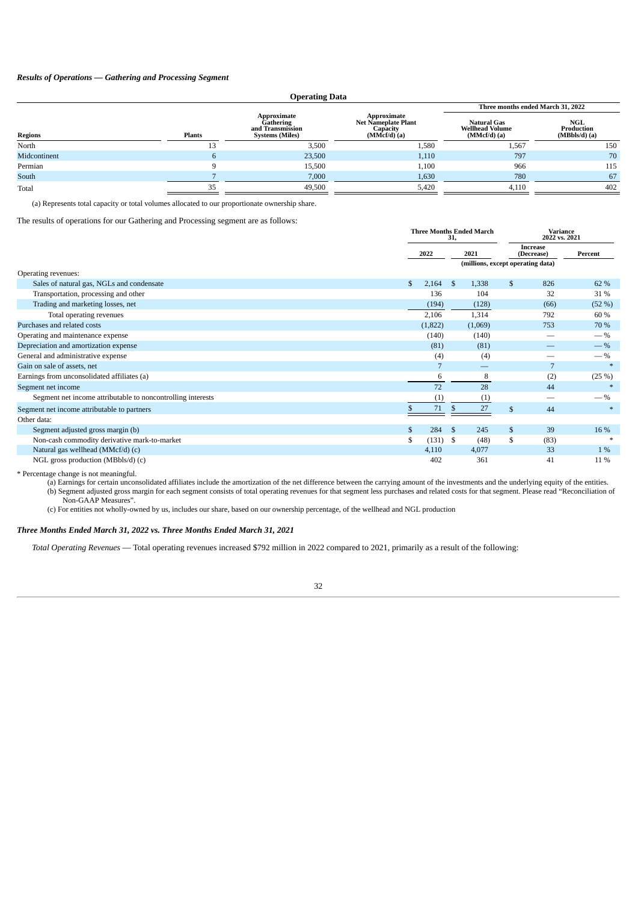***Results of Operations — Gathering and Processing Segment***

**Operating Data**

| Regions | Plants | Approximate Gathering and Transmission Systems (Miles) | Approximate Net Nameplate Plant Capacity (MMcf/d) (a) | Three months ended March 31, 2022 | |
|---|---|---|---|---|---|
| | | | | Natural Gas Wellhead Volume (MMcf/d) (a) | NGL Production (MBbls/d) (a) |
| North | 13 | 3,500 | 1,580 | 1,567 | 150 |
| Midcontinent | 6 | 23,500 | 1,110 | 797 | 70 |
| Permian | 9 | 15,500 | 1,100 | 966 | 115 |
| South | 7 | 7,000 | 1,630 | 780 | 67 |
| Total | 35 | 49,500 | 5,420 | 4,110 | 402 |

(a) Represents total capacity or total volumes allocated to our proportionate ownership share.

The results of operations for our Gathering and Processing segment are as follows:

| | Three Months Ended March 31, | | Variance 2022 vs. 2021 | |
|---|---|---|---|---|
| | 2022 | 2021 | Increase (Decrease) | Percent |
| | (millions, except operating data) | | | |
| Operating revenues: | | | | |
| Sales of natural gas, NGLs and condensate | $ 2,164 | $ 1,338 | $ 826 | 62 % |
| Transportation, processing and other | 136 | 104 | 32 | 31 % |
| Trading and marketing losses, net | (194) | (128) | (66) | (52 %) |
| Total operating revenues | 2,106 | 1,314 | 792 | 60 % |
| Purchases and related costs | (1,822) | (1,069) | 753 | 70 % |
| Operating and maintenance expense | (140) | (140) | — | — % |
| Depreciation and amortization expense | (81) | (81) | — | — % |
| General and administrative expense | (4) | (4) | — | — % |
| Gain on sale of assets, net | 7 | — | 7 | * |
| Earnings from unconsolidated affiliates (a) | 6 | 8 | (2) | (25 %) |
| Segment net income | 72 | 28 | 44 | * |
| Segment net income attributable to noncontrolling interests | (1) | (1) | — | — % |
| Segment net income attributable to partners | $ 71 | $ 27 | $ 44 | * |
| Other data: | | | | |
| Segment adjusted gross margin (b) | $ 284 | $ 245 | $ 39 | 16 % |
| Non-cash commodity derivative mark-to-market | $ (131) | $ (48) | $ (83) | * |
| Natural gas wellhead (MMcf/d) (c) | 4,110 | 4,077 | 33 | 1 % |
| NGL gross production (MBbls/d) (c) | 402 | 361 | 41 | 11 % |

* Percentage change is not meaningful.

(a) Earnings for certain unconsolidated affiliates include the amortization of the net difference between the carrying amount of the investments and the underlying equity of the entities.

(b) Segment adjusted gross margin for each segment consists of total operating revenues for that segment less purchases and related costs for that segment. Please read "Reconciliation of Non-GAAP Measures".

(c) For entities not wholly-owned by us, includes our share, based on our ownership percentage, of the wellhead and NGL production

***Three Months Ended March 31, 2022 vs. Three Months Ended March 31, 2021***

*Total Operating Revenues* — Total operating revenues increased $792 million in 2022 compared to 2021, primarily as a result of the following: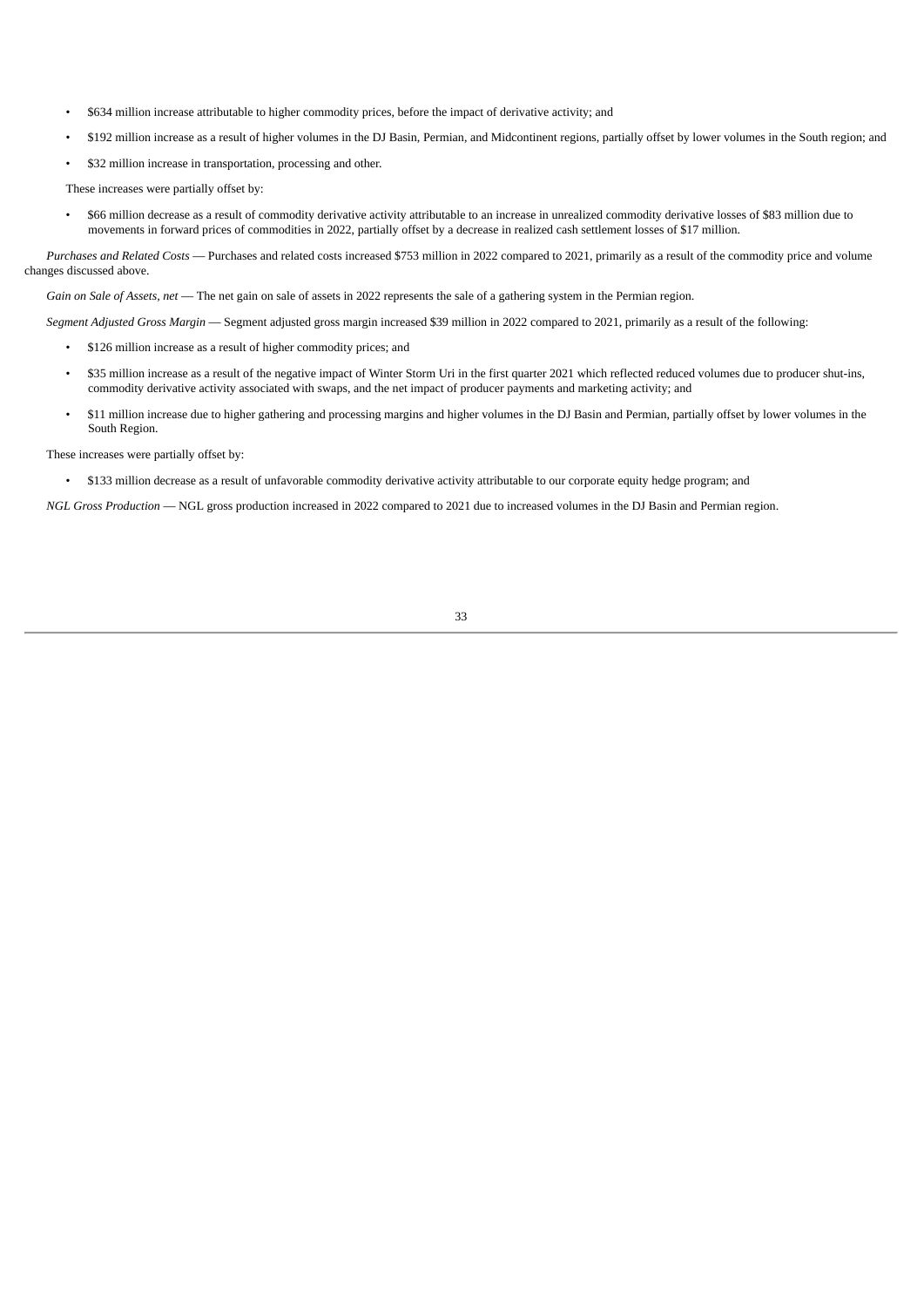- $634 million increase attributable to higher commodity prices, before the impact of derivative activity; and
- $192 million increase as a result of higher volumes in the DJ Basin, Permian, and Midcontinent regions, partially offset by lower volumes in the South region; and
- $32 million increase in transportation, processing and other.

These increases were partially offset by:

- $66 million decrease as a result of commodity derivative activity attributable to an increase in unrealized commodity derivative losses of $83 million due to movements in forward prices of commodities in 2022, partially offset by a decrease in realized cash settlement losses of $17 million.

*Purchases and Related Costs* — Purchases and related costs increased $753 million in 2022 compared to 2021, primarily as a result of the commodity price and volume changes discussed above.

*Gain on Sale of Assets, net* — The net gain on sale of assets in 2022 represents the sale of a gathering system in the Permian region.

*Segment Adjusted Gross Margin* — Segment adjusted gross margin increased $39 million in 2022 compared to 2021, primarily as a result of the following:

- $126 million increase as a result of higher commodity prices; and
- $35 million increase as a result of the negative impact of Winter Storm Uri in the first quarter 2021 which reflected reduced volumes due to producer shut-ins, commodity derivative activity associated with swaps, and the net impact of producer payments and marketing activity; and
- $11 million increase due to higher gathering and processing margins and higher volumes in the DJ Basin and Permian, partially offset by lower volumes in the South Region.

These increases were partially offset by:

- $133 million decrease as a result of unfavorable commodity derivative activity attributable to our corporate equity hedge program; and

*NGL Gross Production* — NGL gross production increased in 2022 compared to 2021 due to increased volumes in the DJ Basin and Permian region.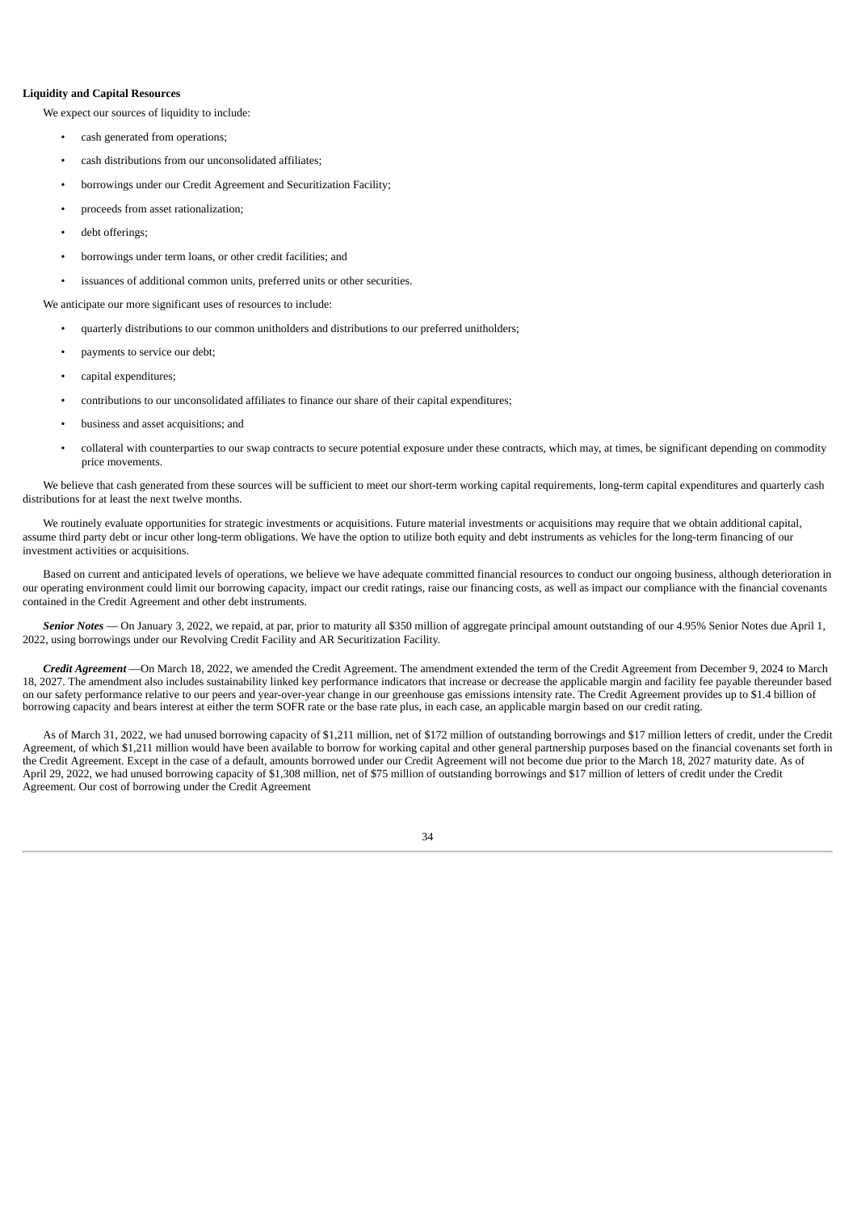**Liquidity and Capital Resources**

We expect our sources of liquidity to include:

- cash generated from operations;
- cash distributions from our unconsolidated affiliates;
- borrowings under our Credit Agreement and Securitization Facility;
- proceeds from asset rationalization;
- debt offerings;
- borrowings under term loans, or other credit facilities; and
- issuances of additional common units, preferred units or other securities.

We anticipate our more significant uses of resources to include:

- quarterly distributions to our common unitholders and distributions to our preferred unitholders;
- payments to service our debt;
- capital expenditures;
- contributions to our unconsolidated affiliates to finance our share of their capital expenditures;
- business and asset acquisitions; and
- collateral with counterparties to our swap contracts to secure potential exposure under these contracts, which may, at times, be significant depending on commodity price movements.

We believe that cash generated from these sources will be sufficient to meet our short-term working capital requirements, long-term capital expenditures and quarterly cash distributions for at least the next twelve months.

We routinely evaluate opportunities for strategic investments or acquisitions. Future material investments or acquisitions may require that we obtain additional capital, assume third party debt or incur other long-term obligations. We have the option to utilize both equity and debt instruments as vehicles for the long-term financing of our investment activities or acquisitions.

Based on current and anticipated levels of operations, we believe we have adequate committed financial resources to conduct our ongoing business, although deterioration in our operating environment could limit our borrowing capacity, impact our credit ratings, raise our financing costs, as well as impact our compliance with the financial covenants contained in the Credit Agreement and other debt instruments.

***Senior Notes*** — On January 3, 2022, we repaid, at par, prior to maturity all $350 million of aggregate principal amount outstanding of our 4.95% Senior Notes due April 1, 2022, using borrowings under our Revolving Credit Facility and AR Securitization Facility.

***Credit Agreement*** —On March 18, 2022, we amended the Credit Agreement. The amendment extended the term of the Credit Agreement from December 9, 2024 to March 18, 2027. The amendment also includes sustainability linked key performance indicators that increase or decrease the applicable margin and facility fee payable thereunder based on our safety performance relative to our peers and year-over-year change in our greenhouse gas emissions intensity rate. The Credit Agreement provides up to $1.4 billion of borrowing capacity and bears interest at either the term SOFR rate or the base rate plus, in each case, an applicable margin based on our credit rating.

As of March 31, 2022, we had unused borrowing capacity of $1,211 million, net of $172 million of outstanding borrowings and $17 million letters of credit, under the Credit Agreement, of which $1,211 million would have been available to borrow for working capital and other general partnership purposes based on the financial covenants set forth in the Credit Agreement. Except in the case of a default, amounts borrowed under our Credit Agreement will not become due prior to the March 18, 2027 maturity date. As of April 29, 2022, we had unused borrowing capacity of $1,308 million, net of $75 million of outstanding borrowings and $17 million of letters of credit under the Credit Agreement. Our cost of borrowing under the Credit Agreement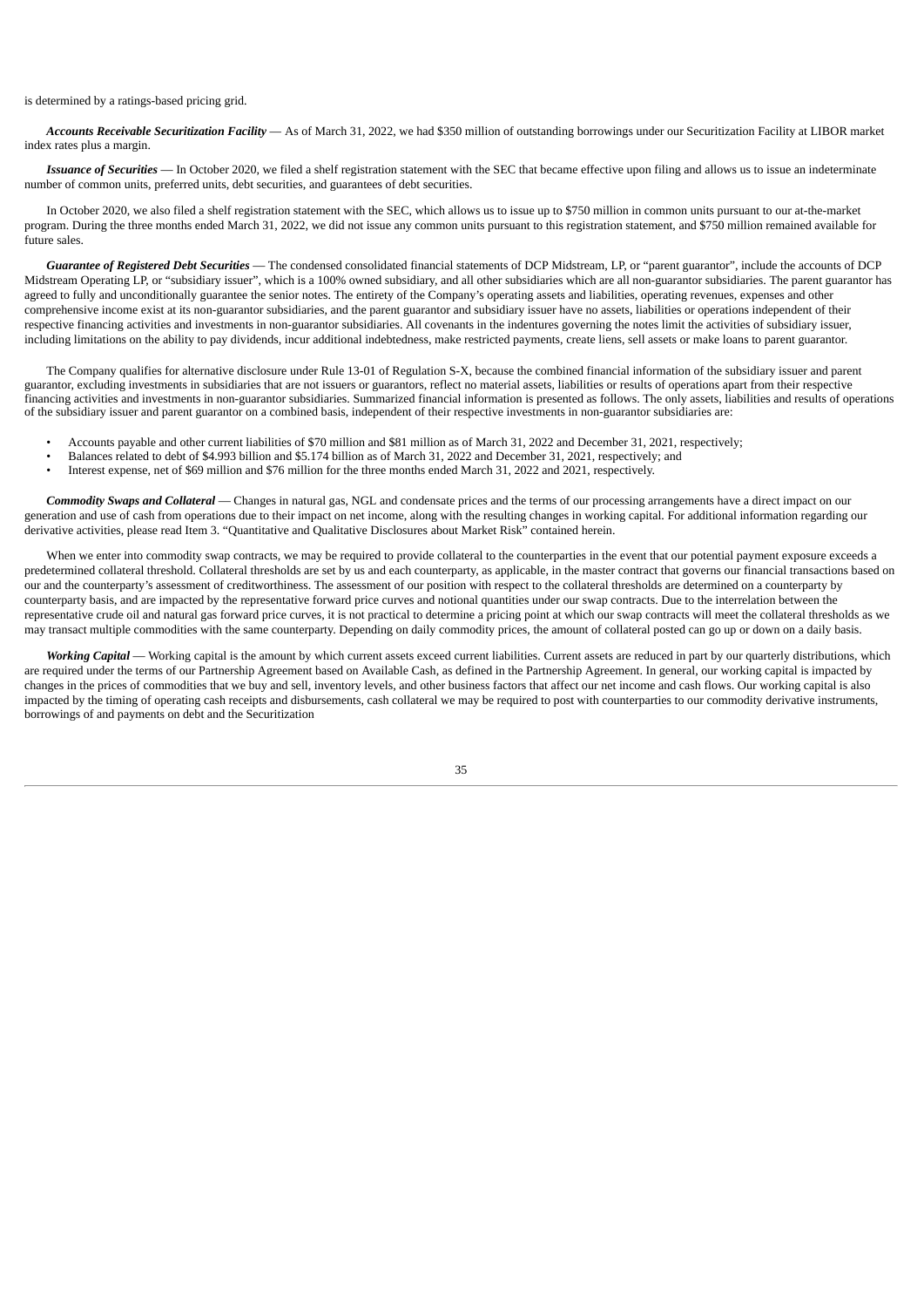is determined by a ratings-based pricing grid.

***Accounts Receivable Securitization Facility*** — As of March 31, 2022, we had $350 million of outstanding borrowings under our Securitization Facility at LIBOR market index rates plus a margin.

***Issuance of Securities*** — In October 2020, we filed a shelf registration statement with the SEC that became effective upon filing and allows us to issue an indeterminate number of common units, preferred units, debt securities, and guarantees of debt securities.

In October 2020, we also filed a shelf registration statement with the SEC, which allows us to issue up to $750 million in common units pursuant to our at-the-market program. During the three months ended March 31, 2022, we did not issue any common units pursuant to this registration statement, and $750 million remained available for future sales.

***Guarantee of Registered Debt Securities*** — The condensed consolidated financial statements of DCP Midstream, LP, or "parent guarantor", include the accounts of DCP Midstream Operating LP, or "subsidiary issuer", which is a 100% owned subsidiary, and all other subsidiaries which are all non-guarantor subsidiaries. The parent guarantor has agreed to fully and unconditionally guarantee the senior notes. The entirety of the Company's operating assets and liabilities, operating revenues, expenses and other comprehensive income exist at its non-guarantor subsidiaries, and the parent guarantor and subsidiary issuer have no assets, liabilities or operations independent of their respective financing activities and investments in non-guarantor subsidiaries. All covenants in the indentures governing the notes limit the activities of subsidiary issuer, including limitations on the ability to pay dividends, incur additional indebtedness, make restricted payments, create liens, sell assets or make loans to parent guarantor.

The Company qualifies for alternative disclosure under Rule 13-01 of Regulation S-X, because the combined financial information of the subsidiary issuer and parent guarantor, excluding investments in subsidiaries that are not issuers or guarantors, reflect no material assets, liabilities or results of operations apart from their respective financing activities and investments in non-guarantor subsidiaries. Summarized financial information is presented as follows. The only assets, liabilities and results of operations of the subsidiary issuer and parent guarantor on a combined basis, independent of their respective investments in non-guarantor subsidiaries are:

- Accounts payable and other current liabilities of $70 million and $81 million as of March 31, 2022 and December 31, 2021, respectively;
- Balances related to debt of $4.993 billion and $5.174 billion as of March 31, 2022 and December 31, 2021, respectively; and
- Interest expense, net of $69 million and $76 million for the three months ended March 31, 2022 and 2021, respectively.

***Commodity Swaps and Collateral*** — Changes in natural gas, NGL and condensate prices and the terms of our processing arrangements have a direct impact on our generation and use of cash from operations due to their impact on net income, along with the resulting changes in working capital. For additional information regarding our derivative activities, please read Item 3. "Quantitative and Qualitative Disclosures about Market Risk" contained herein.

When we enter into commodity swap contracts, we may be required to provide collateral to the counterparties in the event that our potential payment exposure exceeds a predetermined collateral threshold. Collateral thresholds are set by us and each counterparty, as applicable, in the master contract that governs our financial transactions based on our and the counterparty's assessment of creditworthiness. The assessment of our position with respect to the collateral thresholds are determined on a counterparty by counterparty basis, and are impacted by the representative forward price curves and notional quantities under our swap contracts. Due to the interrelation between the representative crude oil and natural gas forward price curves, it is not practical to determine a pricing point at which our swap contracts will meet the collateral thresholds as we may transact multiple commodities with the same counterparty. Depending on daily commodity prices, the amount of collateral posted can go up or down on a daily basis.

***Working Capital*** — Working capital is the amount by which current assets exceed current liabilities. Current assets are reduced in part by our quarterly distributions, which are required under the terms of our Partnership Agreement based on Available Cash, as defined in the Partnership Agreement. In general, our working capital is impacted by changes in the prices of commodities that we buy and sell, inventory levels, and other business factors that affect our net income and cash flows. Our working capital is also impacted by the timing of operating cash receipts and disbursements, cash collateral we may be required to post with counterparties to our commodity derivative instruments, borrowings of and payments on debt and the Securitization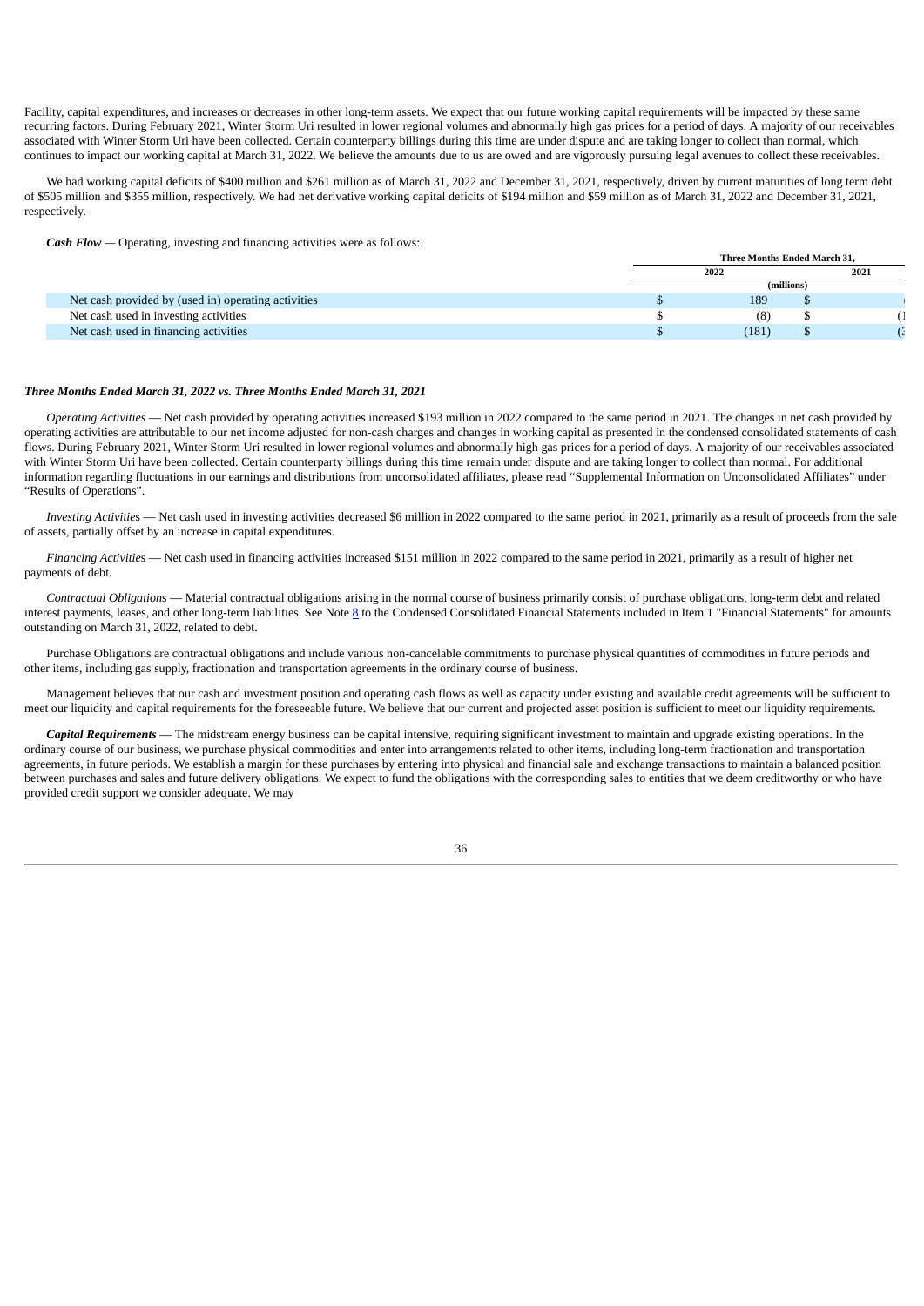Facility, capital expenditures, and increases or decreases in other long-term assets. We expect that our future working capital requirements will be impacted by these same recurring factors. During February 2021, Winter Storm Uri resulted in lower regional volumes and abnormally high gas prices for a period of days. A majority of our receivables associated with Winter Storm Uri have been collected. Certain counterparty billings during this time are under dispute and are taking longer to collect than normal, which continues to impact our working capital at March 31, 2022. We believe the amounts due to us are owed and are vigorously pursuing legal avenues to collect these receivables.

We had working capital deficits of $400 million and $261 million as of March 31, 2022 and December 31, 2021, respectively, driven by current maturities of long term debt of $505 million and $355 million, respectively. We had net derivative working capital deficits of $194 million and $59 million as of March 31, 2022 and December 31, 2021, respectively.

***Cash Flow*** — Operating, investing and financing activities were as follows:

| | Three Months Ended March 31, | | | |
|---|---|---|---|---|
| | 2022 | | 2021 | |
| | (millions) | | | |
| Net cash provided by (used in) operating activities | $ | 189 | $ | ( |
| Net cash used in investing activities | $ | (8) | $ | (1 |
| Net cash used in financing activities | $ | (181) | $ | (3 |

***Three Months Ended March 31, 2022 vs. Three Months Ended March 31, 2021***

*Operating Activities* — Net cash provided by operating activities increased $193 million in 2022 compared to the same period in 2021. The changes in net cash provided by operating activities are attributable to our net income adjusted for non-cash charges and changes in working capital as presented in the condensed consolidated statements of cash flows. During February 2021, Winter Storm Uri resulted in lower regional volumes and abnormally high gas prices for a period of days. A majority of our receivables associated with Winter Storm Uri have been collected. Certain counterparty billings during this time remain under dispute and are taking longer to collect than normal. For additional information regarding fluctuations in our earnings and distributions from unconsolidated affiliates, please read "Supplemental Information on Unconsolidated Affiliates" under "Results of Operations".

*Investing Activities* — Net cash used in investing activities decreased $6 million in 2022 compared to the same period in 2021, primarily as a result of proceeds from the sale of assets, partially offset by an increase in capital expenditures.

*Financing Activities* — Net cash used in financing activities increased $151 million in 2022 compared to the same period in 2021, primarily as a result of higher net payments of debt.

*Contractual Obligations* — Material contractual obligations arising in the normal course of business primarily consist of purchase obligations, long-term debt and related interest payments, leases, and other long-term liabilities. See Note 8 to the Condensed Consolidated Financial Statements included in Item 1 "Financial Statements" for amounts outstanding on March 31, 2022, related to debt.

Purchase Obligations are contractual obligations and include various non-cancelable commitments to purchase physical quantities of commodities in future periods and other items, including gas supply, fractionation and transportation agreements in the ordinary course of business.

Management believes that our cash and investment position and operating cash flows as well as capacity under existing and available credit agreements will be sufficient to meet our liquidity and capital requirements for the foreseeable future. We believe that our current and projected asset position is sufficient to meet our liquidity requirements.

***Capital Requirements*** — The midstream energy business can be capital intensive, requiring significant investment to maintain and upgrade existing operations. In the ordinary course of our business, we purchase physical commodities and enter into arrangements related to other items, including long-term fractionation and transportation agreements, in future periods. We establish a margin for these purchases by entering into physical and financial sale and exchange transactions to maintain a balanced position between purchases and sales and future delivery obligations. We expect to fund the obligations with the corresponding sales to entities that we deem creditworthy or who have provided credit support we consider adequate. We may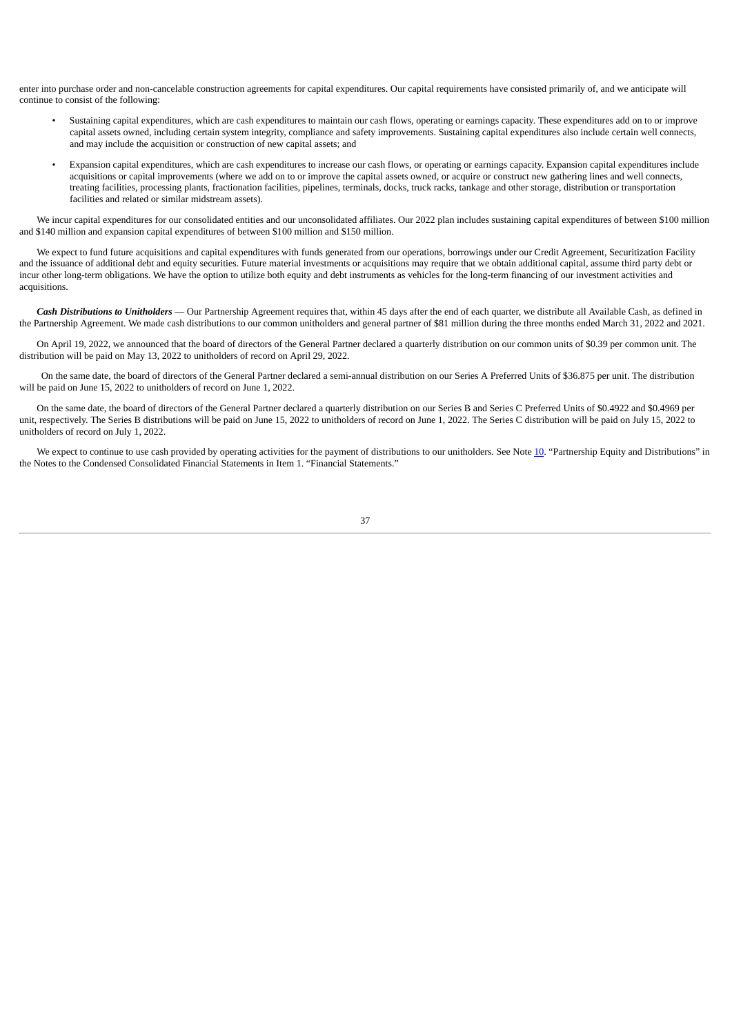enter into purchase order and non-cancelable construction agreements for capital expenditures. Our capital requirements have consisted primarily of, and we anticipate will continue to consist of the following:

- Sustaining capital expenditures, which are cash expenditures to maintain our cash flows, operating or earnings capacity. These expenditures add on to or improve capital assets owned, including certain system integrity, compliance and safety improvements. Sustaining capital expenditures also include certain well connects, and may include the acquisition or construction of new capital assets; and

- Expansion capital expenditures, which are cash expenditures to increase our cash flows, or operating or earnings capacity. Expansion capital expenditures include acquisitions or capital improvements (where we add on to or improve the capital assets owned, or acquire or construct new gathering lines and well connects, treating facilities, processing plants, fractionation facilities, pipelines, terminals, docks, truck racks, tankage and other storage, distribution or transportation facilities and related or similar midstream assets).

We incur capital expenditures for our consolidated entities and our unconsolidated affiliates. Our 2022 plan includes sustaining capital expenditures of between $100 million and $140 million and expansion capital expenditures of between $100 million and $150 million.

We expect to fund future acquisitions and capital expenditures with funds generated from our operations, borrowings under our Credit Agreement, Securitization Facility and the issuance of additional debt and equity securities. Future material investments or acquisitions may require that we obtain additional capital, assume third party debt or incur other long-term obligations. We have the option to utilize both equity and debt instruments as vehicles for the long-term financing of our investment activities and acquisitions.

***Cash Distributions to Unitholders*** — Our Partnership Agreement requires that, within 45 days after the end of each quarter, we distribute all Available Cash, as defined in the Partnership Agreement. We made cash distributions to our common unitholders and general partner of $81 million during the three months ended March 31, 2022 and 2021.

On April 19, 2022, we announced that the board of directors of the General Partner declared a quarterly distribution on our common units of $0.39 per common unit. The distribution will be paid on May 13, 2022 to unitholders of record on April 29, 2022.

On the same date, the board of directors of the General Partner declared a semi-annual distribution on our Series A Preferred Units of $36.875 per unit. The distribution will be paid on June 15, 2022 to unitholders of record on June 1, 2022.

On the same date, the board of directors of the General Partner declared a quarterly distribution on our Series B and Series C Preferred Units of $0.4922 and $0.4969 per unit, respectively. The Series B distributions will be paid on June 15, 2022 to unitholders of record on June 1, 2022. The Series C distribution will be paid on July 15, 2022 to unitholders of record on July 1, 2022.

We expect to continue to use cash provided by operating activities for the payment of distributions to our unitholders. See Note 10. "Partnership Equity and Distributions" in the Notes to the Condensed Consolidated Financial Statements in Item 1. "Financial Statements."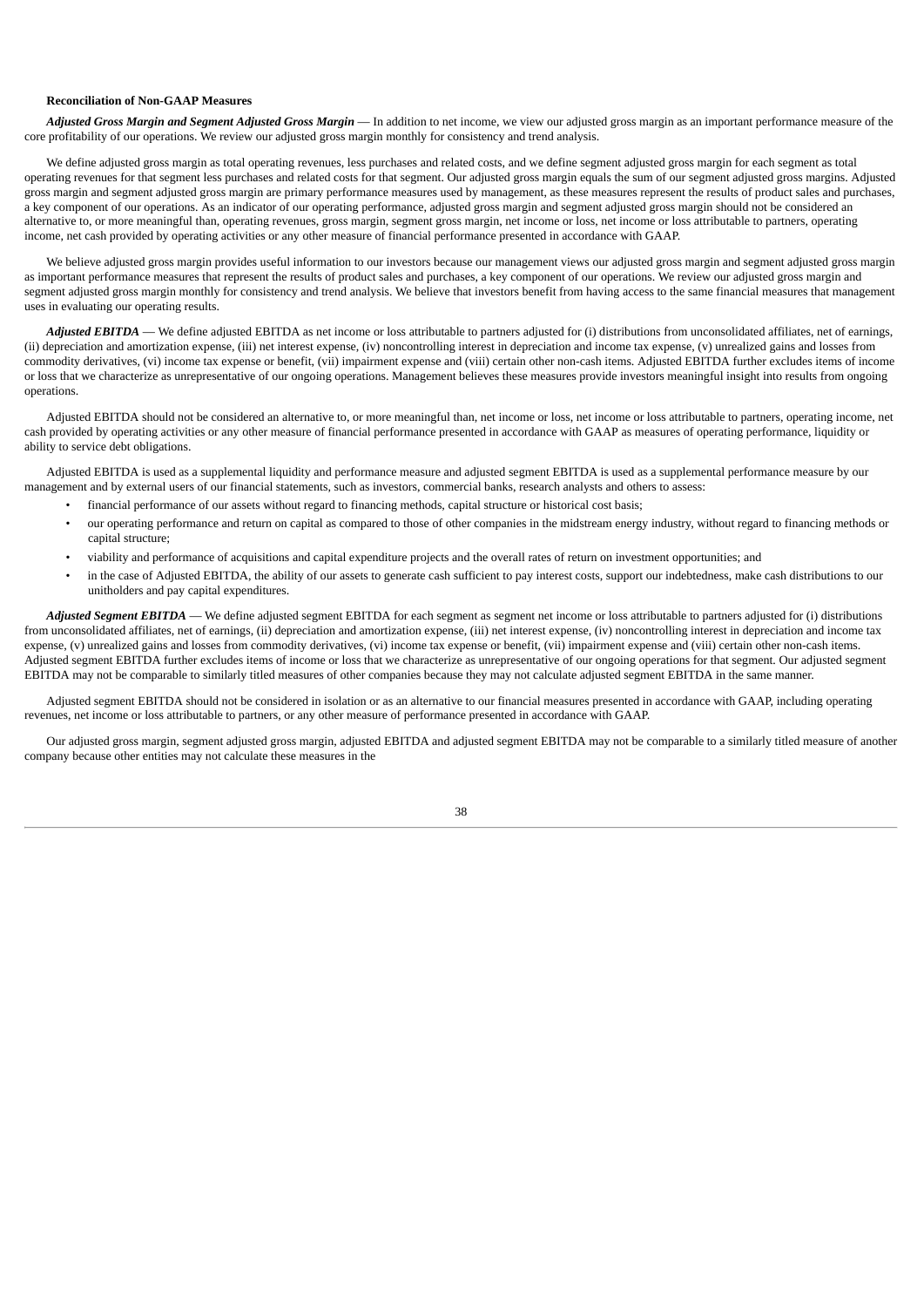**Reconciliation of Non-GAAP Measures**

***Adjusted Gross Margin and Segment Adjusted Gross Margin*** — In addition to net income, we view our adjusted gross margin as an important performance measure of the core profitability of our operations. We review our adjusted gross margin monthly for consistency and trend analysis.

We define adjusted gross margin as total operating revenues, less purchases and related costs, and we define segment adjusted gross margin for each segment as total operating revenues for that segment less purchases and related costs for that segment. Our adjusted gross margin equals the sum of our segment adjusted gross margins. Adjusted gross margin and segment adjusted gross margin are primary performance measures used by management, as these measures represent the results of product sales and purchases, a key component of our operations. As an indicator of our operating performance, adjusted gross margin and segment adjusted gross margin should not be considered an alternative to, or more meaningful than, operating revenues, gross margin, segment gross margin, net income or loss, net income or loss attributable to partners, operating income, net cash provided by operating activities or any other measure of financial performance presented in accordance with GAAP.

We believe adjusted gross margin provides useful information to our investors because our management views our adjusted gross margin and segment adjusted gross margin as important performance measures that represent the results of product sales and purchases, a key component of our operations. We review our adjusted gross margin and segment adjusted gross margin monthly for consistency and trend analysis. We believe that investors benefit from having access to the same financial measures that management uses in evaluating our operating results.

***Adjusted EBITDA*** — We define adjusted EBITDA as net income or loss attributable to partners adjusted for (i) distributions from unconsolidated affiliates, net of earnings, (ii) depreciation and amortization expense, (iii) net interest expense, (iv) noncontrolling interest in depreciation and income tax expense, (v) unrealized gains and losses from commodity derivatives, (vi) income tax expense or benefit, (vii) impairment expense and (viii) certain other non-cash items. Adjusted EBITDA further excludes items of income or loss that we characterize as unrepresentative of our ongoing operations. Management believes these measures provide investors meaningful insight into results from ongoing operations.

Adjusted EBITDA should not be considered an alternative to, or more meaningful than, net income or loss, net income or loss attributable to partners, operating income, net cash provided by operating activities or any other measure of financial performance presented in accordance with GAAP as measures of operating performance, liquidity or ability to service debt obligations.

Adjusted EBITDA is used as a supplemental liquidity and performance measure and adjusted segment EBITDA is used as a supplemental performance measure by our management and by external users of our financial statements, such as investors, commercial banks, research analysts and others to assess:

- financial performance of our assets without regard to financing methods, capital structure or historical cost basis;
- our operating performance and return on capital as compared to those of other companies in the midstream energy industry, without regard to financing methods or capital structure;
- viability and performance of acquisitions and capital expenditure projects and the overall rates of return on investment opportunities; and
- in the case of Adjusted EBITDA, the ability of our assets to generate cash sufficient to pay interest costs, support our indebtedness, make cash distributions to our unitholders and pay capital expenditures.

***Adjusted Segment EBITDA*** — We define adjusted segment EBITDA for each segment as segment net income or loss attributable to partners adjusted for (i) distributions from unconsolidated affiliates, net of earnings, (ii) depreciation and amortization expense, (iii) net interest expense, (iv) noncontrolling interest in depreciation and income tax expense, (v) unrealized gains and losses from commodity derivatives, (vi) income tax expense or benefit, (vii) impairment expense and (viii) certain other non-cash items. Adjusted segment EBITDA further excludes items of income or loss that we characterize as unrepresentative of our ongoing operations for that segment. Our adjusted segment EBITDA may not be comparable to similarly titled measures of other companies because they may not calculate adjusted segment EBITDA in the same manner.

Adjusted segment EBITDA should not be considered in isolation or as an alternative to our financial measures presented in accordance with GAAP, including operating revenues, net income or loss attributable to partners, or any other measure of performance presented in accordance with GAAP.

Our adjusted gross margin, segment adjusted gross margin, adjusted EBITDA and adjusted segment EBITDA may not be comparable to a similarly titled measure of another company because other entities may not calculate these measures in the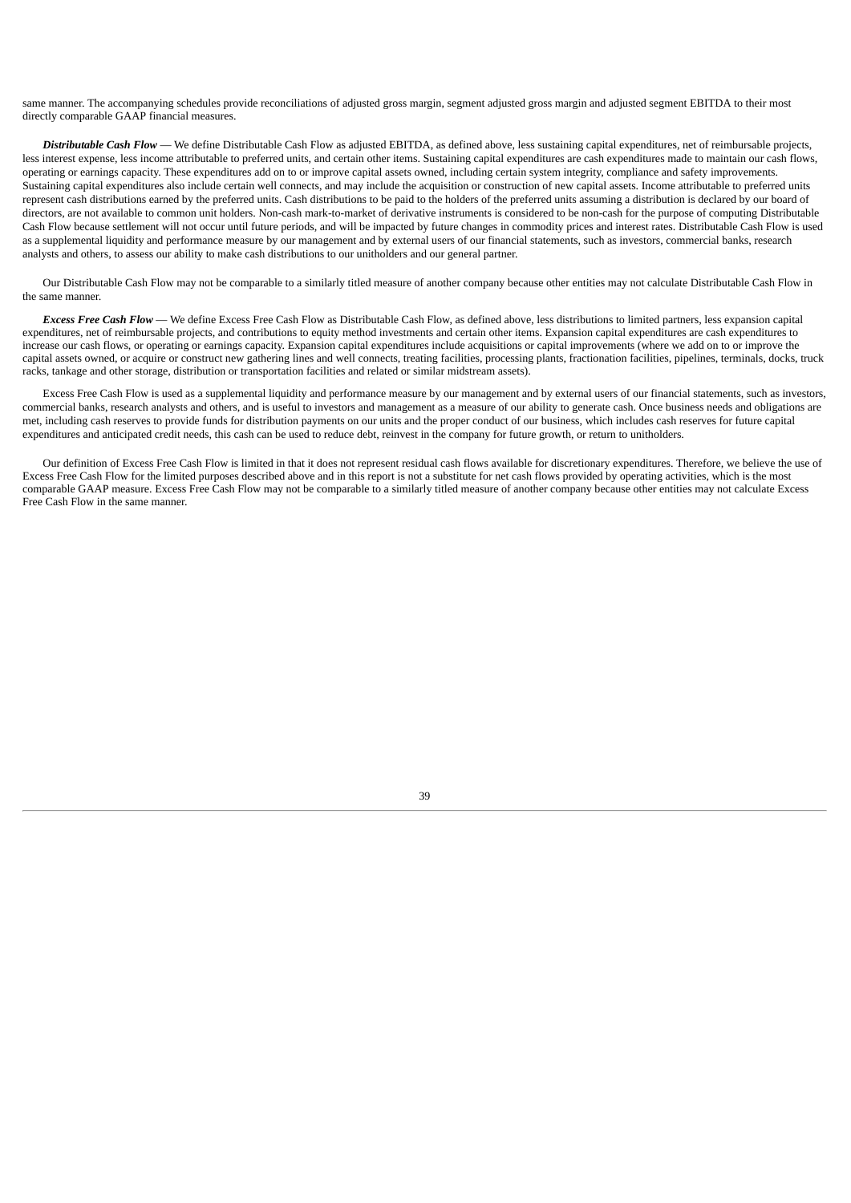same manner. The accompanying schedules provide reconciliations of adjusted gross margin, segment adjusted gross margin and adjusted segment EBITDA to their most directly comparable GAAP financial measures.

***Distributable Cash Flow*** — We define Distributable Cash Flow as adjusted EBITDA, as defined above, less sustaining capital expenditures, net of reimbursable projects, less interest expense, less income attributable to preferred units, and certain other items. Sustaining capital expenditures are cash expenditures made to maintain our cash flows, operating or earnings capacity. These expenditures add on to or improve capital assets owned, including certain system integrity, compliance and safety improvements. Sustaining capital expenditures also include certain well connects, and may include the acquisition or construction of new capital assets. Income attributable to preferred units represent cash distributions earned by the preferred units. Cash distributions to be paid to the holders of the preferred units assuming a distribution is declared by our board of directors, are not available to common unit holders. Non-cash mark-to-market of derivative instruments is considered to be non-cash for the purpose of computing Distributable Cash Flow because settlement will not occur until future periods, and will be impacted by future changes in commodity prices and interest rates. Distributable Cash Flow is used as a supplemental liquidity and performance measure by our management and by external users of our financial statements, such as investors, commercial banks, research analysts and others, to assess our ability to make cash distributions to our unitholders and our general partner.

Our Distributable Cash Flow may not be comparable to a similarly titled measure of another company because other entities may not calculate Distributable Cash Flow in the same manner.

***Excess Free Cash Flow*** — We define Excess Free Cash Flow as Distributable Cash Flow, as defined above, less distributions to limited partners, less expansion capital expenditures, net of reimbursable projects, and contributions to equity method investments and certain other items. Expansion capital expenditures are cash expenditures to increase our cash flows, or operating or earnings capacity. Expansion capital expenditures include acquisitions or capital improvements (where we add on to or improve the capital assets owned, or acquire or construct new gathering lines and well connects, treating facilities, processing plants, fractionation facilities, pipelines, terminals, docks, truck racks, tankage and other storage, distribution or transportation facilities and related or similar midstream assets).

Excess Free Cash Flow is used as a supplemental liquidity and performance measure by our management and by external users of our financial statements, such as investors, commercial banks, research analysts and others, and is useful to investors and management as a measure of our ability to generate cash. Once business needs and obligations are met, including cash reserves to provide funds for distribution payments on our units and the proper conduct of our business, which includes cash reserves for future capital expenditures and anticipated credit needs, this cash can be used to reduce debt, reinvest in the company for future growth, or return to unitholders.

Our definition of Excess Free Cash Flow is limited in that it does not represent residual cash flows available for discretionary expenditures. Therefore, we believe the use of Excess Free Cash Flow for the limited purposes described above and in this report is not a substitute for net cash flows provided by operating activities, which is the most comparable GAAP measure. Excess Free Cash Flow may not be comparable to a similarly titled measure of another company because other entities may not calculate Excess Free Cash Flow in the same manner.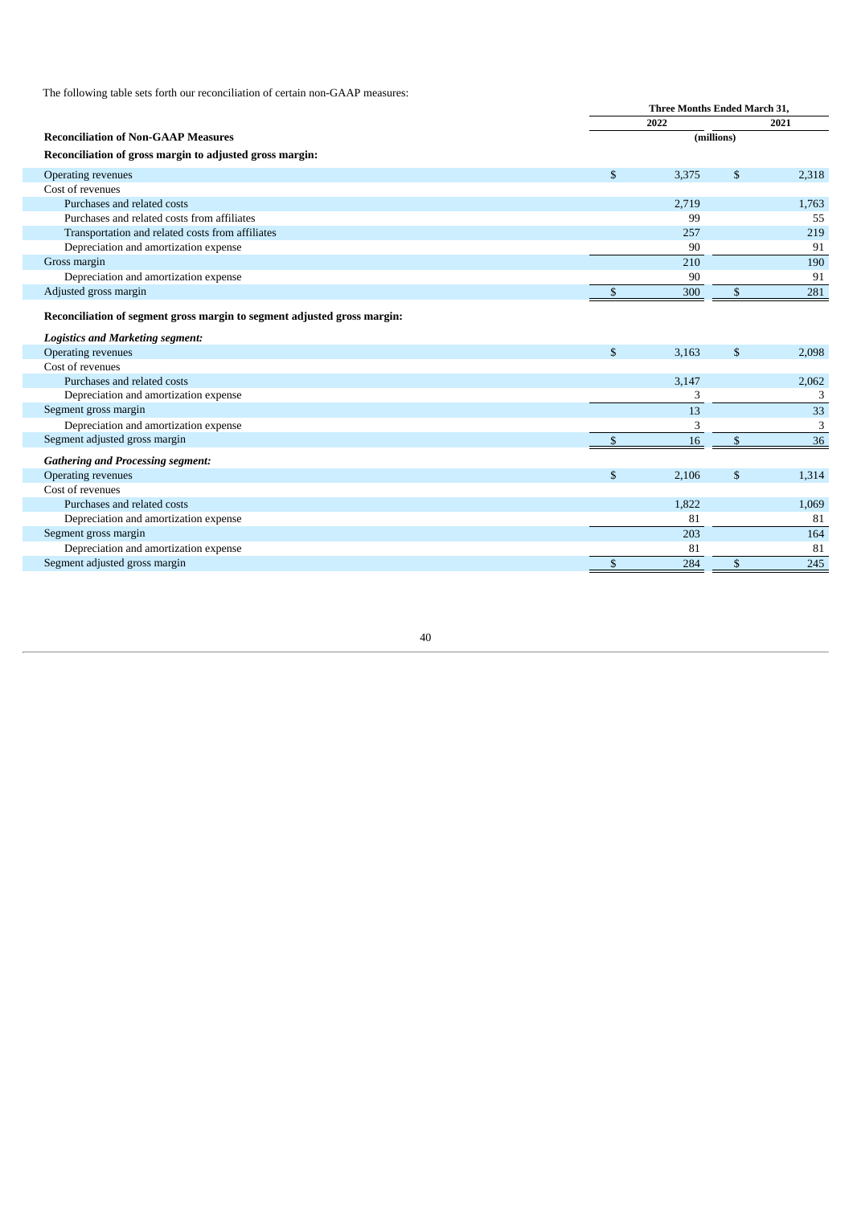The following table sets forth our reconciliation of certain non-GAAP measures:

| Reconciliation of Non-GAAP Measures | Three Months Ended March 31, 2022 | Three Months Ended March 31, 2021 |
|---|---|---|
| | (millions) | |
| **Reconciliation of gross margin to adjusted gross margin:** | | |
| Operating revenues | $ 3,375 | $ 2,318 |
| Cost of revenues | | |
| Purchases and related costs | 2,719 | 1,763 |
| Purchases and related costs from affiliates | 99 | 55 |
| Transportation and related costs from affiliates | 257 | 219 |
| Depreciation and amortization expense | 90 | 91 |
| Gross margin | 210 | 190 |
| Depreciation and amortization expense | 90 | 91 |
| Adjusted gross margin | $ 300 | $ 281 |
| **Reconciliation of segment gross margin to segment adjusted gross margin:** | | |
| ***Logistics and Marketing segment:*** | | |
| Operating revenues | $ 3,163 | $ 2,098 |
| Cost of revenues | | |
| Purchases and related costs | 3,147 | 2,062 |
| Depreciation and amortization expense | 3 | 3 |
| Segment gross margin | 13 | 33 |
| Depreciation and amortization expense | 3 | 3 |
| Segment adjusted gross margin | $ 16 | $ 36 |
| ***Gathering and Processing segment:*** | | |
| Operating revenues | $ 2,106 | $ 1,314 |
| Cost of revenues | | |
| Purchases and related costs | 1,822 | 1,069 |
| Depreciation and amortization expense | 81 | 81 |
| Segment gross margin | 203 | 164 |
| Depreciation and amortization expense | 81 | 81 |
| Segment adjusted gross margin | $ 284 | $ 245 |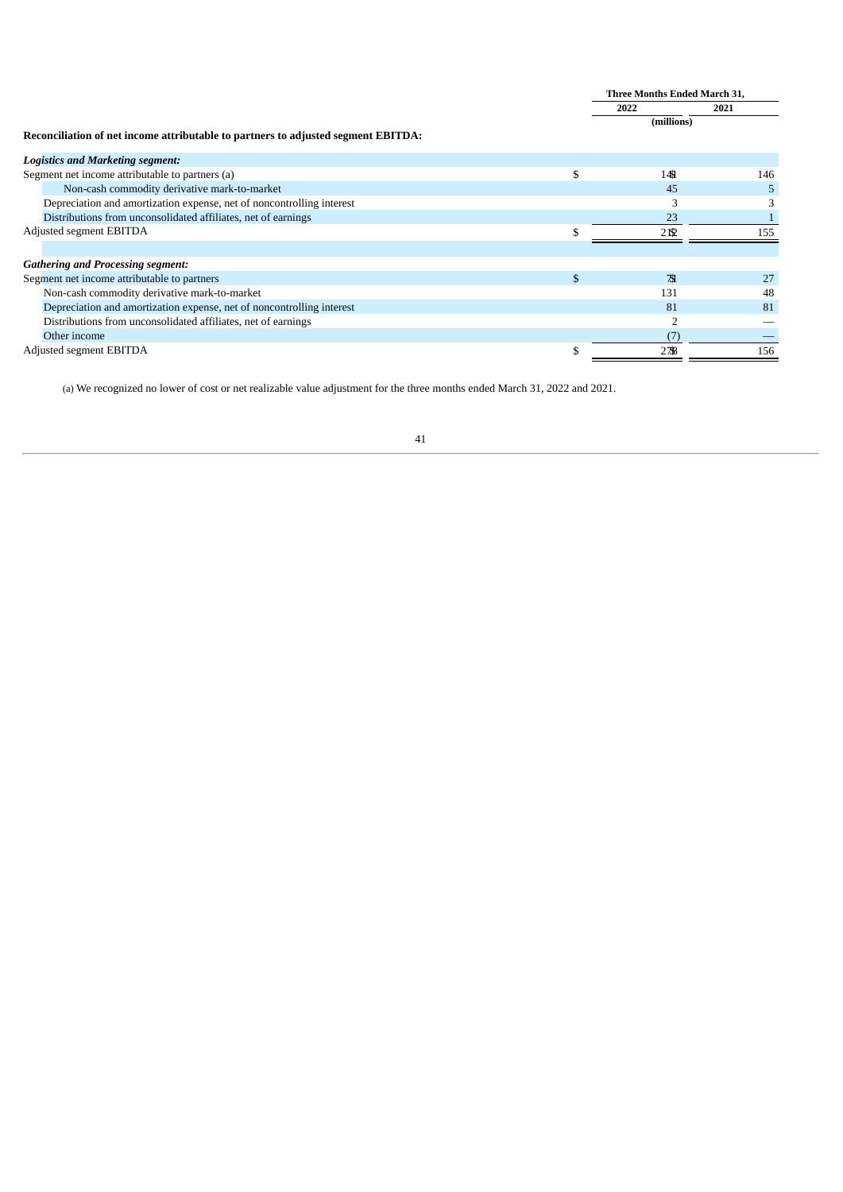| | Three Months Ended March 31, | |
|---|---|---|
| | 2022 | 2021 |
| | (millions) | |
| **Reconciliation of net income attributable to partners to adjusted segment EBITDA:** | | |
| ***Logistics and Marketing segment:*** | | |
| Segment net income attributable to partners (a) | $ 141 | 146 |
| Non-cash commodity derivative mark-to-market | 45 | 5 |
| Depreciation and amortization expense, net of noncontrolling interest | 3 | 3 |
| Distributions from unconsolidated affiliates, net of earnings | 23 | 1 |
| Adjusted segment EBITDA | $ 212 | 155 |
| | | |
| ***Gathering and Processing segment:*** | | |
| Segment net income attributable to partners | $ 71 | 27 |
| Non-cash commodity derivative mark-to-market | 131 | 48 |
| Depreciation and amortization expense, net of noncontrolling interest | 81 | 81 |
| Distributions from unconsolidated affiliates, net of earnings | 2 | — |
| Other income | (7) | — |
| Adjusted segment EBITDA | $ 278 | 156 |

(a) We recognized no lower of cost or net realizable value adjustment for the three months ended March 31, 2022 and 2021.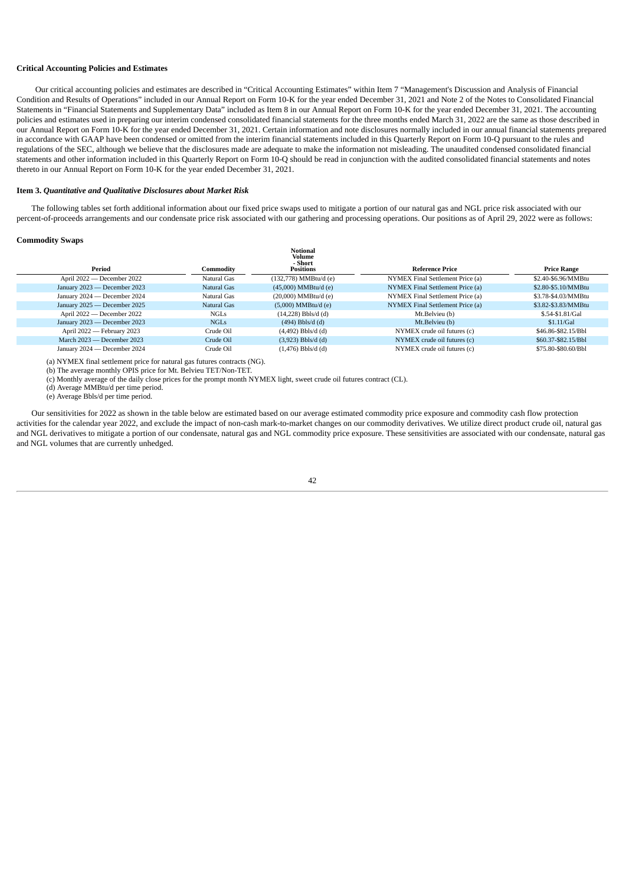**Critical Accounting Policies and Estimates**

Our critical accounting policies and estimates are described in "Critical Accounting Estimates" within Item 7 "Management's Discussion and Analysis of Financial Condition and Results of Operations" included in our Annual Report on Form 10-K for the year ended December 31, 2021 and Note 2 of the Notes to Consolidated Financial Statements in "Financial Statements and Supplementary Data" included as Item 8 in our Annual Report on Form 10-K for the year ended December 31, 2021. The accounting policies and estimates used in preparing our interim condensed consolidated financial statements for the three months ended March 31, 2022 are the same as those described in our Annual Report on Form 10-K for the year ended December 31, 2021. Certain information and note disclosures normally included in our annual financial statements prepared in accordance with GAAP have been condensed or omitted from the interim financial statements included in this Quarterly Report on Form 10-Q pursuant to the rules and regulations of the SEC, although we believe that the disclosures made are adequate to make the information not misleading. The unaudited condensed consolidated financial statements and other information included in this Quarterly Report on Form 10-Q should be read in conjunction with the audited consolidated financial statements and notes thereto in our Annual Report on Form 10-K for the year ended December 31, 2021.

**Item 3.** ***Quantitative and Qualitative Disclosures about Market Risk***

The following tables set forth additional information about our fixed price swaps used to mitigate a portion of our natural gas and NGL price risk associated with our percent-of-proceeds arrangements and our condensate price risk associated with our gathering and processing operations. Our positions as of April 29, 2022 were as follows:

**Commodity Swaps**

| Period | Commodity | Notional Volume - Short Positions | Reference Price | Price Range |
|---|---|---|---|---|
| April 2022 — December 2022 | Natural Gas | (132,778) MMBtu/d (e) | NYMEX Final Settlement Price (a) | $2.40-$6.96/MMBtu |
| January 2023 — December 2023 | Natural Gas | (45,000) MMBtu/d (e) | NYMEX Final Settlement Price (a) | $2.80-$5.10/MMBtu |
| January 2024 — December 2024 | Natural Gas | (20,000) MMBtu/d (e) | NYMEX Final Settlement Price (a) | $3.78-$4.03/MMBtu |
| January 2025 — December 2025 | Natural Gas | (5,000) MMBtu/d (e) | NYMEX Final Settlement Price (a) | $3.82-$3.83/MMBtu |
| April 2022 — December 2022 | NGLs | (14,228) Bbls/d (d) | Mt.Belvieu (b) | $.54-$1.81/Gal |
| January 2023 — December 2023 | NGLs | (494) Bbls/d (d) | Mt.Belvieu (b) | $1.11/Gal |
| April 2022 — February 2023 | Crude Oil | (4,492) Bbls/d (d) | NYMEX crude oil futures (c) | $46.86-$82.15/Bbl |
| March 2023 — December 2023 | Crude Oil | (3,923) Bbls/d (d) | NYMEX crude oil futures (c) | $60.37-$82.15/Bbl |
| January 2024 — December 2024 | Crude Oil | (1,476) Bbls/d (d) | NYMEX crude oil futures (c) | $75.80-$80.60/Bbl |

(a) NYMEX final settlement price for natural gas futures contracts (NG).

(b) The average monthly OPIS price for Mt. Belvieu TET/Non-TET.

(c) Monthly average of the daily close prices for the prompt month NYMEX light, sweet crude oil futures contract (CL).

(d) Average MMBtu/d per time period.

(e) Average Bbls/d per time period.

Our sensitivities for 2022 as shown in the table below are estimated based on our average estimated commodity price exposure and commodity cash flow protection activities for the calendar year 2022, and exclude the impact of non-cash mark-to-market changes on our commodity derivatives. We utilize direct product crude oil, natural gas and NGL derivatives to mitigate a portion of our condensate, natural gas and NGL commodity price exposure. These sensitivities are associated with our condensate, natural gas and NGL volumes that are currently unhedged.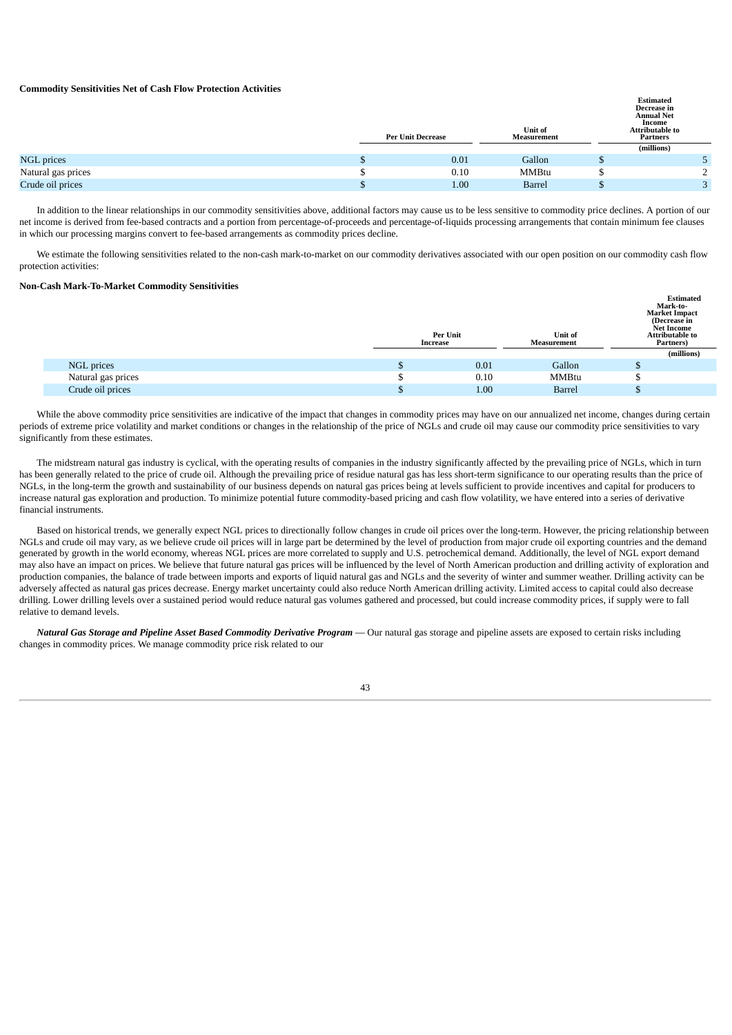**Commodity Sensitivities Net of Cash Flow Protection Activities**

| | Per Unit Decrease | | Unit of Measurement | Estimated Decrease in Annual Net Income Attributable to Partners | |
|---|---|---|---|---|---|
| | | | | (millions) | |
| NGL prices | $ | 0.01 | Gallon | $ | 5 |
| Natural gas prices | $ | 0.10 | MMBtu | $ | 2 |
| Crude oil prices | $ | 1.00 | Barrel | $ | 3 |

In addition to the linear relationships in our commodity sensitivities above, additional factors may cause us to be less sensitive to commodity price declines. A portion of our net income is derived from fee-based contracts and a portion from percentage-of-proceeds and percentage-of-liquids processing arrangements that contain minimum fee clauses in which our processing margins convert to fee-based arrangements as commodity prices decline.

We estimate the following sensitivities related to the non-cash mark-to-market on our commodity derivatives associated with our open position on our commodity cash flow protection activities:

**Non-Cash Mark-To-Market Commodity Sensitivities**

| | Per Unit Increase | | Unit of Measurement | Estimated Mark-to-Market Impact (Decrease in Net Income Attributable to Partners) | |
|---|---|---|---|---|---|
| | | | | (millions) | |
| NGL prices | $ | 0.01 | Gallon | $ | |
| Natural gas prices | $ | 0.10 | MMBtu | $ | |
| Crude oil prices | $ | 1.00 | Barrel | $ | |

While the above commodity price sensitivities are indicative of the impact that changes in commodity prices may have on our annualized net income, changes during certain periods of extreme price volatility and market conditions or changes in the relationship of the price of NGLs and crude oil may cause our commodity price sensitivities to vary significantly from these estimates.

The midstream natural gas industry is cyclical, with the operating results of companies in the industry significantly affected by the prevailing price of NGLs, which in turn has been generally related to the price of crude oil. Although the prevailing price of residue natural gas has less short-term significance to our operating results than the price of NGLs, in the long-term the growth and sustainability of our business depends on natural gas prices being at levels sufficient to provide incentives and capital for producers to increase natural gas exploration and production. To minimize potential future commodity-based pricing and cash flow volatility, we have entered into a series of derivative financial instruments.

Based on historical trends, we generally expect NGL prices to directionally follow changes in crude oil prices over the long-term. However, the pricing relationship between NGLs and crude oil may vary, as we believe crude oil prices will in large part be determined by the level of production from major crude oil exporting countries and the demand generated by growth in the world economy, whereas NGL prices are more correlated to supply and U.S. petrochemical demand. Additionally, the level of NGL export demand may also have an impact on prices. We believe that future natural gas prices will be influenced by the level of North American production and drilling activity of exploration and production companies, the balance of trade between imports and exports of liquid natural gas and NGLs and the severity of winter and summer weather. Drilling activity can be adversely affected as natural gas prices decrease. Energy market uncertainty could also reduce North American drilling activity. Limited access to capital could also decrease drilling. Lower drilling levels over a sustained period would reduce natural gas volumes gathered and processed, but could increase commodity prices, if supply were to fall relative to demand levels.

***Natural Gas Storage and Pipeline Asset Based Commodity Derivative Program*** — Our natural gas storage and pipeline assets are exposed to certain risks including changes in commodity prices. We manage commodity price risk related to our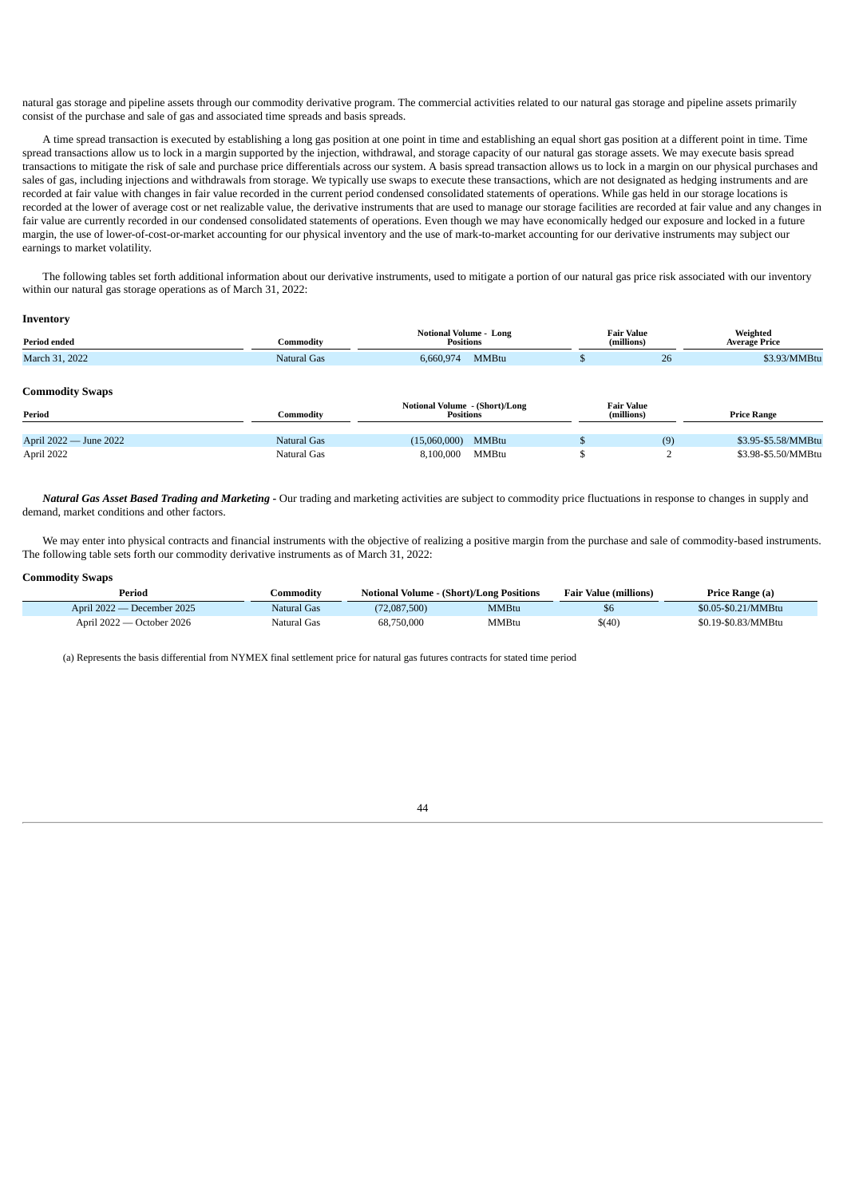natural gas storage and pipeline assets through our commodity derivative program. The commercial activities related to our natural gas storage and pipeline assets primarily consist of the purchase and sale of gas and associated time spreads and basis spreads.

A time spread transaction is executed by establishing a long gas position at one point in time and establishing an equal short gas position at a different point in time. Time spread transactions allow us to lock in a margin supported by the injection, withdrawal, and storage capacity of our natural gas storage assets. We may execute basis spread transactions to mitigate the risk of sale and purchase price differentials across our system. A basis spread transaction allows us to lock in a margin on our physical purchases and sales of gas, including injections and withdrawals from storage. We typically use swaps to execute these transactions, which are not designated as hedging instruments and are recorded at fair value with changes in fair value recorded in the current period condensed consolidated statements of operations. While gas held in our storage locations is recorded at the lower of average cost or net realizable value, the derivative instruments that are used to manage our storage facilities are recorded at fair value and any changes in fair value are currently recorded in our condensed consolidated statements of operations. Even though we may have economically hedged our exposure and locked in a future margin, the use of lower-of-cost-or-market accounting for our physical inventory and the use of mark-to-market accounting for our derivative instruments may subject our earnings to market volatility.

The following tables set forth additional information about our derivative instruments, used to mitigate a portion of our natural gas price risk associated with our inventory within our natural gas storage operations as of March 31, 2022:

**Inventory**

| Period ended | Commodity | Notional Volume - Long Positions | | Fair Value (millions) | Weighted Average Price |
|---|---|---|---|---|---|
| March 31, 2022 | Natural Gas | 6,660,974 | MMBtu | $ 26 | $3.93/MMBtu |

**Commodity Swaps**

| Period | Commodity | Notional Volume - (Short)/Long Positions | | Fair Value (millions) | Price Range |
|---|---|---|---|---|---|
| April 2022 — June 2022 | Natural Gas | (15,060,000) | MMBtu | $ (9) | $3.95-$5.58/MMBtu |
| April 2022 | Natural Gas | 8,100,000 | MMBtu | $ 2 | $3.98-$5.50/MMBtu |

***Natural Gas Asset Based Trading and Marketing*** - Our trading and marketing activities are subject to commodity price fluctuations in response to changes in supply and demand, market conditions and other factors.

We may enter into physical contracts and financial instruments with the objective of realizing a positive margin from the purchase and sale of commodity-based instruments. The following table sets forth our commodity derivative instruments as of March 31, 2022:

**Commodity Swaps**

| Period | Commodity | Notional Volume - (Short)/Long Positions | | Fair Value (millions) | Price Range (a) |
|---|---|---|---|---|---|
| April 2022 — December 2025 | Natural Gas | (72,087,500) | MMBtu | $6 | $0.05-$0.21/MMBtu |
| April 2022 — October 2026 | Natural Gas | 68,750,000 | MMBtu | $(40) | $0.19-$0.83/MMBtu |

(a) Represents the basis differential from NYMEX final settlement price for natural gas futures contracts for stated time period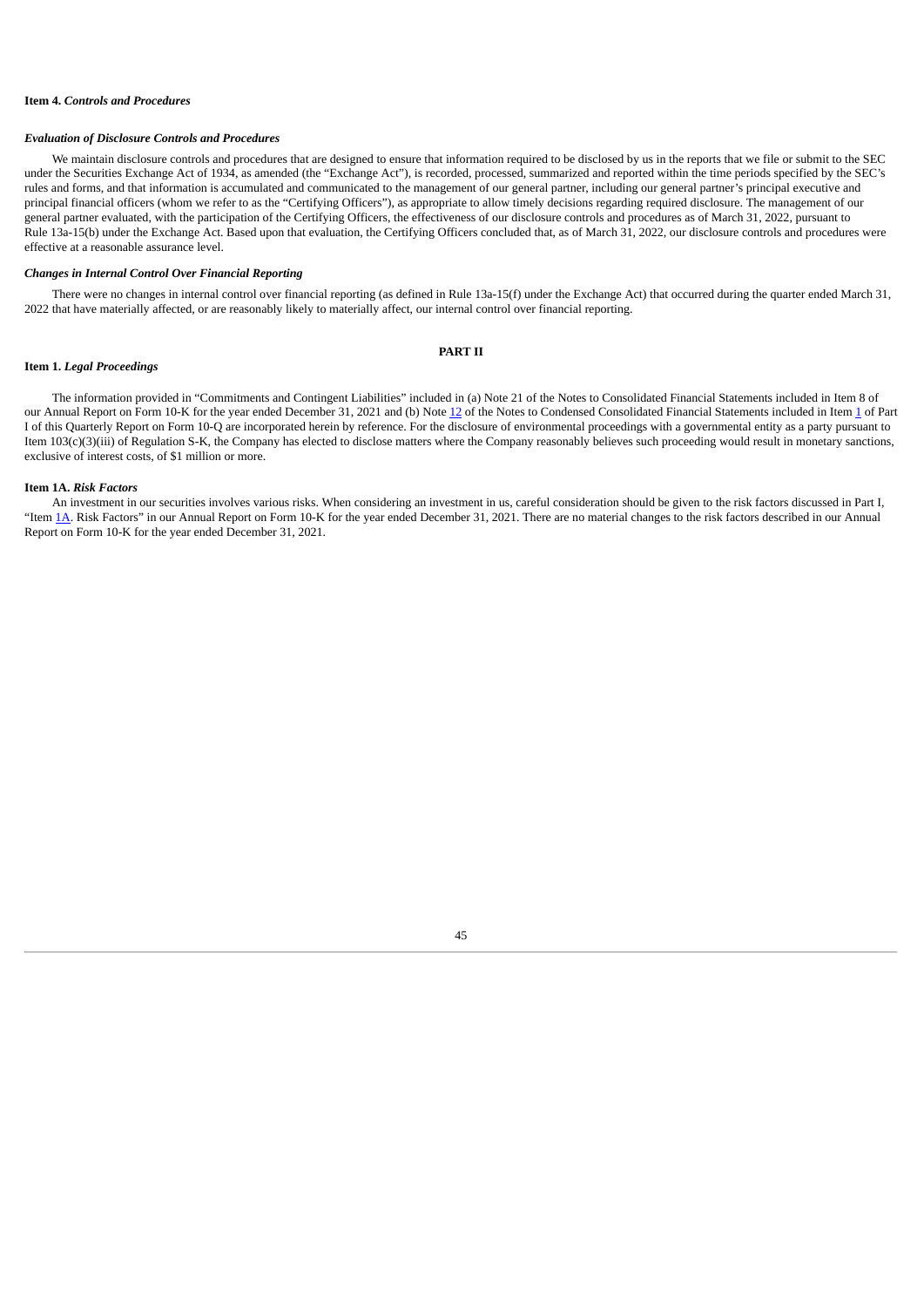## Item 4. *Controls and Procedures*

### *Evaluation of Disclosure Controls and Procedures*

We maintain disclosure controls and procedures that are designed to ensure that information required to be disclosed by us in the reports that we file or submit to the SEC under the Securities Exchange Act of 1934, as amended (the "Exchange Act"), is recorded, processed, summarized and reported within the time periods specified by the SEC's rules and forms, and that information is accumulated and communicated to the management of our general partner, including our general partner's principal executive and principal financial officers (whom we refer to as the "Certifying Officers"), as appropriate to allow timely decisions regarding required disclosure. The management of our general partner evaluated, with the participation of the Certifying Officers, the effectiveness of our disclosure controls and procedures as of March 31, 2022, pursuant to Rule 13a-15(b) under the Exchange Act. Based upon that evaluation, the Certifying Officers concluded that, as of March 31, 2022, our disclosure controls and procedures were effective at a reasonable assurance level.

### *Changes in Internal Control Over Financial Reporting*

There were no changes in internal control over financial reporting (as defined in Rule 13a-15(f) under the Exchange Act) that occurred during the quarter ended March 31, 2022 that have materially affected, or are reasonably likely to materially affect, our internal control over financial reporting.

# PART II

## Item 1. *Legal Proceedings*

The information provided in "Commitments and Contingent Liabilities" included in (a) Note 21 of the Notes to Consolidated Financial Statements included in Item 8 of our Annual Report on Form 10-K for the year ended December 31, 2021 and (b) Note 12 of the Notes to Condensed Consolidated Financial Statements included in Item 1 of Part I of this Quarterly Report on Form 10-Q are incorporated herein by reference. For the disclosure of environmental proceedings with a governmental entity as a party pursuant to Item 103(c)(3)(iii) of Regulation S-K, the Company has elected to disclose matters where the Company reasonably believes such proceeding would result in monetary sanctions, exclusive of interest costs, of $1 million or more.

## Item 1A. *Risk Factors*

An investment in our securities involves various risks. When considering an investment in us, careful consideration should be given to the risk factors discussed in Part I, "Item 1A. Risk Factors" in our Annual Report on Form 10-K for the year ended December 31, 2021. There are no material changes to the risk factors described in our Annual Report on Form 10-K for the year ended December 31, 2021.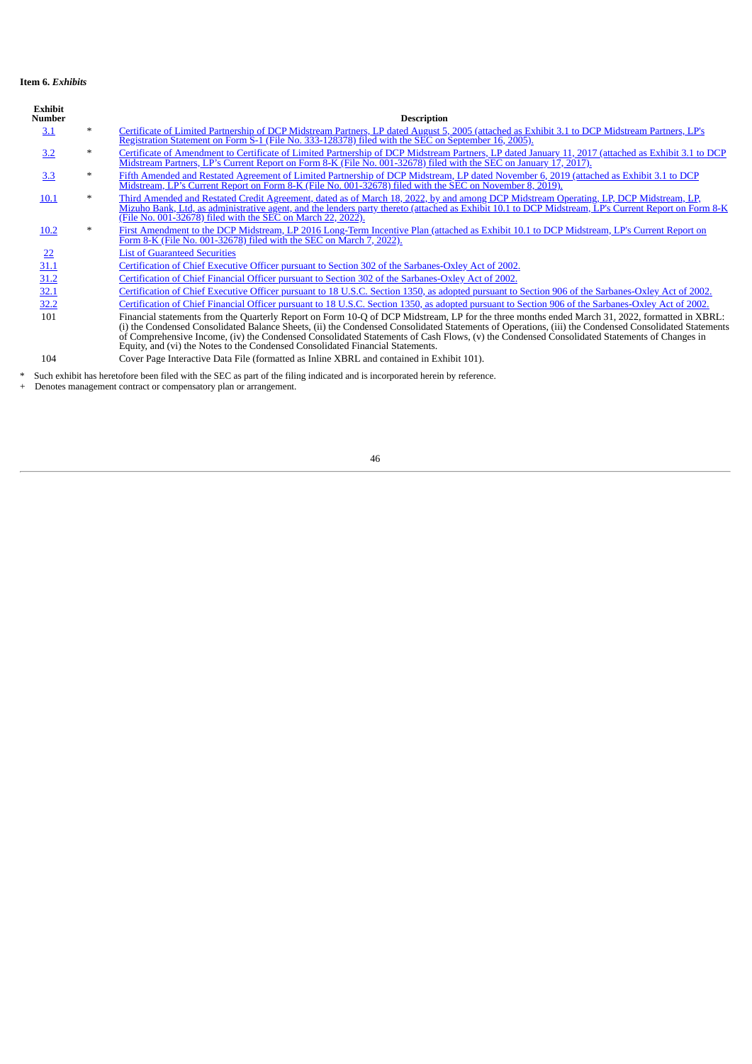**Item 6.** ***Exhibits***

| Exhibit Number | | Description |
|---|---|---|
| 3.1 | * | Certificate of Limited Partnership of DCP Midstream Partners, LP dated August 5, 2005 (attached as Exhibit 3.1 to DCP Midstream Partners, LP's Registration Statement on Form S-1 (File No. 333-128378) filed with the SEC on September 16, 2005). |
| 3.2 | * | Certificate of Amendment to Certificate of Limited Partnership of DCP Midstream Partners, LP dated January 11, 2017 (attached as Exhibit 3.1 to DCP Midstream Partners, LP's Current Report on Form 8-K (File No. 001-32678) filed with the SEC on January 17, 2017). |
| 3.3 | * | Fifth Amended and Restated Agreement of Limited Partnership of DCP Midstream, LP dated November 6, 2019 (attached as Exhibit 3.1 to DCP Midstream, LP's Current Report on Form 8-K (File No. 001-32678) filed with the SEC on November 8, 2019). |
| 10.1 | * | Third Amended and Restated Credit Agreement, dated as of March 18, 2022, by and among DCP Midstream Operating, LP, DCP Midstream, LP, Mizuho Bank, Ltd, as administrative agent, and the lenders party thereto (attached as Exhibit 10.1 to DCP Midstream, LP's Current Report on Form 8-K (File No. 001-32678) filed with the SEC on March 22, 2022). |
| 10.2 | * | First Amendment to the DCP Midstream, LP 2016 Long-Term Incentive Plan (attached as Exhibit 10.1 to DCP Midstream, LP's Current Report on Form 8-K (File No. 001-32678) filed with the SEC on March 7, 2022). |
| 22 | | List of Guaranteed Securities |
| 31.1 | | Certification of Chief Executive Officer pursuant to Section 302 of the Sarbanes-Oxley Act of 2002. |
| 31.2 | | Certification of Chief Financial Officer pursuant to Section 302 of the Sarbanes-Oxley Act of 2002. |
| 32.1 | | Certification of Chief Executive Officer pursuant to 18 U.S.C. Section 1350, as adopted pursuant to Section 906 of the Sarbanes-Oxley Act of 2002. |
| 32.2 | | Certification of Chief Financial Officer pursuant to 18 U.S.C. Section 1350, as adopted pursuant to Section 906 of the Sarbanes-Oxley Act of 2002. |
| 101 | | Financial statements from the Quarterly Report on Form 10-Q of DCP Midstream, LP for the three months ended March 31, 2022, formatted in XBRL: (i) the Condensed Consolidated Balance Sheets, (ii) the Condensed Consolidated Statements of Operations, (iii) the Condensed Consolidated Statements of Comprehensive Income, (iv) the Condensed Consolidated Statements of Cash Flows, (v) the Condensed Consolidated Statements of Changes in Equity, and (vi) the Notes to the Condensed Consolidated Financial Statements. |
| 104 | | Cover Page Interactive Data File (formatted as Inline XBRL and contained in Exhibit 101). |

\* Such exhibit has heretofore been filed with the SEC as part of the filing indicated and is incorporated herein by reference.

\+ Denotes management contract or compensatory plan or arrangement.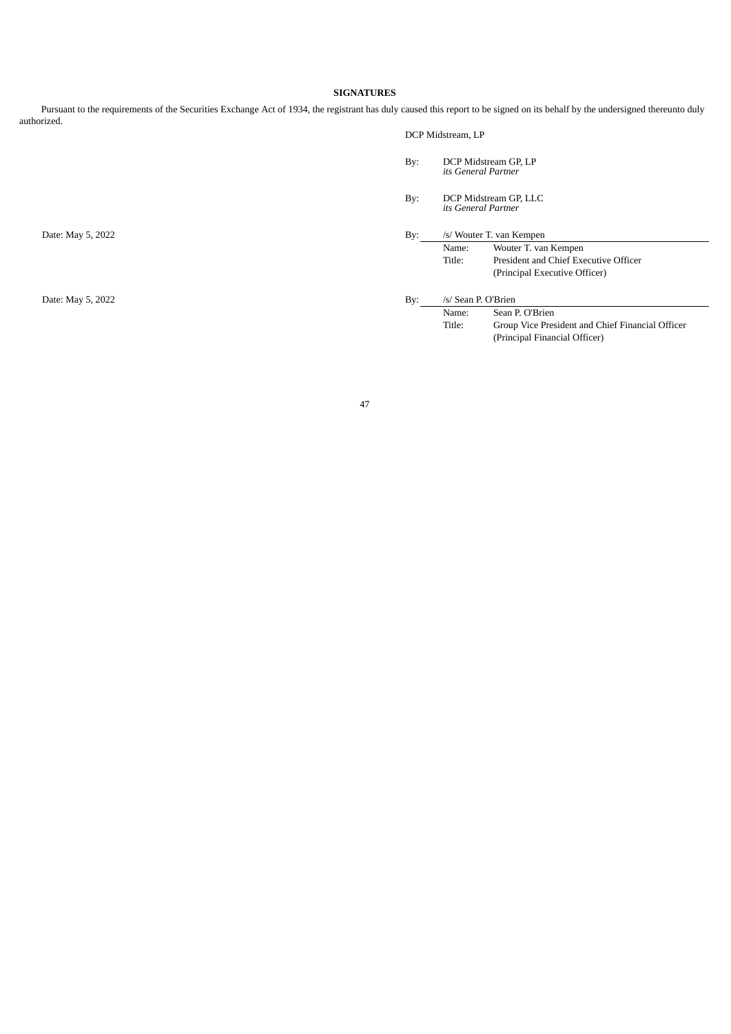## SIGNATURES

Pursuant to the requirements of the Securities Exchange Act of 1934, the registrant has duly caused this report to be signed on its behalf by the undersigned thereunto duly authorized.

DCP Midstream, LP

By: DCP Midstream GP, LP
*its General Partner*

By: DCP Midstream GP, LLC
*its General Partner*

Date: May 5, 2022

By: /s/ Wouter T. van Kempen
Name: Wouter T. van Kempen
Title: President and Chief Executive Officer
(Principal Executive Officer)

Date: May 5, 2022

By: /s/ Sean P. O'Brien
Name: Sean P. O'Brien
Title: Group Vice President and Chief Financial Officer
(Principal Financial Officer)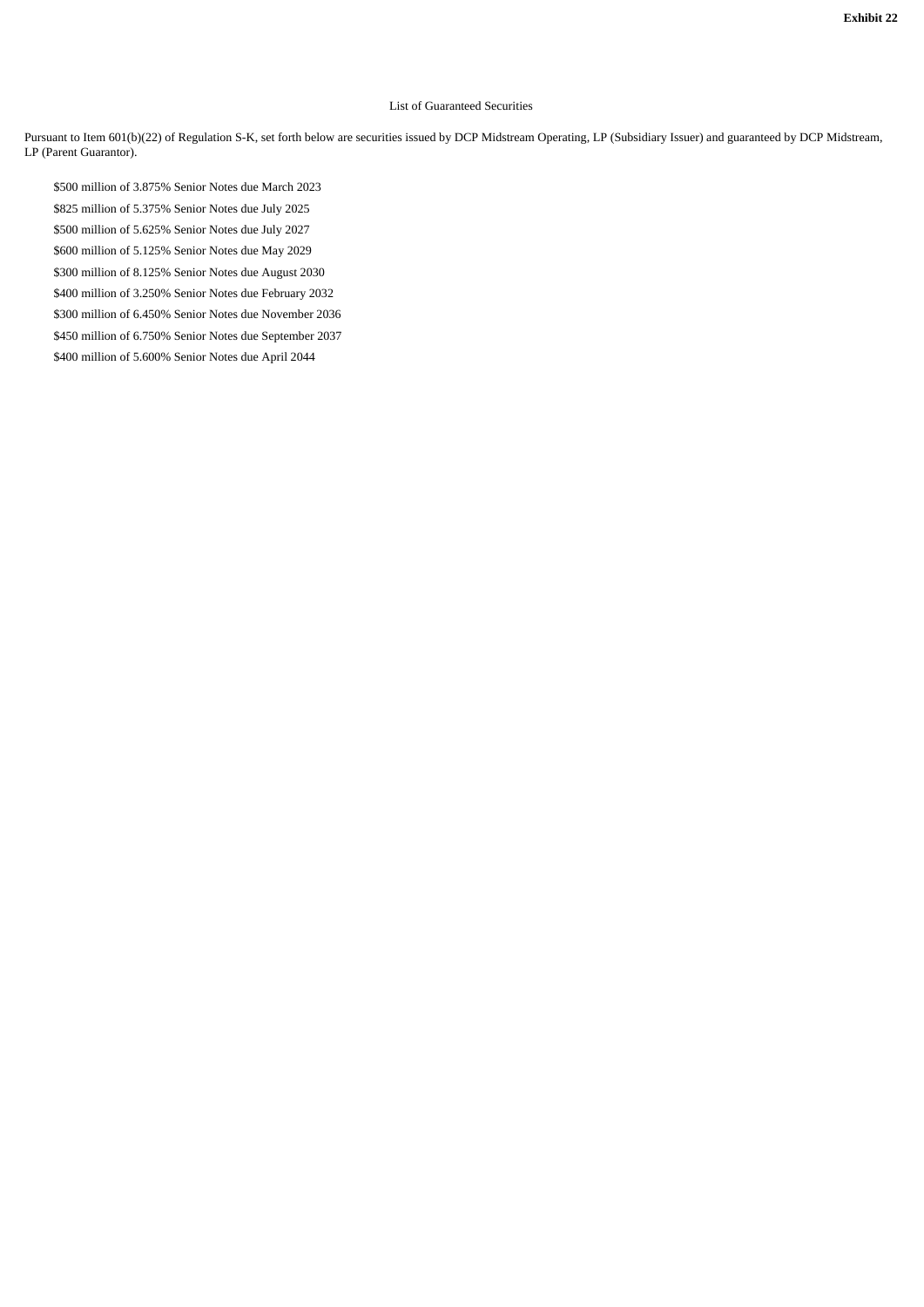**Exhibit 22**

List of Guaranteed Securities

Pursuant to Item 601(b)(22) of Regulation S-K, set forth below are securities issued by DCP Midstream Operating, LP (Subsidiary Issuer) and guaranteed by DCP Midstream, LP (Parent Guarantor).

$500 million of 3.875% Senior Notes due March 2023

$825 million of 5.375% Senior Notes due July 2025

$500 million of 5.625% Senior Notes due July 2027

$600 million of 5.125% Senior Notes due May 2029

$300 million of 8.125% Senior Notes due August 2030

$400 million of 3.250% Senior Notes due February 2032

$300 million of 6.450% Senior Notes due November 2036

$450 million of 6.750% Senior Notes due September 2037

$400 million of 5.600% Senior Notes due April 2044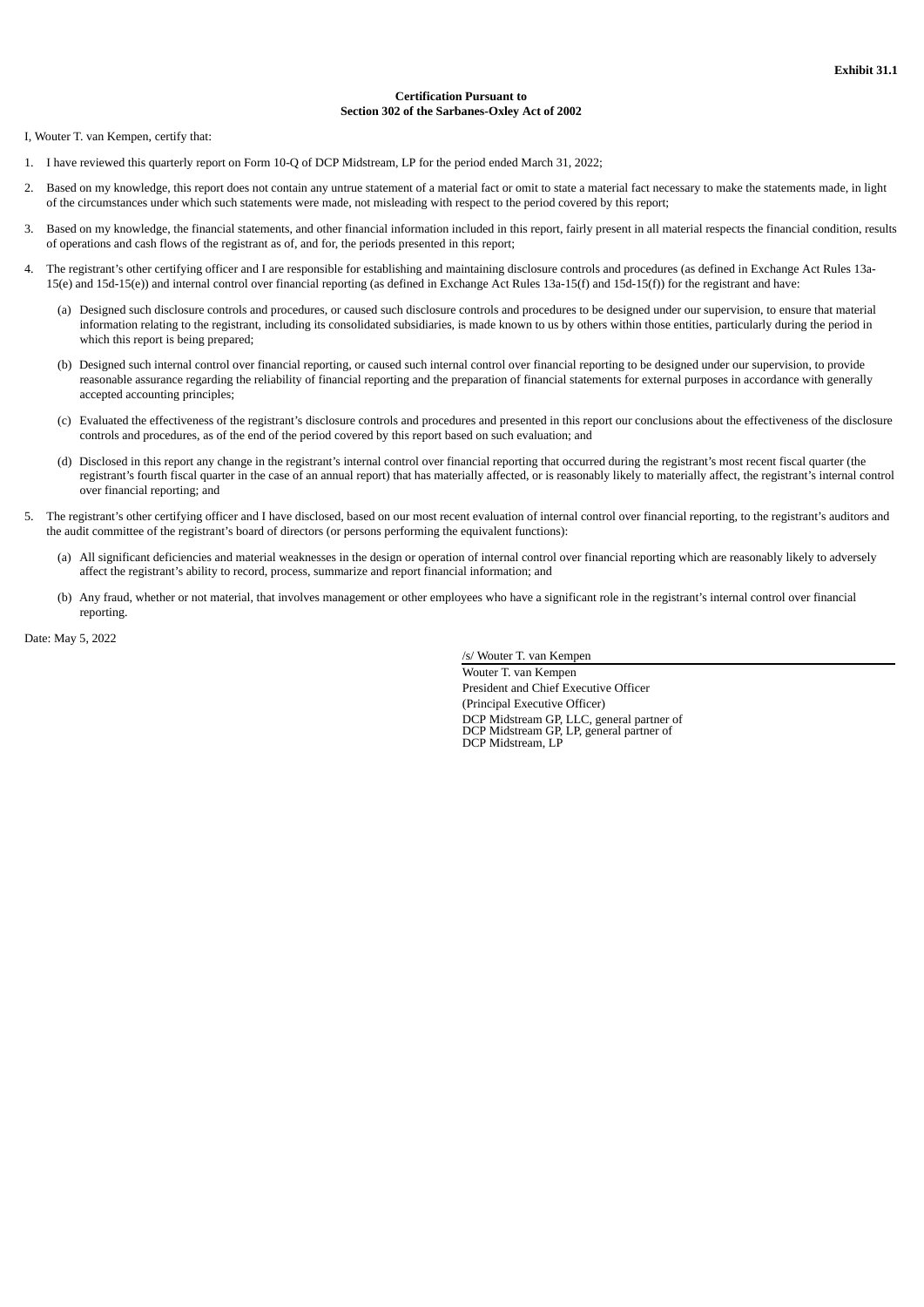**Exhibit 31.1**

**Certification Pursuant to**
**Section 302 of the Sarbanes-Oxley Act of 2002**

I, Wouter T. van Kempen, certify that:

1. I have reviewed this quarterly report on Form 10-Q of DCP Midstream, LP for the period ended March 31, 2022;
2. Based on my knowledge, this report does not contain any untrue statement of a material fact or omit to state a material fact necessary to make the statements made, in light of the circumstances under which such statements were made, not misleading with respect to the period covered by this report;
3. Based on my knowledge, the financial statements, and other financial information included in this report, fairly present in all material respects the financial condition, results of operations and cash flows of the registrant as of, and for, the periods presented in this report;
4. The registrant's other certifying officer and I are responsible for establishing and maintaining disclosure controls and procedures (as defined in Exchange Act Rules 13a-15(e) and 15d-15(e)) and internal control over financial reporting (as defined in Exchange Act Rules 13a-15(f) and 15d-15(f)) for the registrant and have:
   (a) Designed such disclosure controls and procedures, or caused such disclosure controls and procedures to be designed under our supervision, to ensure that material information relating to the registrant, including its consolidated subsidiaries, is made known to us by others within those entities, particularly during the period in which this report is being prepared;
   (b) Designed such internal control over financial reporting, or caused such internal control over financial reporting to be designed under our supervision, to provide reasonable assurance regarding the reliability of financial reporting and the preparation of financial statements for external purposes in accordance with generally accepted accounting principles;
   (c) Evaluated the effectiveness of the registrant's disclosure controls and procedures and presented in this report our conclusions about the effectiveness of the disclosure controls and procedures, as of the end of the period covered by this report based on such evaluation; and
   (d) Disclosed in this report any change in the registrant's internal control over financial reporting that occurred during the registrant's most recent fiscal quarter (the registrant's fourth fiscal quarter in the case of an annual report) that has materially affected, or is reasonably likely to materially affect, the registrant's internal control over financial reporting; and
5. The registrant's other certifying officer and I have disclosed, based on our most recent evaluation of internal control over financial reporting, to the registrant's auditors and the audit committee of the registrant's board of directors (or persons performing the equivalent functions):
   (a) All significant deficiencies and material weaknesses in the design or operation of internal control over financial reporting which are reasonably likely to adversely affect the registrant's ability to record, process, summarize and report financial information; and
   (b) Any fraud, whether or not material, that involves management or other employees who have a significant role in the registrant's internal control over financial reporting.

Date: May 5, 2022

/s/ Wouter T. van Kempen
Wouter T. van Kempen
President and Chief Executive Officer
(Principal Executive Officer)
DCP Midstream GP, LLC, general partner of
DCP Midstream GP, LP, general partner of
DCP Midstream, LP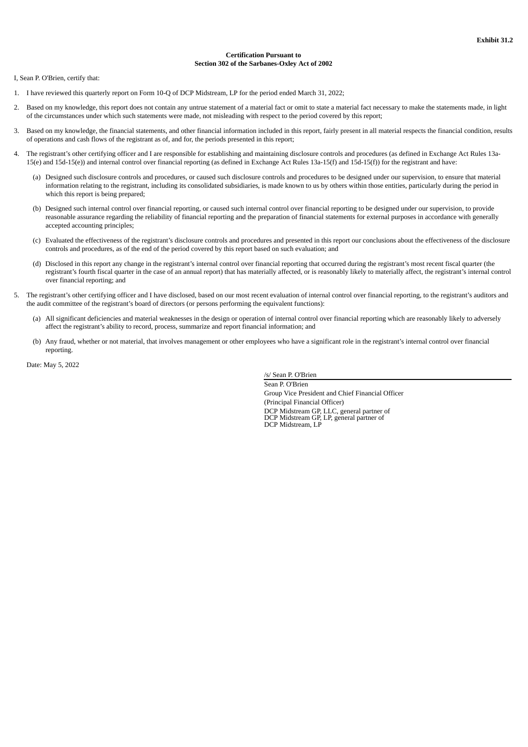**Exhibit 31.2**

**Certification Pursuant to**
**Section 302 of the Sarbanes-Oxley Act of 2002**

I, Sean P. O'Brien, certify that:

1. I have reviewed this quarterly report on Form 10-Q of DCP Midstream, LP for the period ended March 31, 2022;

2. Based on my knowledge, this report does not contain any untrue statement of a material fact or omit to state a material fact necessary to make the statements made, in light of the circumstances under which such statements were made, not misleading with respect to the period covered by this report;

3. Based on my knowledge, the financial statements, and other financial information included in this report, fairly present in all material respects the financial condition, results of operations and cash flows of the registrant as of, and for, the periods presented in this report;

4. The registrant's other certifying officer and I are responsible for establishing and maintaining disclosure controls and procedures (as defined in Exchange Act Rules 13a-15(e) and 15d-15(e)) and internal control over financial reporting (as defined in Exchange Act Rules 13a-15(f) and 15d-15(f)) for the registrant and have:

   (a) Designed such disclosure controls and procedures, or caused such disclosure controls and procedures to be designed under our supervision, to ensure that material information relating to the registrant, including its consolidated subsidiaries, is made known to us by others within those entities, particularly during the period in which this report is being prepared;

   (b) Designed such internal control over financial reporting, or caused such internal control over financial reporting to be designed under our supervision, to provide reasonable assurance regarding the reliability of financial reporting and the preparation of financial statements for external purposes in accordance with generally accepted accounting principles;

   (c) Evaluated the effectiveness of the registrant's disclosure controls and procedures and presented in this report our conclusions about the effectiveness of the disclosure controls and procedures, as of the end of the period covered by this report based on such evaluation; and

   (d) Disclosed in this report any change in the registrant's internal control over financial reporting that occurred during the registrant's most recent fiscal quarter (the registrant's fourth fiscal quarter in the case of an annual report) that has materially affected, or is reasonably likely to materially affect, the registrant's internal control over financial reporting; and

5. The registrant's other certifying officer and I have disclosed, based on our most recent evaluation of internal control over financial reporting, to the registrant's auditors and the audit committee of the registrant's board of directors (or persons performing the equivalent functions):

   (a) All significant deficiencies and material weaknesses in the design or operation of internal control over financial reporting which are reasonably likely to adversely affect the registrant's ability to record, process, summarize and report financial information; and

   (b) Any fraud, whether or not material, that involves management or other employees who have a significant role in the registrant's internal control over financial reporting.

Date: May 5, 2022

/s/ Sean P. O'Brien

Sean P. O'Brien
Group Vice President and Chief Financial Officer
(Principal Financial Officer)
DCP Midstream GP, LLC, general partner of
DCP Midstream GP, LP, general partner of
DCP Midstream, LP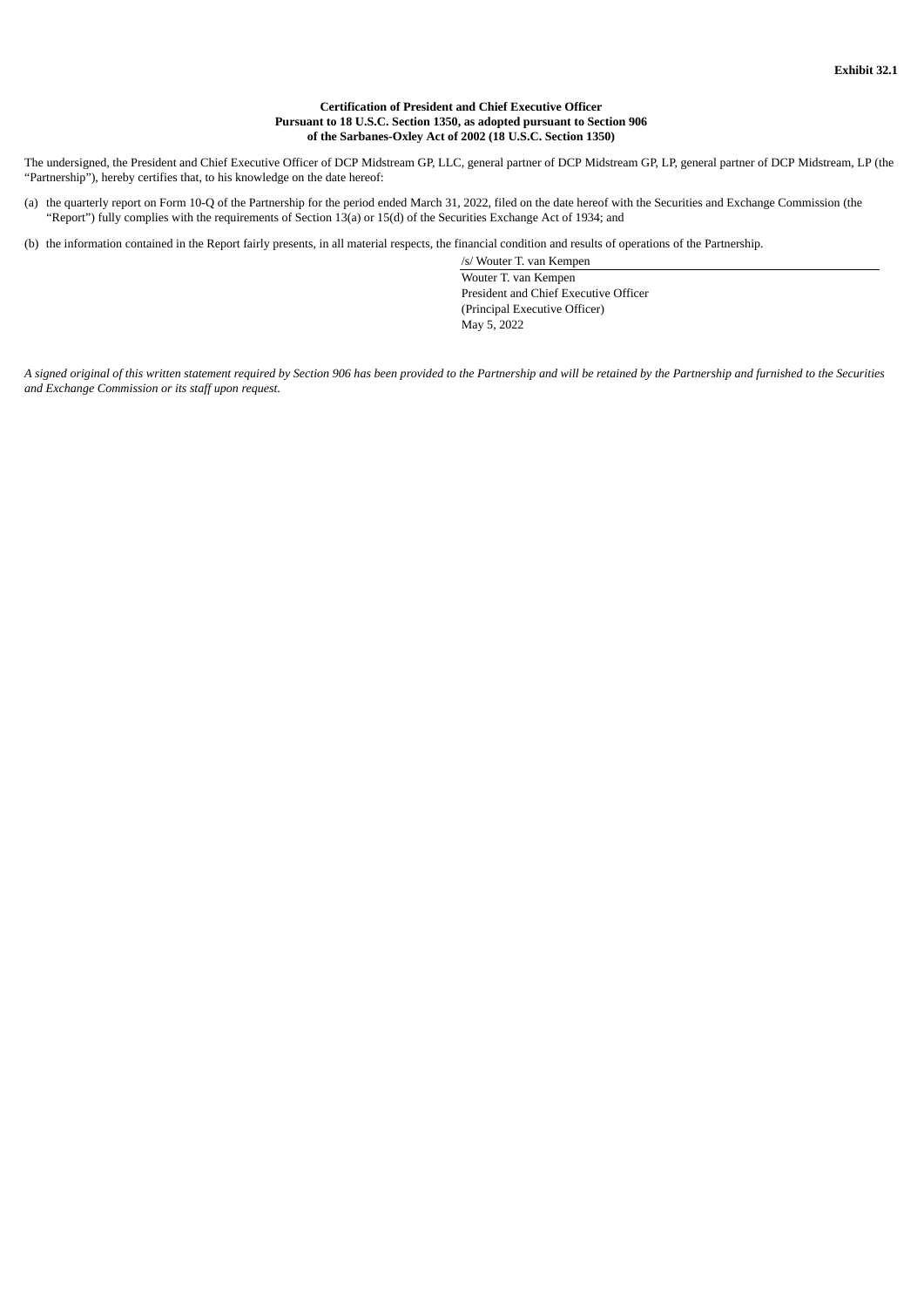**Exhibit 32.1**

**Certification of President and Chief Executive Officer**
**Pursuant to 18 U.S.C. Section 1350, as adopted pursuant to Section 906**
**of the Sarbanes-Oxley Act of 2002 (18 U.S.C. Section 1350)**

The undersigned, the President and Chief Executive Officer of DCP Midstream GP, LLC, general partner of DCP Midstream GP, LP, general partner of DCP Midstream, LP (the "Partnership"), hereby certifies that, to his knowledge on the date hereof:

(a) the quarterly report on Form 10-Q of the Partnership for the period ended March 31, 2022, filed on the date hereof with the Securities and Exchange Commission (the "Report") fully complies with the requirements of Section 13(a) or 15(d) of the Securities Exchange Act of 1934; and

(b) the information contained in the Report fairly presents, in all material respects, the financial condition and results of operations of the Partnership.

/s/ Wouter T. van Kempen

Wouter T. van Kempen
President and Chief Executive Officer
(Principal Executive Officer)
May 5, 2022

*A signed original of this written statement required by Section 906 has been provided to the Partnership and will be retained by the Partnership and furnished to the Securities and Exchange Commission or its staff upon request.*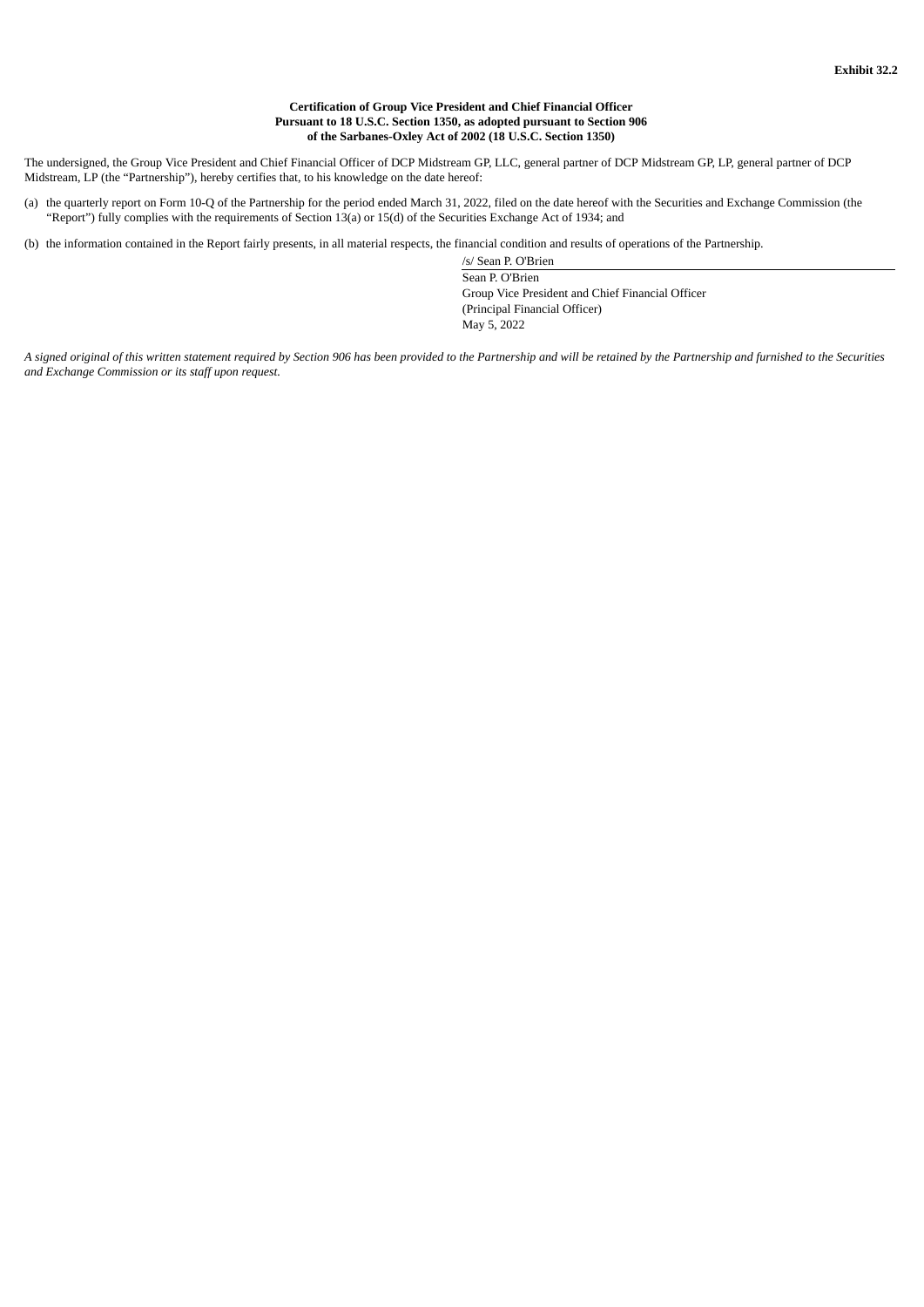**Exhibit 32.2**

**Certification of Group Vice President and Chief Financial Officer**
**Pursuant to 18 U.S.C. Section 1350, as adopted pursuant to Section 906**
**of the Sarbanes-Oxley Act of 2002 (18 U.S.C. Section 1350)**

The undersigned, the Group Vice President and Chief Financial Officer of DCP Midstream GP, LLC, general partner of DCP Midstream GP, LP, general partner of DCP Midstream, LP (the “Partnership”), hereby certifies that, to his knowledge on the date hereof:

(a) the quarterly report on Form 10-Q of the Partnership for the period ended March 31, 2022, filed on the date hereof with the Securities and Exchange Commission (the “Report”) fully complies with the requirements of Section 13(a) or 15(d) of the Securities Exchange Act of 1934; and

(b) the information contained in the Report fairly presents, in all material respects, the financial condition and results of operations of the Partnership.

/s/ Sean P. O'Brien

Sean P. O'Brien
Group Vice President and Chief Financial Officer
(Principal Financial Officer)
May 5, 2022

*A signed original of this written statement required by Section 906 has been provided to the Partnership and will be retained by the Partnership and furnished to the Securities and Exchange Commission or its staff upon request.*